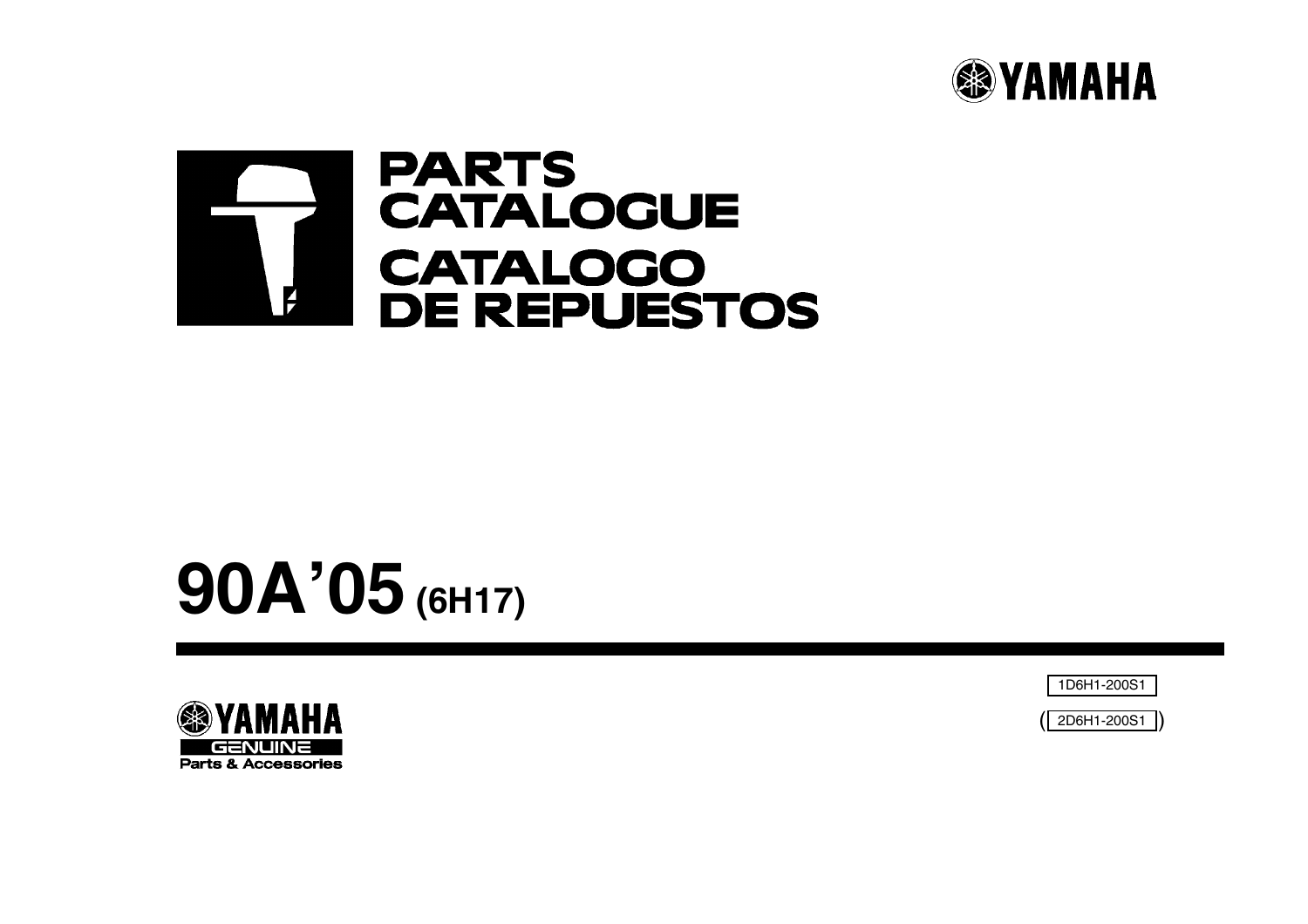YAMAHA

# PARTS CATALOGUE
# CATALOGO DE REPUESTOS

# 90A'05 (6H17)

1D6H1-200S1

( 2D6H1-200S1 )

YAMAHA
GENUINE
Parts & Accessories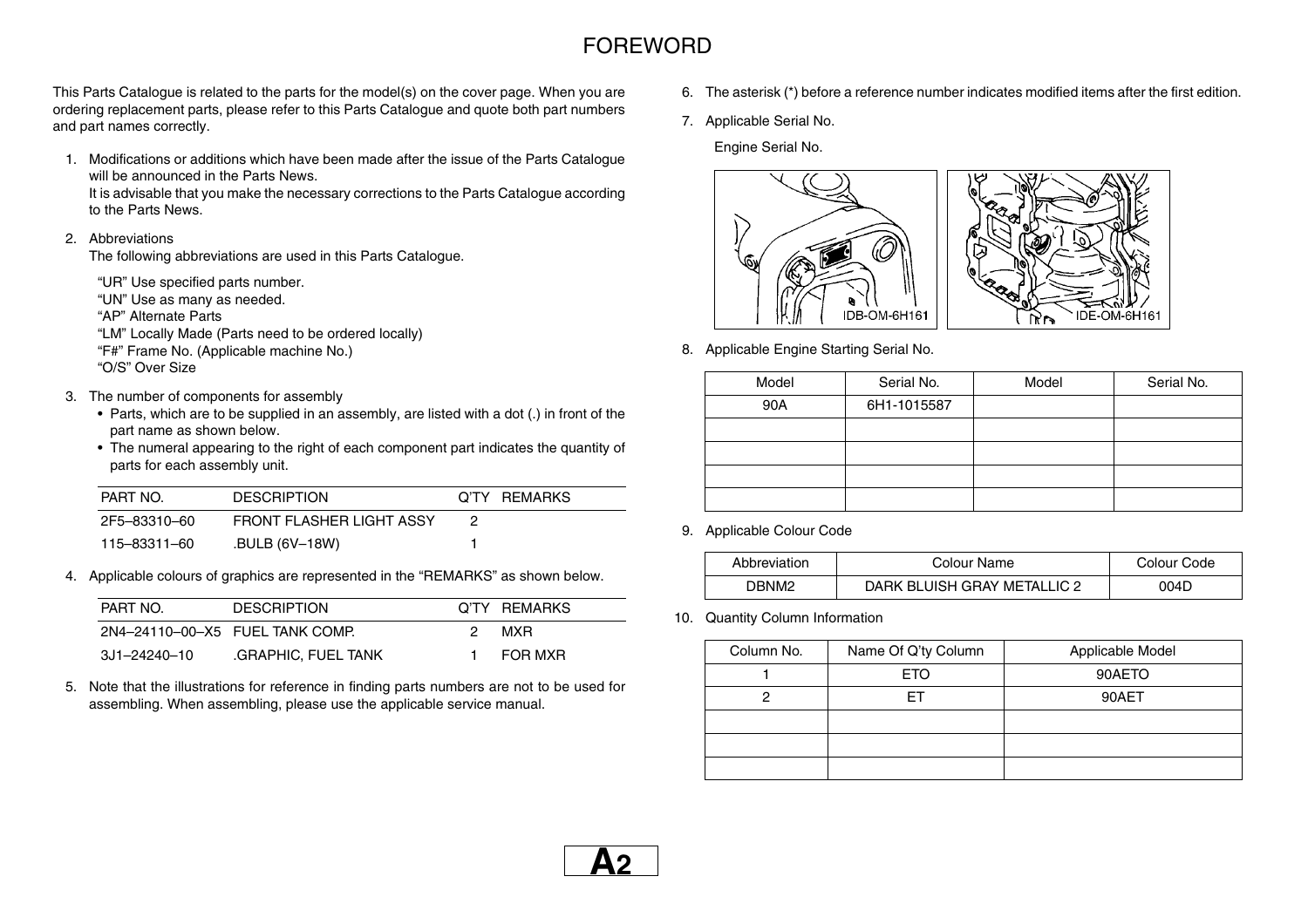# FOREWORD

This Parts Catalogue is related to the parts for the model(s) on the cover page. When you are ordering replacement parts, please refer to this Parts Catalogue and quote both part numbers and part names correctly.

1. Modifications or additions which have been made after the issue of the Parts Catalogue will be announced in the Parts News.
   It is advisable that you make the necessary corrections to the Parts Catalogue according to the Parts News.

2. Abbreviations
   The following abbreviations are used in this Parts Catalogue.

   "UR" Use specified parts number.
   "UN" Use as many as needed.
   "AP" Alternate Parts
   "LM" Locally Made (Parts need to be ordered locally)
   "F#" Frame No. (Applicable machine No.)
   "O/S" Over Size

3. The number of components for assembly
   - Parts, which are to be supplied in an assembly, are listed with a dot (.) in front of the part name as shown below.
   - The numeral appearing to the right of each component part indicates the quantity of parts for each assembly unit.

| PART NO. | DESCRIPTION | Q'TY | REMARKS |
|---|---|---|---|
| 2F5–83310–60 | FRONT FLASHER LIGHT ASSY | 2 | |
| 115–83311–60 | .BULB (6V–18W) | 1 | |

4. Applicable colours of graphics are represented in the "REMARKS" as shown below.

| PART NO. | DESCRIPTION | Q'TY | REMARKS |
|---|---|---|---|
| 2N4–24110–00–X5 | FUEL TANK COMP. | 2 | MXR |
| 3J1–24240–10 | .GRAPHIC, FUEL TANK | 1 | FOR MXR |

5. Note that the illustrations for reference in finding parts numbers are not to be used for assembling. When assembling, please use the applicable service manual.

6. The asterisk (*) before a reference number indicates modified items after the first edition.

7. Applicable Serial No.

   Engine Serial No.

   IDB-OM-6H161 IDE-OM-6H161

8. Applicable Engine Starting Serial No.

| Model | Serial No. | Model | Serial No. |
|---|---|---|---|
| 90A | 6H1-1015587 | | |
| | | | |
| | | | |
| | | | |
| | | | |

9. Applicable Colour Code

| Abbreviation | Colour Name | Colour Code |
|---|---|---|
| DBNM2 | DARK BLUISH GRAY METALLIC 2 | 004D |

10. Quantity Column Information

| Column No. | Name Of Q'ty Column | Applicable Model |
|---|---|---|
| 1 | ETO | 90AETO |
| 2 | ET | 90AET |
| | | |
| | | |
| | | |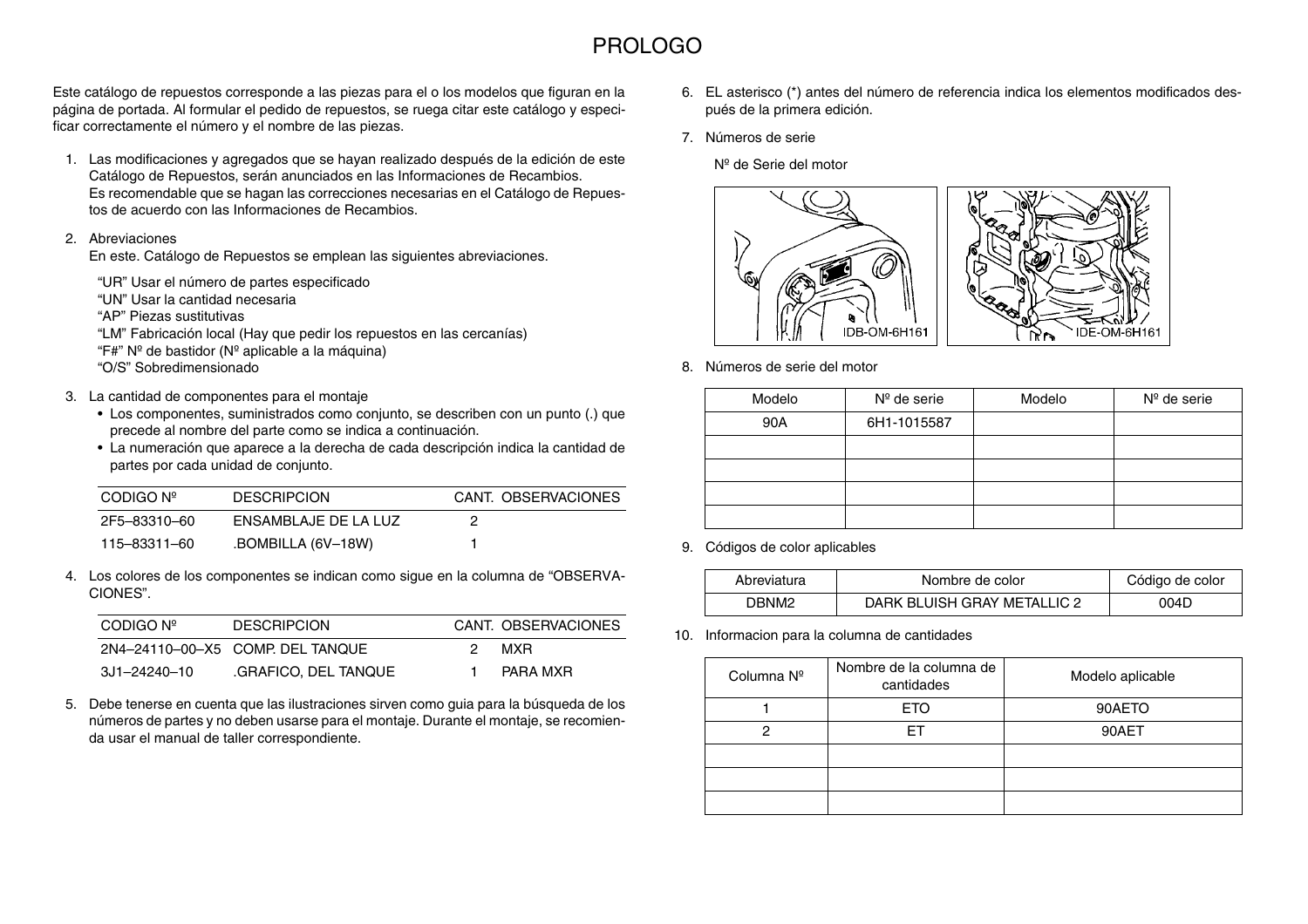# PROLOGO

Este catálogo de repuestos corresponde a las piezas para el o los modelos que figuran en la página de portada. Al formular el pedido de repuestos, se ruega citar este catálogo y especificar correctamente el número y el nombre de las piezas.

1. Las modificaciones y agregados que se hayan realizado después de la edición de este Catálogo de Repuestos, serán anunciados en las Informaciones de Recambios. Es recomendable que se hagan las correcciones necesarias en el Catálogo de Repuestos de acuerdo con las Informaciones de Recambios.

2. Abreviaciones
   En este. Catálogo de Repuestos se emplean las siguientes abreviaciones.

   "UR" Usar el número de partes especificado
   "UN" Usar la cantidad necesaria
   "AP" Piezas sustitutivas
   "LM" Fabricación local (Hay que pedir los repuestos en las cercanías)
   "F#" Nº de bastidor (Nº aplicable a la máquina)
   "O/S" Sobredimensionado

3. La cantidad de componentes para el montaje
   - Los componentes, suministrados como conjunto, se describen con un punto (.) que precede al nombre del parte como se indica a continuación.
   - La numeración que aparece a la derecha de cada descripción indica la cantidad de partes por cada unidad de conjunto.

| CODIGO Nº | DESCRIPCION | CANT. | OBSERVACIONES |
|---|---|---|---|
| 2F5–83310–60 | ENSAMBLAJE DE LA LUZ | 2 | |
| 115–83311–60 | .BOMBILLA (6V–18W) | 1 | |

4. Los colores de los componentes se indican como sigue en la columna de "OBSERVACIONES".

| CODIGO Nº | DESCRIPCION | CANT. | OBSERVACIONES |
|---|---|---|---|
| 2N4–24110–00–X5 | COMP. DEL TANQUE | 2 | MXR |
| 3J1–24240–10 | .GRAFICO, DEL TANQUE | 1 | PARA MXR |

5. Debe tenerse en cuenta que las ilustraciones sirven como guia para la búsqueda de los números de partes y no deben usarse para el montaje. Durante el montaje, se recomienda usar el manual de taller correspondiente.

6. EL asterisco (*) antes del número de referencia indica los elementos modificados después de la primera edición.

7. Números de serie

   Nº de Serie del motor

   IDB-OM-6H161

   IDE-OM-6H161

8. Números de serie del motor

| Modelo | Nº de serie | Modelo | Nº de serie |
|---|---|---|---|
| 90A | 6H1-1015587 | | |
| | | | |
| | | | |
| | | | |
| | | | |

9. Códigos de color aplicables

| Abreviatura | Nombre de color | Código de color |
|---|---|---|
| DBNM2 | DARK BLUISH GRAY METALLIC 2 | 004D |

10. Informacion para la columna de cantidades

| Columna Nº | Nombre de la columna de cantidades | Modelo aplicable |
|---|---|---|
| 1 | ETO | 90AETO |
| 2 | ET | 90AET |
| | | |
| | | |
| | | |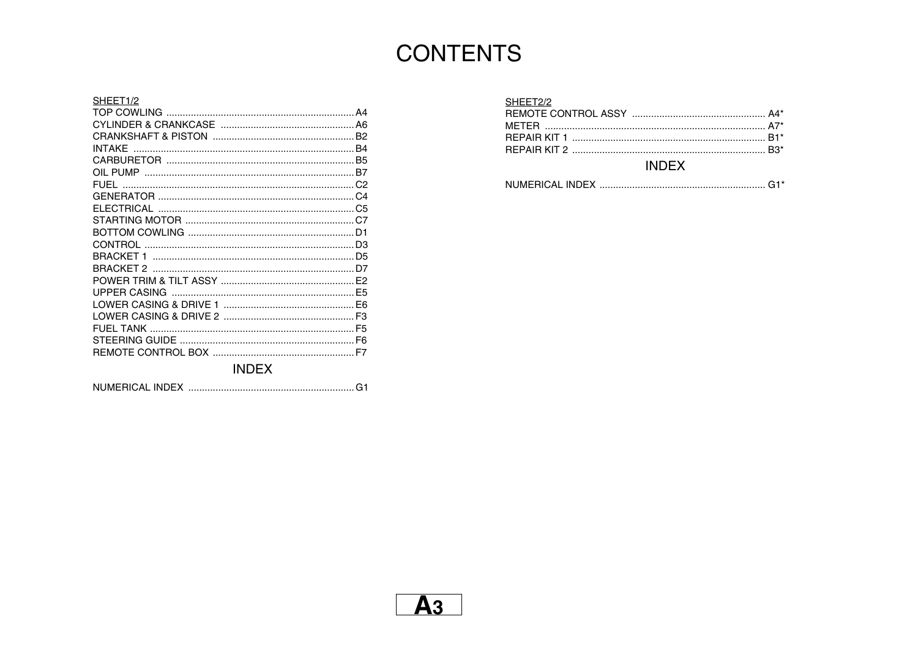# CONTENTS

SHEET1/2

| | |
|---|---|
| TOP COWLING | A4 |
| CYLINDER & CRANKCASE | A6 |
| CRANKSHAFT & PISTON | B2 |
| INTAKE | B4 |
| CARBURETOR | B5 |
| OIL PUMP | B7 |
| FUEL | C2 |
| GENERATOR | C4 |
| ELECTRICAL | C5 |
| STARTING MOTOR | C7 |
| BOTTOM COWLING | D1 |
| CONTROL | D3 |
| BRACKET 1 | D5 |
| BRACKET 2 | D7 |
| POWER TRIM & TILT ASSY | E2 |
| UPPER CASING | E5 |
| LOWER CASING & DRIVE 1 | E6 |
| LOWER CASING & DRIVE 2 | F3 |
| FUEL TANK | F5 |
| STEERING GUIDE | F6 |
| REMOTE CONTROL BOX | F7 |

## INDEX

| | |
|---|---|
| NUMERICAL INDEX | G1 |

SHEET2/2

| | |
|---|---|
| REMOTE CONTROL ASSY | A4* |
| METER | A7* |
| REPAIR KIT 1 | B1* |
| REPAIR KIT 2 | B3* |

## INDEX

| | |
|---|---|
| NUMERICAL INDEX | G1* |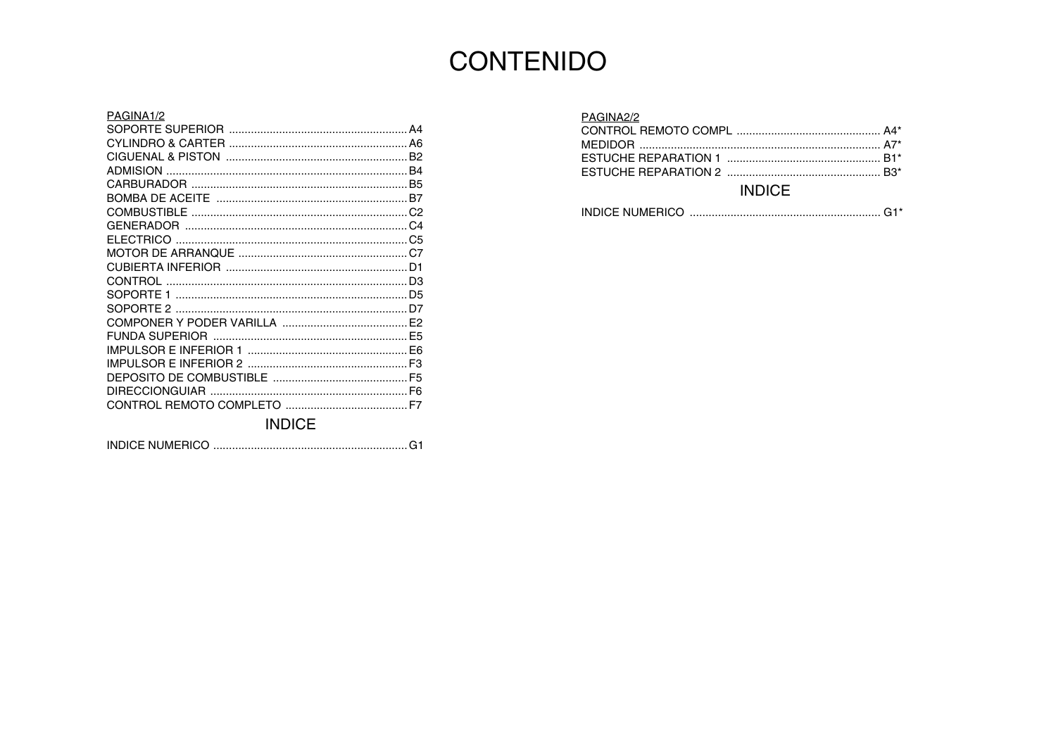# CONTENIDO

PAGINA1/2

| | |
|---|---|
| SOPORTE SUPERIOR | A4 |
| CYLINDRO & CARTER | A6 |
| CIGUENAL & PISTON | B2 |
| ADMISION | B4 |
| CARBURADOR | B5 |
| BOMBA DE ACEITE | B7 |
| COMBUSTIBLE | C2 |
| GENERADOR | C4 |
| ELECTRICO | C5 |
| MOTOR DE ARRANQUE | C7 |
| CUBIERTA INFERIOR | D1 |
| CONTROL | D3 |
| SOPORTE 1 | D5 |
| SOPORTE 2 | D7 |
| COMPONER Y PODER VARILLA | E2 |
| FUNDA SUPERIOR | E5 |
| IMPULSOR E INFERIOR 1 | E6 |
| IMPULSOR E INFERIOR 2 | F3 |
| DEPOSITO DE COMBUSTIBLE | F5 |
| DIRECCIONGUIAR | F6 |
| CONTROL REMOTO COMPLETO | F7 |

## INDICE

| | |
|---|---|
| INDICE NUMERICO | G1 |

PAGINA2/2

| | |
|---|---|
| CONTROL REMOTO COMPL | A4* |
| MEDIDOR | A7* |
| ESTUCHE REPARATION 1 | B1* |
| ESTUCHE REPARATION 2 | B3* |

## INDICE

| | |
|---|---|
| INDICE NUMERICO | G1* |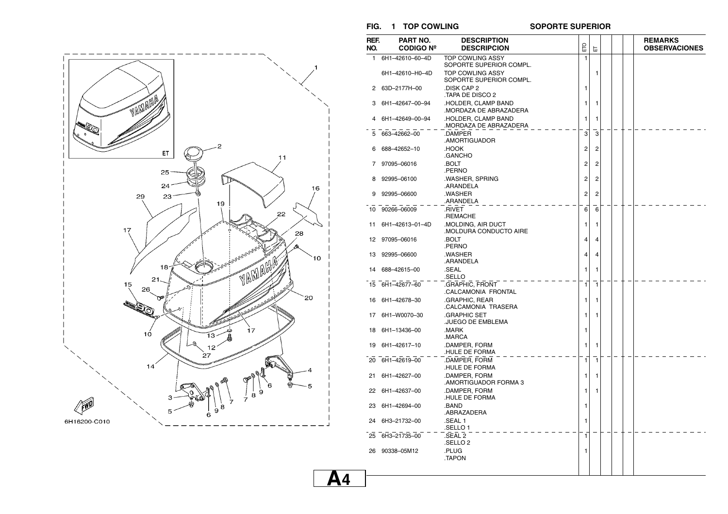## FIG. 1 TOP COWLING — SOPORTE SUPERIOR

| REF. NO. | PART NO. CODIGO Nº | DESCRIPTION DESCRIPCION | ETO | ET | | | | REMARKS OBSERVACIONES |
|---|---|---|---|---|---|---|---|---|
| 1 | 6H1–42610–60–4D | TOP COWLING ASSY SOPORTE SUPERIOR COMPL. | 1 | | | | | |
| | 6H1–42610–H0–4D | TOP COWLING ASSY SOPORTE SUPERIOR COMPL. | | 1 | | | | |
| 2 | 63D–2177H–00 | .DISK CAP 2 .TAPA DE DISCO 2 | 1 | | | | | |
| 3 | 6H1–42647–00–94 | .HOLDER, CLAMP BAND .MORDAZA DE ABRAZADERA | 1 | 1 | | | | |
| 4 | 6H1–42649–00–94 | .HOLDER, CLAMP BAND .MORDAZA DE ABRAZADERA | 1 | 1 | | | | |
| 5 | 663–42662–00 | .DAMPER .AMORTIGUADOR | 3 | 3 | | | | |
| 6 | 688–42652–10 | .HOOK .GANCHO | 2 | 2 | | | | |
| 7 | 97095–06016 | .BOLT .PERNO | 2 | 2 | | | | |
| 8 | 92995–06100 | .WASHER, SPRING .ARANDELA | 2 | 2 | | | | |
| 9 | 92995–06600 | .WASHER .ARANDELA | 2 | 2 | | | | |
| 10 | 90266–06009 | .RIVET .REMACHE | 6 | 6 | | | | |
| 11 | 6H1–42613–01–4D | .MOLDING, AIR DUCT .MOLDURA CONDUCTO AIRE | 1 | 1 | | | | |
| 12 | 97095–06016 | .BOLT .PERNO | 4 | 4 | | | | |
| 13 | 92995–06600 | .WASHER .ARANDELA | 4 | 4 | | | | |
| 14 | 688–42615–00 | .SEAL .SELLO | 1 | 1 | | | | |
| 15 | 6H1–42677–60 | .GRAPHIC, FRONT .CALCAMONIA FRONTAL | 1 | 1 | | | | |
| 16 | 6H1–42678–30 | .GRAPHIC, REAR .CALCAMONIA TRASERA | 1 | 1 | | | | |
| 17 | 6H1–W0070–30 | .GRAPHIC SET .JUEGO DE EMBLEMA | 1 | 1 | | | | |
| 18 | 6H1–13436–00 | .MARK .MARCA | 1 | | | | | |
| 19 | 6H1–42617–10 | .DAMPER, FORM .HULE DE FORMA | 1 | 1 | | | | |
| 20 | 6H1–42619–00 | .DAMPER, FORM .HULE DE FORMA | 1 | 1 | | | | |
| 21 | 6H1–42627–00 | .DAMPER, FORM .AMORTIGUADOR FORMA 3 | 1 | 1 | | | | |
| 22 | 6H1–42637–00 | .DAMPER, FORM .HULE DE FORMA | 1 | 1 | | | | |
| 23 | 6H1–42694–00 | .BAND .ABRAZADERA | 1 | | | | | |
| 24 | 6H3–21732–00 | .SEAL 1 .SELLO 1 | 1 | | | | | |
| 25 | 6H3–21735–00 | .SEAL 2 .SELLO 2 | 1 | | | | | |
| 26 | 90338–05M12 | .PLUG .TAPON | 1 | | | | | |

6H16200-C010

**A4**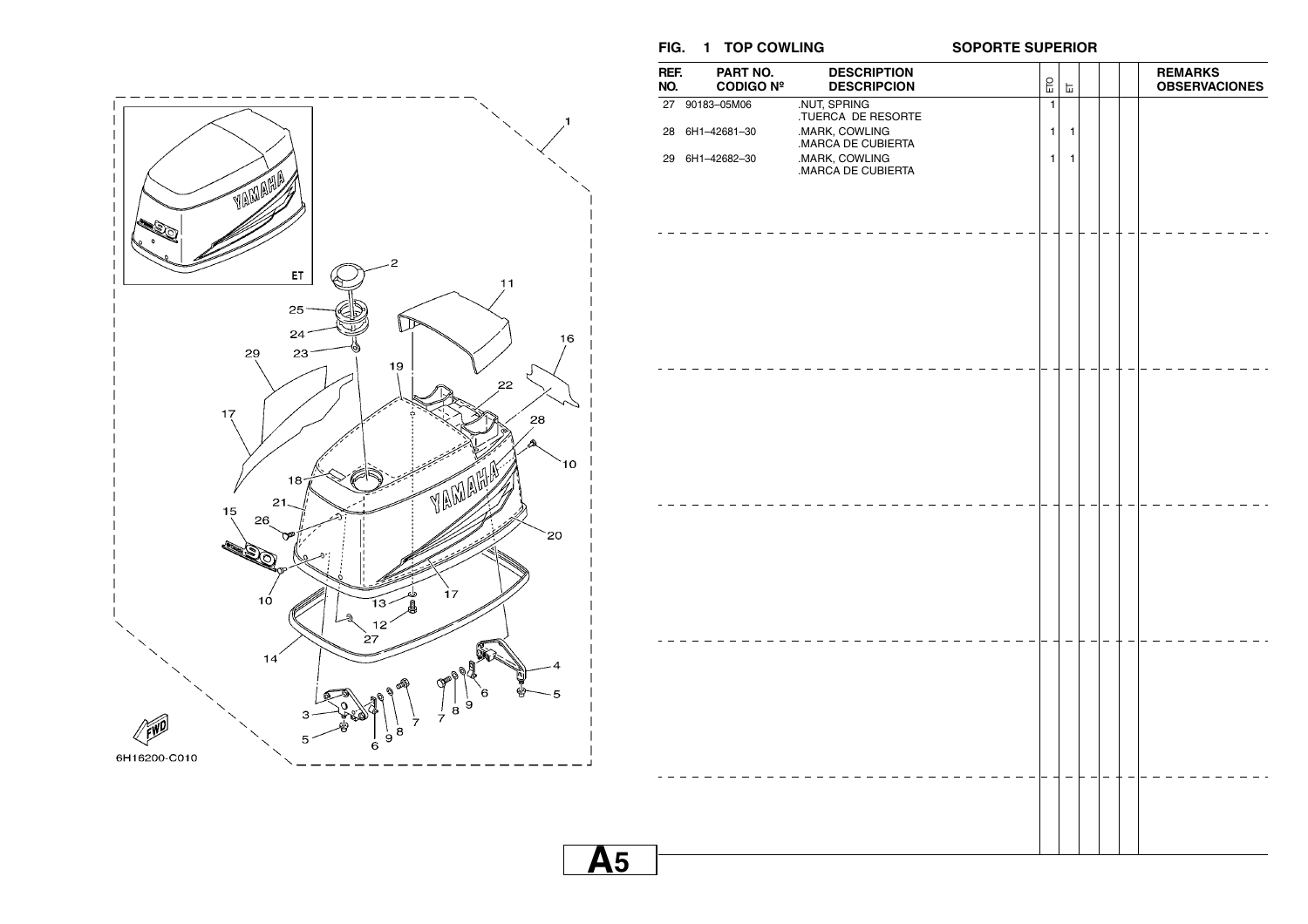**FIG. 1 TOP COWLING** **SOPORTE SUPERIOR**

| REF. NO. | PART NO. CODIGO Nº | DESCRIPTION DESCRIPCION | ETO | ET | | | | REMARKS OBSERVACIONES |
|---|---|---|---|---|---|---|---|---|
| 27 | 90183–05M06 | .NUT, SPRING .TUERCA DE RESORTE | 1 | | | | | |
| 28 | 6H1–42681–30 | .MARK, COWLING .MARCA DE CUBIERTA | 1 | 1 | | | | |
| 29 | 6H1–42682–30 | .MARK, COWLING .MARCA DE CUBIERTA | 1 | 1 | | | | |

6H16200-C010

A5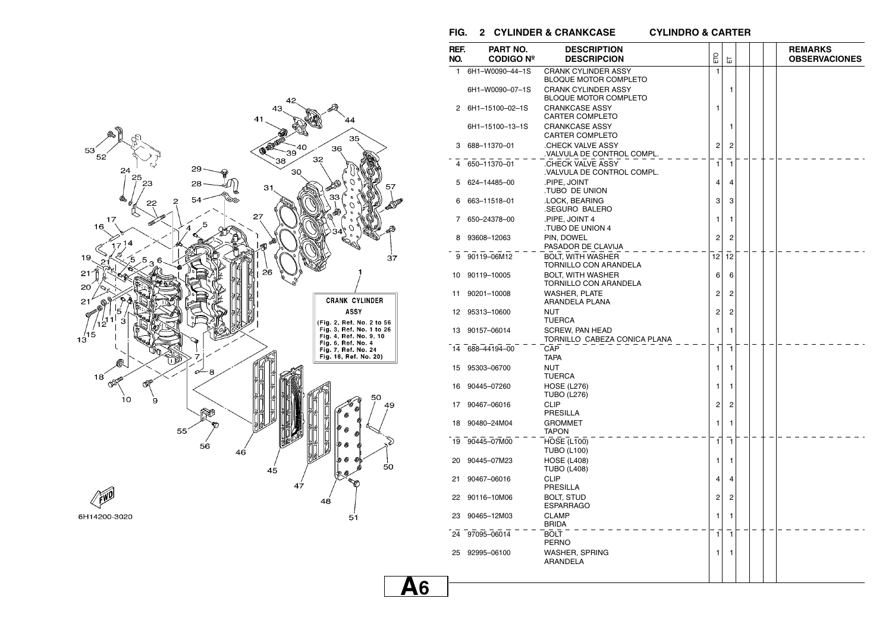# FIG. 2 CYLINDER & CRANKCASE CYLINDRO & CARTER

CRANK CYLINDER ASSY

(Fig. 2, Ref. No. 2 to 56
Fig. 3, Ref. No. 1 to 26
Fig. 4, Ref. No. 9, 10
Fig. 6, Ref. No. 4
Fig. 7, Ref. No. 24
Fig. 16, Ref. No. 20)

6H14200-3020

| REF. NO. | PART NO. CODIGO Nº | DESCRIPTION DESCRIPCION | ETO | ET | | | | REMARKS OBSERVACIONES |
|---|---|---|---|---|---|---|---|---|
| 1 | 6H1–W0090–44–1S | CRANK CYLINDER ASSY BLOQUE MOTOR COMPLETO | 1 | | | | | |
| | 6H1–W0090–07–1S | CRANK CYLINDER ASSY BLOQUE MOTOR COMPLETO | | 1 | | | | |
| 2 | 6H1–15100–02–1S | CRANKCASE ASSY CARTER COMPLETO | 1 | | | | | |
| | 6H1–15100–13–1S | CRANKCASE ASSY CARTER COMPLETO | | 1 | | | | |
| 3 | 688–11370–01 | .CHECK VALVE ASSY .VALVULA DE CONTROL COMPL. | 2 | 2 | | | | |
| 4 | 650–11370–01 | .CHECK VALVE ASSY .VALVULA DE CONTROL COMPL. | 1 | 1 | | | | |
| 5 | 624–14485–00 | .PIPE, JOINT .TUBO DE UNION | 4 | 4 | | | | |
| 6 | 663–11518–01 | .LOCK, BEARING .SEGURO BALERO | 3 | 3 | | | | |
| 7 | 650–24378–00 | .PIPE, JOINT 4 .TUBO DE UNION 4 | 1 | 1 | | | | |
| 8 | 93608–12063 | PIN, DOWEL PASADOR DE CLAVIJA | 2 | 2 | | | | |
| 9 | 90119–06M12 | BOLT, WITH WASHER TORNILLO CON ARANDELA | 12 | 12 | | | | |
| 10 | 90119–10005 | BOLT, WITH WASHER TORNILLO CON ARANDELA | 6 | 6 | | | | |
| 11 | 90201–10008 | WASHER, PLATE ARANDELA PLANA | 2 | 2 | | | | |
| 12 | 95313–10600 | NUT TUERCA | 2 | 2 | | | | |
| 13 | 90157–06014 | SCREW, PAN HEAD TORNILLO CABEZA CONICA PLANA | 1 | 1 | | | | |
| 14 | 688–44194–00 | CAP TAPA | 1 | 1 | | | | |
| 15 | 95303–06700 | NUT TUERCA | 1 | 1 | | | | |
| 16 | 90445–07260 | HOSE (L276) TUBO (L276) | 1 | 1 | | | | |
| 17 | 90467–06016 | CLIP PRESILLA | 2 | 2 | | | | |
| 18 | 90480–24M04 | GROMMET TAPON | 1 | 1 | | | | |
| 19 | 90445–07M00 | HOSE (L100) TUBO (L100) | 1 | 1 | | | | |
| 20 | 90445–07M23 | HOSE (L408) TUBO (L408) | 1 | 1 | | | | |
| 21 | 90467–06016 | CLIP PRESILLA | 4 | 4 | | | | |
| 22 | 90116–10M06 | BOLT, STUD ESPARRAGO | 2 | 2 | | | | |
| 23 | 90465–12M03 | CLAMP BRIDA | 1 | 1 | | | | |
| 24 | 97095–06014 | BOLT PERNO | 1 | 1 | | | | |
| 25 | 92995–06100 | WASHER, SPRING ARANDELA | 1 | 1 | | | | |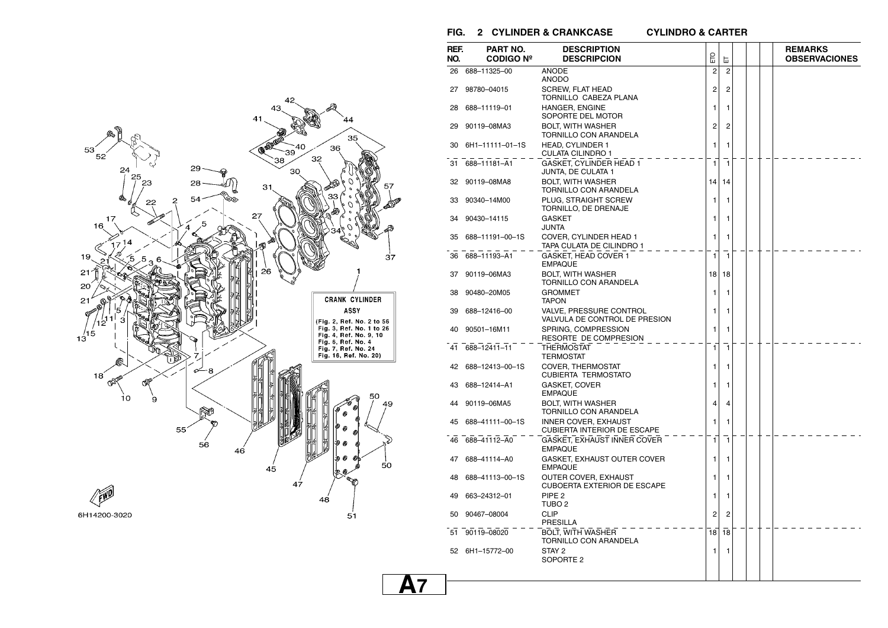## FIG. 2 CYLINDER & CRANKCASE CYLINDRO & CARTER

**CRANK CYLINDER ASSY**
(Fig. 2, Ref. No. 2 to 56
Fig. 3, Ref. No. 1 to 26
Fig. 4, Ref. No. 9, 10
Fig. 6, Ref. No. 4
Fig. 7, Ref. No. 24
Fig. 16, Ref. No. 20)

6H14200-3020

| REF. NO. | PART NO. CODIGO Nº | DESCRIPTION DESCRIPCION | ETO | ET | | | | REMARKS OBSERVACIONES |
|---|---|---|---|---|---|---|---|---|
| 26 | 688–11325–00 | ANODE<br>ANODO | 2 | 2 | | | | |
| 27 | 98780–04015 | SCREW, FLAT HEAD<br>TORNILLO CABEZA PLANA | 2 | 2 | | | | |
| 28 | 688–11119–01 | HANGER, ENGINE<br>SOPORTE DEL MOTOR | 1 | 1 | | | | |
| 29 | 90119–08MA3 | BOLT, WITH WASHER<br>TORNILLO CON ARANDELA | 2 | 2 | | | | |
| 30 | 6H1–11111–01–1S | HEAD, CYLINDER 1<br>CULATA CILINDRO 1 | 1 | 1 | | | | |
| 31 | 688–11181–A1 | GASKET, CYLINDER HEAD 1<br>JUNTA, DE CULATA 1 | 1 | 1 | | | | |
| 32 | 90119–08MA8 | BOLT, WITH WASHER<br>TORNILLO CON ARANDELA | 14 | 14 | | | | |
| 33 | 90340–14M00 | PLUG, STRAIGHT SCREW<br>TORNILLO, DE DRENAJE | 1 | 1 | | | | |
| 34 | 90430–14115 | GASKET<br>JUNTA | 1 | 1 | | | | |
| 35 | 688–11191–00–1S | COVER, CYLINDER HEAD 1<br>TAPA CULATA DE CILINDRO 1 | 1 | 1 | | | | |
| 36 | 688–11193–A1 | GASKET, HEAD COVER 1<br>EMPAQUE | 1 | 1 | | | | |
| 37 | 90119–06MA3 | BOLT, WITH WASHER<br>TORNILLO CON ARANDELA | 18 | 18 | | | | |
| 38 | 90480–20M05 | GROMMET<br>TAPON | 1 | 1 | | | | |
| 39 | 688–12416–00 | VALVE, PRESSURE CONTROL<br>VALVULA DE CONTROL DE PRESION | 1 | 1 | | | | |
| 40 | 90501–16M11 | SPRING, COMPRESSION<br>RESORTE DE COMPRESION | 1 | 1 | | | | |
| 41 | 688–12411–11 | THERMOSTAT<br>TERMOSTAT | 1 | 1 | | | | |
| 42 | 688–12413–00–1S | COVER, THERMOSTAT<br>CUBIERTA TERMOSTATO | 1 | 1 | | | | |
| 43 | 688–12414–A1 | GASKET, COVER<br>EMPAQUE | 1 | 1 | | | | |
| 44 | 90119–06MA5 | BOLT, WITH WASHER<br>TORNILLO CON ARANDELA | 4 | 4 | | | | |
| 45 | 688–41111–00–1S | INNER COVER, EXHAUST<br>CUBIERTA INTERIOR DE ESCAPE | 1 | 1 | | | | |
| 46 | 688–41112–A0 | GASKET, EXHAUST INNER COVER<br>EMPAQUE | 1 | 1 | | | | |
| 47 | 688–41114–A0 | GASKET, EXHAUST OUTER COVER<br>EMPAQUE | 1 | 1 | | | | |
| 48 | 688–41113–00–1S | OUTER COVER, EXHAUST<br>CUBOERTA EXTERIOR DE ESCAPE | 1 | 1 | | | | |
| 49 | 663–24312–01 | PIPE 2<br>TUBO 2 | 1 | 1 | | | | |
| 50 | 90467–08004 | CLIP<br>PRESILLA | 2 | 2 | | | | |
| 51 | 90119–08020 | BOLT, WITH WASHER<br>TORNILLO CON ARANDELA | 18 | 18 | | | | |
| 52 | 6H1–15772–00 | STAY 2<br>SOPORTE 2 | 1 | 1 | | | | |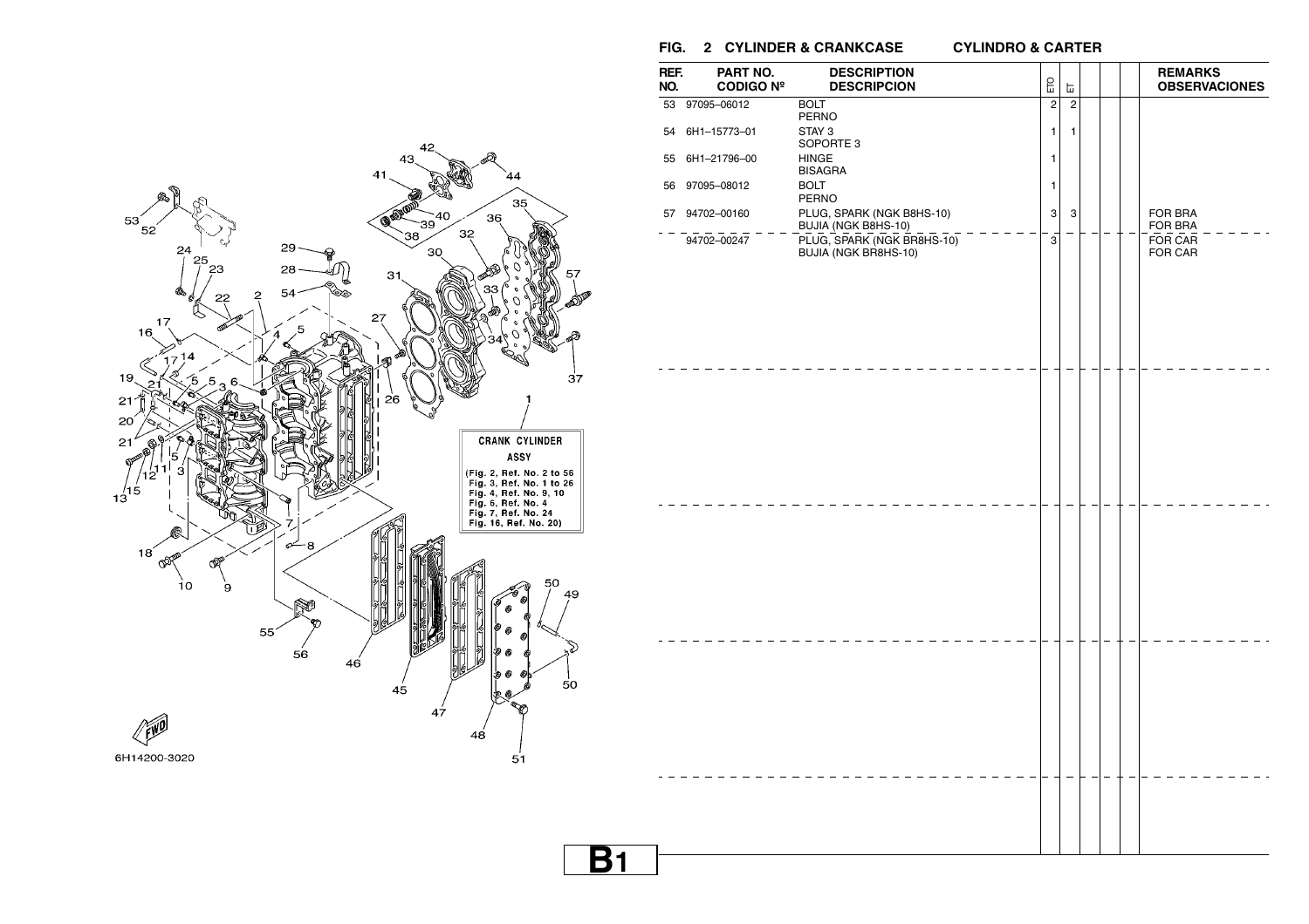## FIG. 2 CYLINDER & CRANKCASE CYLINDRO & CARTER

| REF. NO. | PART NO. CODIGO Nº | DESCRIPTION DESCRIPCION | ETO | ET | | | | REMARKS OBSERVACIONES |
|---|---|---|---|---|---|---|---|---|
| 53 | 97095–06012 | BOLT<br>PERNO | 2 | 2 | | | | |
| 54 | 6H1–15773–01 | STAY 3<br>SOPORTE 3 | 1 | 1 | | | | |
| 55 | 6H1–21796–00 | HINGE<br>BISAGRA | 1 | | | | | |
| 56 | 97095–08012 | BOLT<br>PERNO | 1 | | | | | |
| 57 | 94702–00160 | PLUG, SPARK (NGK B8HS-10)<br>BUJIA (NGK B8HS-10) | 3 | 3 | | | | FOR BRA<br>FOR BRA |
| | 94702–00247 | PLUG, SPARK (NGK BR8HS-10)<br>BUJIA (NGK BR8HS-10) | 3 | | | | | FOR CAR<br>FOR CAR |

CRANK CYLINDER ASSY
(Fig. 2, Ref. No. 2 to 56
Fig. 3, Ref. No. 1 to 26
Fig. 4, Ref. No. 9, 10
Fig. 6, Ref. No. 4
Fig. 7, Ref. No. 24
Fig. 16, Ref. No. 20)

FWD

6H14200-3020

B1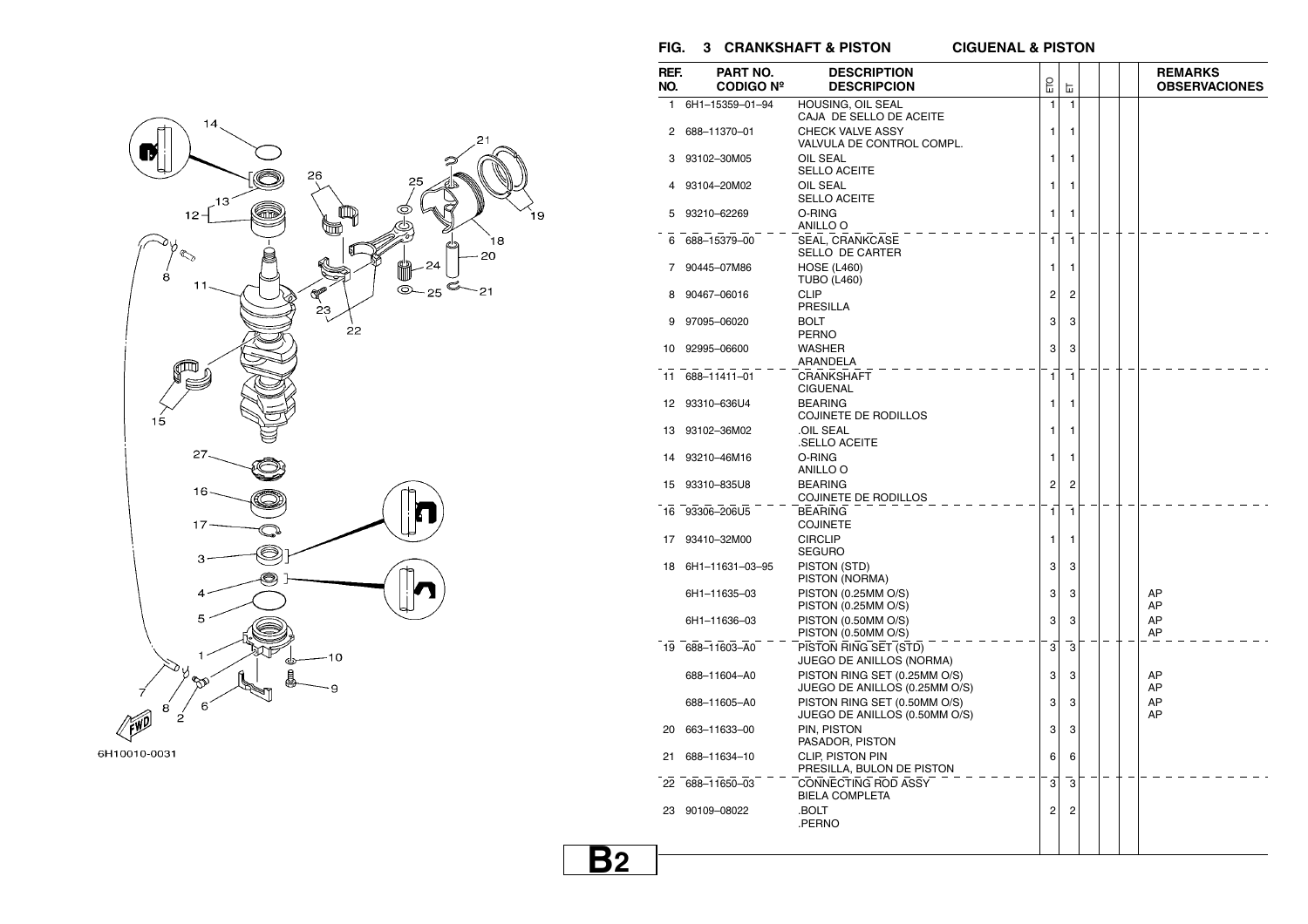## FIG. 3 CRANKSHAFT & PISTON — CIGUENAL & PISTON

6H10010-0031

| REF. NO. | PART NO. CODIGO Nº | DESCRIPTION DESCRIPCION | ETO | ET | | | | REMARKS OBSERVACIONES |
|---|---|---|---|---|---|---|---|---|
| 1 | 6H1–15359–01–94 | HOUSING, OIL SEAL<br>CAJA DE SELLO DE ACEITE | 1 | 1 | | | | |
| 2 | 688–11370–01 | CHECK VALVE ASSY<br>VALVULA DE CONTROL COMPL. | 1 | 1 | | | | |
| 3 | 93102–30M05 | OIL SEAL<br>SELLO ACEITE | 1 | 1 | | | | |
| 4 | 93104–20M02 | OIL SEAL<br>SELLO ACEITE | 1 | 1 | | | | |
| 5 | 93210–62269 | O-RING<br>ANILLO O | 1 | 1 | | | | |
| 6 | 688–15379–00 | SEAL, CRANKCASE<br>SELLO DE CARTER | 1 | 1 | | | | |
| 7 | 90445–07M86 | HOSE (L460)<br>TUBO (L460) | 1 | 1 | | | | |
| 8 | 90467–06016 | CLIP<br>PRESILLA | 2 | 2 | | | | |
| 9 | 97095–06020 | BOLT<br>PERNO | 3 | 3 | | | | |
| 10 | 92995–06600 | WASHER<br>ARANDELA | 3 | 3 | | | | |
| 11 | 688–11411–01 | CRANKSHAFT<br>CIGUENAL | 1 | 1 | | | | |
| 12 | 93310–636U4 | BEARING<br>COJINETE DE RODILLOS | 1 | 1 | | | | |
| 13 | 93102–36M02 | .OIL SEAL<br>.SELLO ACEITE | 1 | 1 | | | | |
| 14 | 93210–46M16 | O-RING<br>ANILLO O | 1 | 1 | | | | |
| 15 | 93310–835U8 | BEARING<br>COJINETE DE RODILLOS | 2 | 2 | | | | |
| 16 | 93306–206U5 | BEARING<br>COJINETE | 1 | 1 | | | | |
| 17 | 93410–32M00 | CIRCLIP<br>SEGURO | 1 | 1 | | | | |
| 18 | 6H1–11631–03–95 | PISTON (STD)<br>PISTON (NORMA) | 3 | 3 | | | | |
| | 6H1–11635–03 | PISTON (0.25MM O/S)<br>PISTON (0.25MM O/S) | 3 | 3 | | | | AP<br>AP |
| | 6H1–11636–03 | PISTON (0.50MM O/S)<br>PISTON (0.50MM O/S) | 3 | 3 | | | | AP<br>AP |
| 19 | 688–11603–A0 | PISTON RING SET (STD)<br>JUEGO DE ANILLOS (NORMA) | 3 | 3 | | | | |
| | 688–11604–A0 | PISTON RING SET (0.25MM O/S)<br>JUEGO DE ANILLOS (0.25MM O/S) | 3 | 3 | | | | AP<br>AP |
| | 688–11605–A0 | PISTON RING SET (0.50MM O/S)<br>JUEGO DE ANILLOS (0.50MM O/S) | 3 | 3 | | | | AP<br>AP |
| 20 | 663–11633–00 | PIN, PISTON<br>PASADOR, PISTON | 3 | 3 | | | | |
| 21 | 688–11634–10 | CLIP, PISTON PIN<br>PRESILLA, BULON DE PISTON | 6 | 6 | | | | |
| 22 | 688–11650–03 | CONNECTING ROD ASSY<br>BIELA COMPLETA | 3 | 3 | | | | |
| 23 | 90109–08022 | .BOLT<br>.PERNO | 2 | 2 | | | | |

B2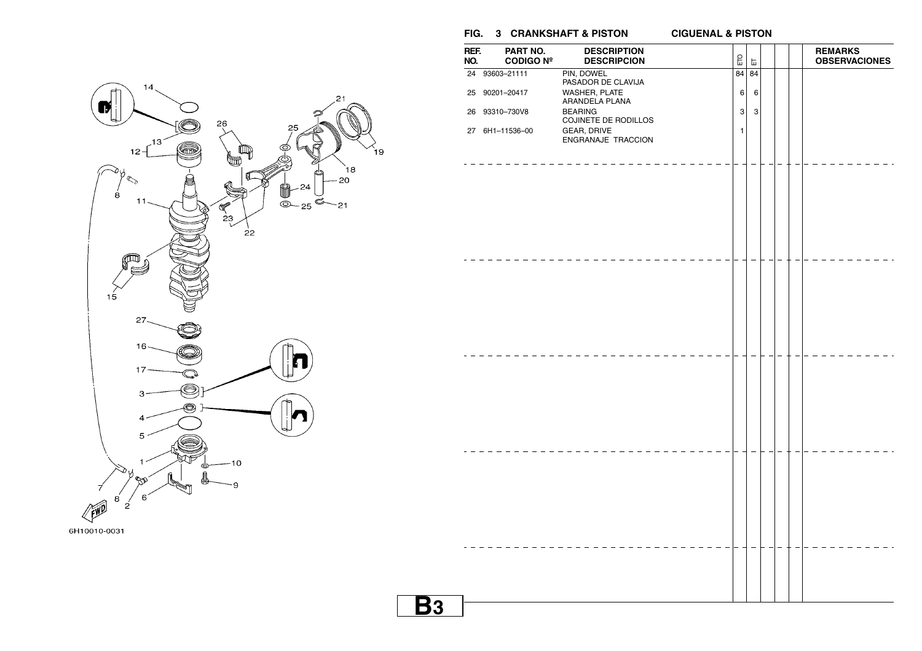## FIG. 3 CRANKSHAFT & PISTON — CIGUENAL & PISTON

| REF. NO. | PART NO. CODIGO Nº | DESCRIPTION DESCRIPCION | ETO | ET | | | | REMARKS OBSERVACIONES |
|---|---|---|---|---|---|---|---|---|
| 24 | 93603–21111 | PIN, DOWEL<br>PASADOR DE CLAVIJA | 84 | 84 | | | | |
| 25 | 90201–20417 | WASHER, PLATE<br>ARANDELA PLANA | 6 | 6 | | | | |
| 26 | 93310–730V8 | BEARING<br>COJINETE DE RODILLOS | 3 | 3 | | | | |
| 27 | 6H1–11536–00 | GEAR, DRIVE<br>ENGRANAJE TRACCION | 1 | | | | | |

6H10010-0031

B3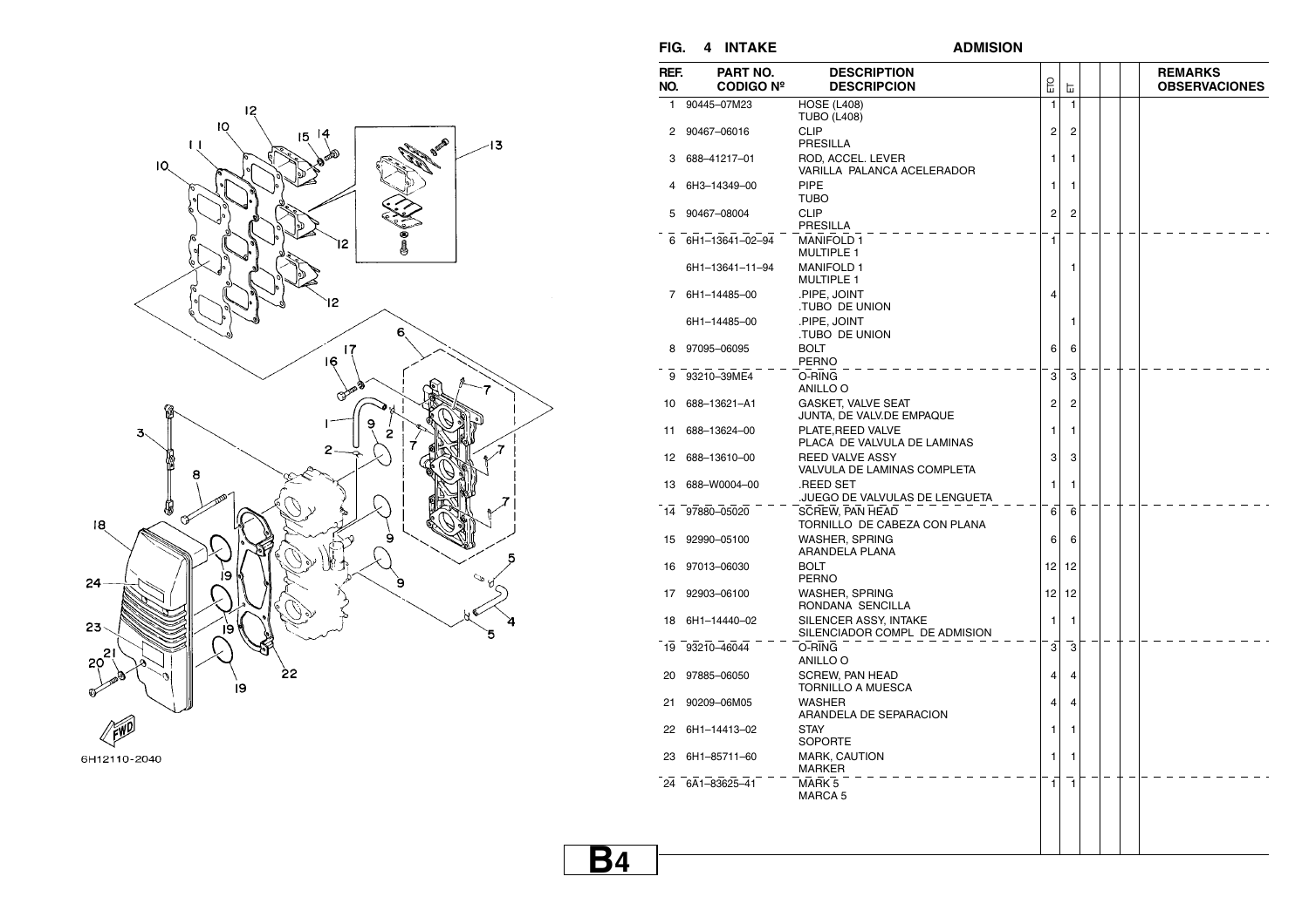## FIG. 4 INTAKE ADMISION

| REF. NO. | PART NO. CODIGO Nº | DESCRIPTION DESCRIPCION | ETO | ET | | | | REMARKS OBSERVACIONES |
|---|---|---|---|---|---|---|---|---|
| 1 | 90445–07M23 | HOSE (L408) TUBO (L408) | 1 | 1 | | | | |
| 2 | 90467–06016 | CLIP PRESILLA | 2 | 2 | | | | |
| 3 | 688–41217–01 | ROD, ACCEL. LEVER VARILLA PALANCA ACELERADOR | 1 | 1 | | | | |
| 4 | 6H3–14349–00 | PIPE TUBO | 1 | 1 | | | | |
| 5 | 90467–08004 | CLIP PRESILLA | 2 | 2 | | | | |
| 6 | 6H1–13641–02–94 | MANIFOLD 1 MULTIPLE 1 | 1 | | | | | |
| | 6H1–13641–11–94 | MANIFOLD 1 MULTIPLE 1 | | 1 | | | | |
| 7 | 6H1–14485–00 | .PIPE, JOINT .TUBO DE UNION | 4 | | | | | |
| | 6H1–14485–00 | .PIPE, JOINT .TUBO DE UNION | | 1 | | | | |
| 8 | 97095–06095 | BOLT PERNO | 6 | 6 | | | | |
| 9 | 93210–39ME4 | O-RING ANILLO O | 3 | 3 | | | | |
| 10 | 688–13621–A1 | GASKET, VALVE SEAT JUNTA, DE VALV.DE EMPAQUE | 2 | 2 | | | | |
| 11 | 688–13624–00 | PLATE,REED VALVE PLACA DE VALVULA DE LAMINAS | 1 | 1 | | | | |
| 12 | 688–13610–00 | REED VALVE ASSY VALVULA DE LAMINAS COMPLETA | 3 | 3 | | | | |
| 13 | 688–W0004–00 | .REED SET .JUEGO DE VALVULAS DE LENGUETA | 1 | 1 | | | | |
| 14 | 97880–05020 | SCREW, PAN HEAD TORNILLO DE CABEZA CON PLANA | 6 | 6 | | | | |
| 15 | 92990–05100 | WASHER, SPRING ARANDELA PLANA | 6 | 6 | | | | |
| 16 | 97013–06030 | BOLT PERNO | 12 | 12 | | | | |
| 17 | 92903–06100 | WASHER, SPRING RONDANA SENCILLA | 12 | 12 | | | | |
| 18 | 6H1–14440–02 | SILENCER ASSY, INTAKE SILENCIADOR COMPL DE ADMISION | 1 | 1 | | | | |
| 19 | 93210–46044 | O-RING ANILLO O | 3 | 3 | | | | |
| 20 | 97885–06050 | SCREW, PAN HEAD TORNILLO A MUESCA | 4 | 4 | | | | |
| 21 | 90209–06M05 | WASHER ARANDELA DE SEPARACION | 4 | 4 | | | | |
| 22 | 6H1–14413–02 | STAY SOPORTE | 1 | 1 | | | | |
| 23 | 6H1–85711–60 | MARK, CAUTION MARKER | 1 | 1 | | | | |
| 24 | 6A1–83625–41 | MARK 5 MARCA 5 | 1 | 1 | | | | |

6H12110-2040

B4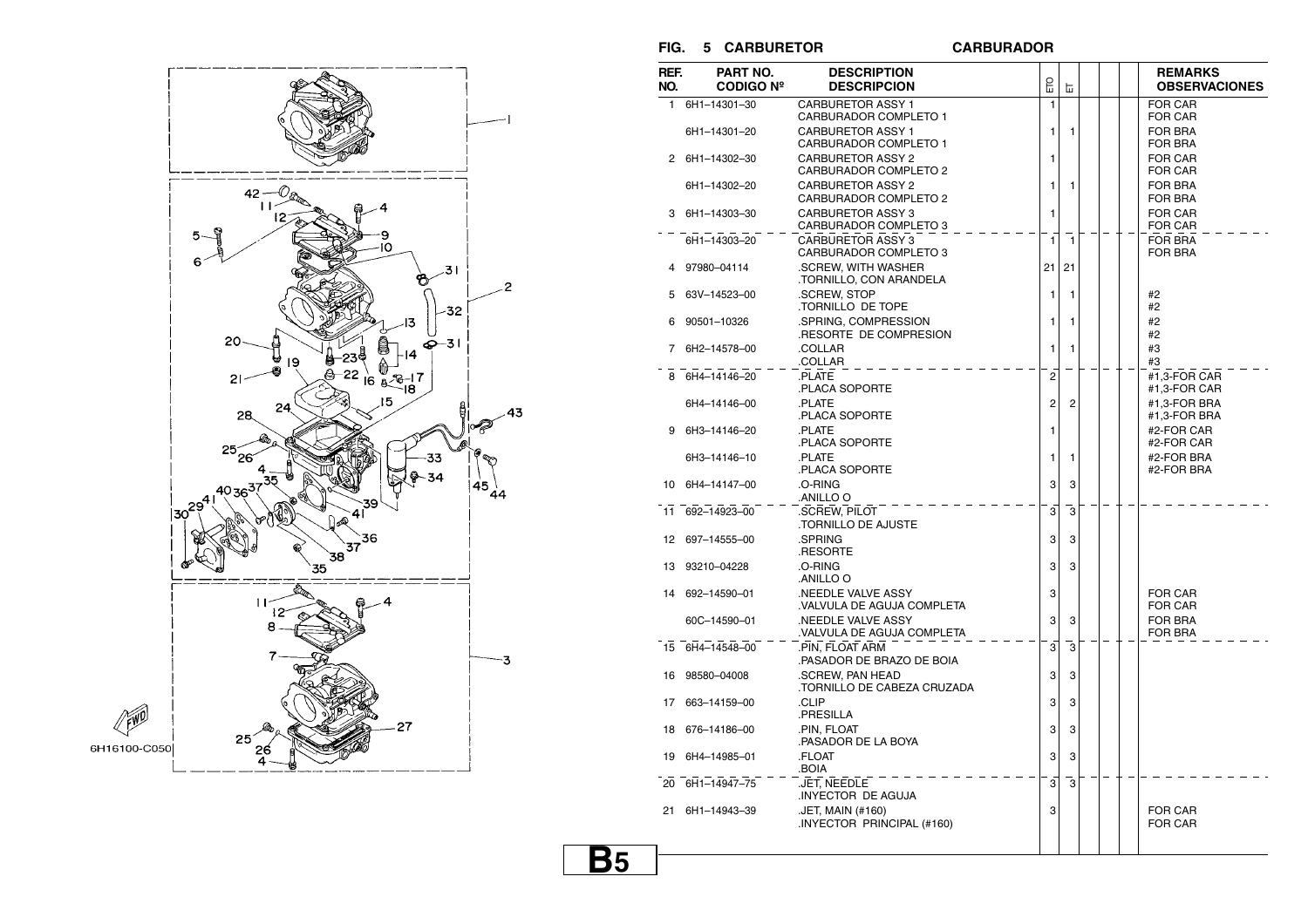## FIG. 5 CARBURETOR / CARBURADOR

| REF. NO. | PART NO. CODIGO Nº | DESCRIPTION DESCRIPCION | ETO | ET | | | | REMARKS OBSERVACIONES |
|---|---|---|---|---|---|---|---|---|
| 1 | 6H1–14301–30 | CARBURETOR ASSY 1<br>CARBURADOR COMPLETO 1 | 1 | | | | | FOR CAR<br>FOR CAR |
| | 6H1–14301–20 | CARBURETOR ASSY 1<br>CARBURADOR COMPLETO 1 | 1 | 1 | | | | FOR BRA<br>FOR BRA |
| 2 | 6H1–14302–30 | CARBURETOR ASSY 2<br>CARBURADOR COMPLETO 2 | 1 | | | | | FOR CAR<br>FOR CAR |
| | 6H1–14302–20 | CARBURETOR ASSY 2<br>CARBURADOR COMPLETO 2 | 1 | 1 | | | | FOR BRA<br>FOR BRA |
| 3 | 6H1–14303–30 | CARBURETOR ASSY 3<br>CARBURADOR COMPLETO 3 | 1 | | | | | FOR CAR<br>FOR CAR |
| | 6H1–14303–20 | CARBURETOR ASSY 3<br>CARBURADOR COMPLETO 3 | 1 | 1 | | | | FOR BRA<br>FOR BRA |
| 4 | 97980–04114 | .SCREW, WITH WASHER<br>.TORNILLO, CON ARANDELA | 21 | 21 | | | | |
| 5 | 63V–14523–00 | .SCREW, STOP<br>.TORNILLO DE TOPE | 1 | 1 | | | | #2<br>#2 |
| 6 | 90501–10326 | .SPRING, COMPRESSION<br>.RESORTE DE COMPRESION | 1 | 1 | | | | #2<br>#2 |
| 7 | 6H2–14578–00 | .COLLAR<br>.COLLAR | 1 | 1 | | | | #3<br>#3 |
| 8 | 6H4–14146–20 | .PLATE<br>.PLACA SOPORTE | 2 | | | | | #1,3-FOR CAR<br>#1,3-FOR CAR |
| | 6H4–14146–00 | .PLATE<br>.PLACA SOPORTE | 2 | 2 | | | | #1,3-FOR BRA<br>#1,3-FOR BRA |
| 9 | 6H3–14146–20 | .PLATE<br>.PLACA SOPORTE | 1 | | | | | #2-FOR CAR<br>#2-FOR CAR |
| | 6H3–14146–10 | .PLATE<br>.PLACA SOPORTE | 1 | 1 | | | | #2-FOR BRA<br>#2-FOR BRA |
| 10 | 6H4–14147–00 | .O-RING<br>.ANILLO O | 3 | 3 | | | | |
| 11 | 692–14923–00 | .SCREW, PILOT<br>.TORNILLO DE AJUSTE | 3 | 3 | | | | |
| 12 | 697–14555–00 | .SPRING<br>.RESORTE | 3 | 3 | | | | |
| 13 | 93210–04228 | .O-RING<br>.ANILLO O | 3 | 3 | | | | |
| 14 | 692–14590–01 | .NEEDLE VALVE ASSY<br>.VALVULA DE AGUJA COMPLETA | 3 | | | | | FOR CAR<br>FOR CAR |
| | 60C–14590–01 | .NEEDLE VALVE ASSY<br>.VALVULA DE AGUJA COMPLETA | 3 | 3 | | | | FOR BRA<br>FOR BRA |
| 15 | 6H4–14548–00 | .PIN, FLOAT ARM<br>.PASADOR DE BRAZO DE BOIA | 3 | 3 | | | | |
| 16 | 98580–04008 | .SCREW, PAN HEAD<br>.TORNILLO DE CABEZA CRUZADA | 3 | 3 | | | | |
| 17 | 663–14159–00 | .CLIP<br>.PRESILLA | 3 | 3 | | | | |
| 18 | 676–14186–00 | .PIN, FLOAT<br>.PASADOR DE LA BOYA | 3 | 3 | | | | |
| 19 | 6H4–14985–01 | .FLOAT<br>.BOIA | 3 | 3 | | | | |
| 20 | 6H1–14947–75 | .JET, NEEDLE<br>.INYECTOR DE AGUJA | 3 | 3 | | | | |
| 21 | 6H1–14943–39 | .JET, MAIN (#160)<br>.INYECTOR PRINCIPAL (#160) | 3 | | | | | FOR CAR<br>FOR CAR |

6H16100-C050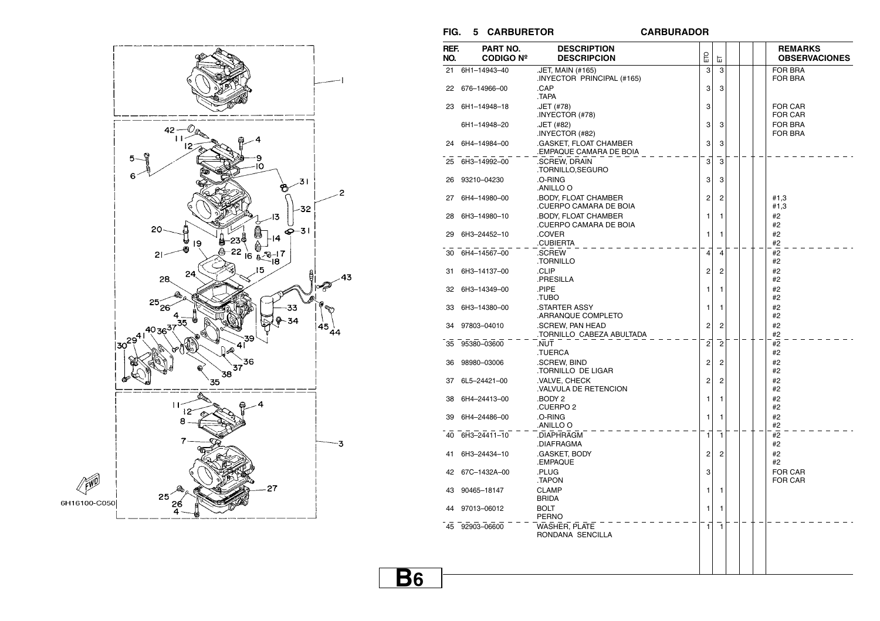## FIG. 5 CARBURETOR CARBURADOR

| REF. NO. | PART NO. CODIGO Nº | DESCRIPTION DESCRIPCION | ETO | ET | | | | REMARKS OBSERVACIONES |
|---|---|---|---|---|---|---|---|---|
| 21 | 6H1–14943–40 | .JET, MAIN (#165) .INYECTOR PRINCIPAL (#165) | 3 | 3 | | | | FOR BRA FOR BRA |
| 22 | 676–14966–00 | .CAP .TAPA | 3 | 3 | | | | |
| 23 | 6H1–14948–18 | .JET (#78) .INYECTOR (#78) | 3 | | | | | FOR CAR FOR CAR |
| | 6H1–14948–20 | .JET (#82) .INYECTOR (#82) | 3 | 3 | | | | FOR BRA FOR BRA |
| 24 | 6H4–14984–00 | .GASKET, FLOAT CHAMBER .EMPAQUE CAMARA DE BOIA | 3 | 3 | | | | |
| 25 | 6H3–14992–00 | .SCREW, DRAIN .TORNILLO,SEGURO | 3 | 3 | | | | |
| 26 | 93210–04230 | .O-RING .ANILLO O | 3 | 3 | | | | |
| 27 | 6H4–14980–00 | .BODY, FLOAT CHAMBER .CUERPO CAMARA DE BOIA | 2 | 2 | | | | #1,3 #1,3 |
| 28 | 6H3–14980–10 | .BODY, FLOAT CHAMBER .CUERPO CAMARA DE BOIA | 1 | 1 | | | | #2 #2 |
| 29 | 6H3–24452–10 | .COVER .CUBIERTA | 1 | 1 | | | | #2 #2 |
| 30 | 6H4–14567–00 | .SCREW .TORNILLO | 4 | 4 | | | | #2 #2 |
| 31 | 6H3–14137–00 | .CLIP .PRESILLA | 2 | 2 | | | | #2 #2 |
| 32 | 6H3–14349–00 | .PIPE .TUBO | 1 | 1 | | | | #2 #2 |
| 33 | 6H3–14380–00 | .STARTER ASSY .ARRANQUE COMPLETO | 1 | 1 | | | | #2 #2 |
| 34 | 97803–04010 | .SCREW, PAN HEAD .TORNILLO CABEZA ABULTADA | 2 | 2 | | | | #2 #2 |
| 35 | 95380–03600 | .NUT .TUERCA | 2 | 2 | | | | #2 #2 |
| 36 | 98980–03006 | .SCREW, BIND .TORNILLO DE LIGAR | 2 | 2 | | | | #2 #2 |
| 37 | 6L5–24421–00 | .VALVE, CHECK .VALVULA DE RETENCION | 2 | 2 | | | | #2 #2 |
| 38 | 6H4–24413–00 | .BODY 2 .CUERPO 2 | 1 | 1 | | | | #2 #2 |
| 39 | 6H4–24486–00 | .O-RING .ANILLO O | 1 | 1 | | | | #2 #2 |
| 40 | 6H3–24411–10 | .DIAPHRAGM .DIAFRAGMA | 1 | 1 | | | | #2 #2 |
| 41 | 6H3–24434–10 | .GASKET, BODY .EMPAQUE | 2 | 2 | | | | #2 #2 |
| 42 | 67C–1432A–00 | .PLUG .TAPON | 3 | | | | | FOR CAR FOR CAR |
| 43 | 90465–18147 | CLAMP BRIDA | 1 | 1 | | | | |
| 44 | 97013–06012 | BOLT PERNO | 1 | 1 | | | | |
| 45 | 92903–06600 | WASHER, PLATE RONDANA SENCILLA | 1 | 1 | | | | |

6H16100-C050

B6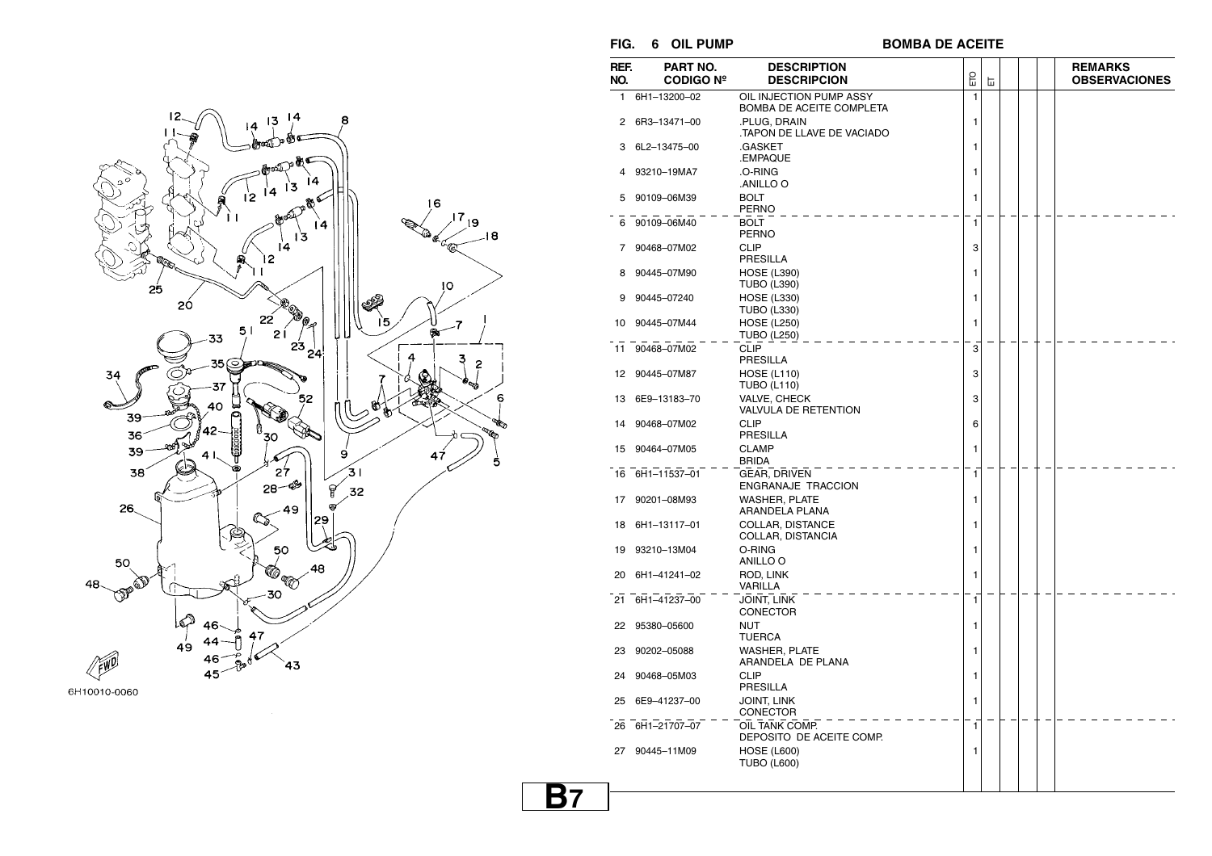## FIG. 6 OIL PUMP — BOMBA DE ACEITE

| REF. NO. | PART NO. / CODIGO Nº | DESCRIPTION / DESCRIPCION | ETO | ET | | | | REMARKS / OBSERVACIONES |
|---|---|---|---|---|---|---|---|---|
| 1 | 6H1–13200–02 | OIL INJECTION PUMP ASSY<br>BOMBA DE ACEITE COMPLETA | 1 | | | | | |
| 2 | 6R3–13471–00 | .PLUG, DRAIN<br>.TAPON DE LLAVE DE VACIADO | 1 | | | | | |
| 3 | 6L2–13475–00 | .GASKET<br>.EMPAQUE | 1 | | | | | |
| 4 | 93210–19MA7 | .O-RING<br>.ANILLO O | 1 | | | | | |
| 5 | 90109–06M39 | BOLT<br>PERNO | 1 | | | | | |
| 6 | 90109–06M40 | BOLT<br>PERNO | 1 | | | | | |
| 7 | 90468–07M02 | CLIP<br>PRESILLA | 3 | | | | | |
| 8 | 90445–07M90 | HOSE (L390)<br>TUBO (L390) | 1 | | | | | |
| 9 | 90445–07240 | HOSE (L330)<br>TUBO (L330) | 1 | | | | | |
| 10 | 90445–07M44 | HOSE (L250)<br>TUBO (L250) | 1 | | | | | |
| 11 | 90468–07M02 | CLIP<br>PRESILLA | 3 | | | | | |
| 12 | 90445–07M87 | HOSE (L110)<br>TUBO (L110) | 3 | | | | | |
| 13 | 6E9–13183–70 | VALVE, CHECK<br>VALVULA DE RETENTION | 3 | | | | | |
| 14 | 90468–07M02 | CLIP<br>PRESILLA | 6 | | | | | |
| 15 | 90464–07M05 | CLAMP<br>BRIDA | 1 | | | | | |
| 16 | 6H1–11537–01 | GEAR, DRIVEN<br>ENGRANAJE TRACCION | 1 | | | | | |
| 17 | 90201–08M93 | WASHER, PLATE<br>ARANDELA PLANA | 1 | | | | | |
| 18 | 6H1–13117–01 | COLLAR, DISTANCE<br>COLLAR, DISTANCIA | 1 | | | | | |
| 19 | 93210–13M04 | O-RING<br>ANILLO O | 1 | | | | | |
| 20 | 6H1–41241–02 | ROD, LINK<br>VARILLA | 1 | | | | | |
| 21 | 6H1–41237–00 | JOINT, LINK<br>CONECTOR | 1 | | | | | |
| 22 | 95380–05600 | NUT<br>TUERCA | 1 | | | | | |
| 23 | 90202–05088 | WASHER, PLATE<br>ARANDELA DE PLANA | 1 | | | | | |
| 24 | 90468–05M03 | CLIP<br>PRESILLA | 1 | | | | | |
| 25 | 6E9–41237–00 | JOINT, LINK<br>CONECTOR | 1 | | | | | |
| 26 | 6H1–21707–07 | OIL TANK COMP.<br>DEPOSITO DE ACEITE COMP. | 1 | | | | | |
| 27 | 90445–11M09 | HOSE (L600)<br>TUBO (L600) | 1 | | | | | |

6H10010-0060

B7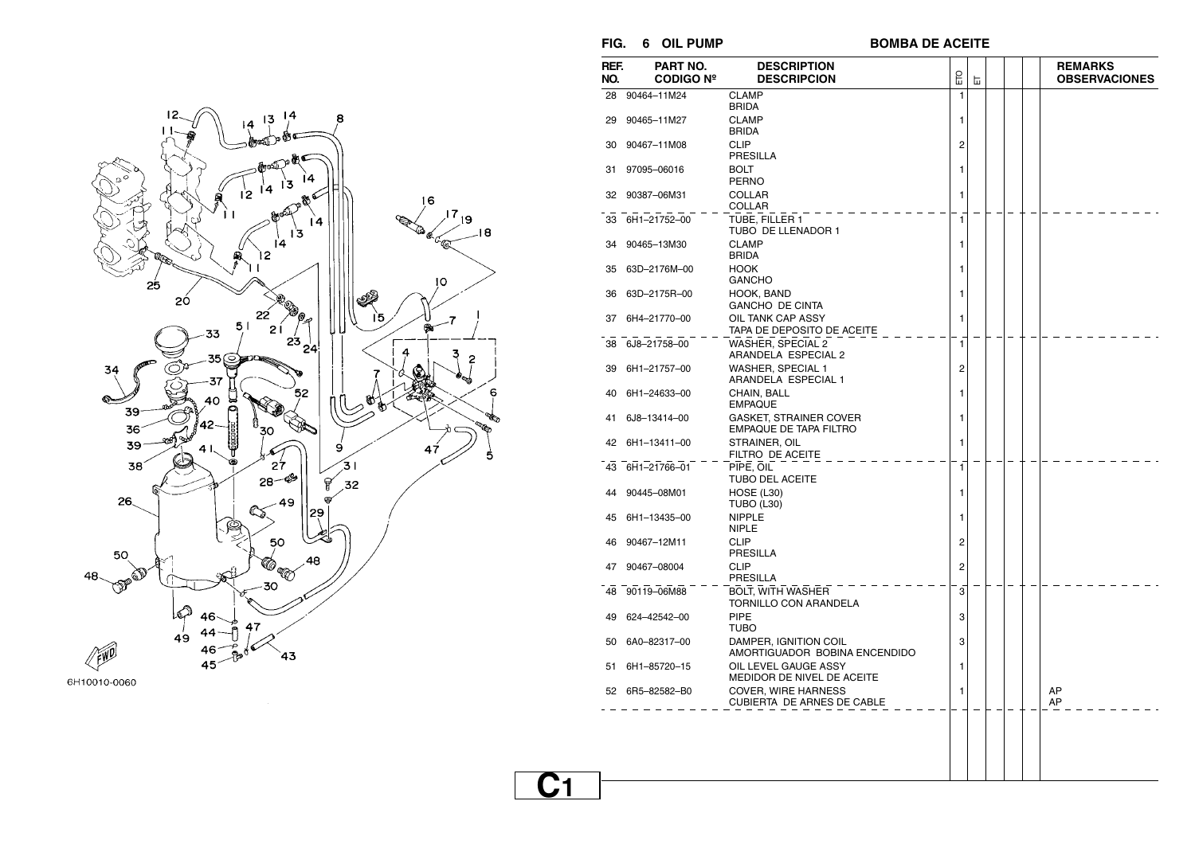## FIG. 6 OIL PUMP — BOMBA DE ACEITE

| REF. NO. | PART NO. / CODIGO Nº | DESCRIPTION / DESCRIPCION | ETO | ET | | | | REMARKS / OBSERVACIONES |
|---|---|---|---|---|---|---|---|---|
| 28 | 90464–11M24 | CLAMP<br>BRIDA | 1 | | | | | |
| 29 | 90465–11M27 | CLAMP<br>BRIDA | 1 | | | | | |
| 30 | 90467–11M08 | CLIP<br>PRESILLA | 2 | | | | | |
| 31 | 97095–06016 | BOLT<br>PERNO | 1 | | | | | |
| 32 | 90387–06M31 | COLLAR<br>COLLAR | 1 | | | | | |
| 33 | 6H1–21752–00 | TUBE, FILLER 1<br>TUBO DE LLENADOR 1 | 1 | | | | | |
| 34 | 90465–13M30 | CLAMP<br>BRIDA | 1 | | | | | |
| 35 | 63D–2176M–00 | HOOK<br>GANCHO | 1 | | | | | |
| 36 | 63D–2175R–00 | HOOK, BAND<br>GANCHO DE CINTA | 1 | | | | | |
| 37 | 6H4–21770–00 | OIL TANK CAP ASSY<br>TAPA DE DEPOSITO DE ACEITE | 1 | | | | | |
| 38 | 6J8–21758–00 | WASHER, SPECIAL 2<br>ARANDELA ESPECIAL 2 | 1 | | | | | |
| 39 | 6H1–21757–00 | WASHER, SPECIAL 1<br>ARANDELA ESPECIAL 1 | 2 | | | | | |
| 40 | 6H1–24633–00 | CHAIN, BALL<br>EMPAQUE | 1 | | | | | |
| 41 | 6J8–13414–00 | GASKET, STRAINER COVER<br>EMPAQUE DE TAPA FILTRO | 1 | | | | | |
| 42 | 6H1–13411–00 | STRAINER, OIL<br>FILTRO DE ACEITE | 1 | | | | | |
| 43 | 6H1–21766–01 | PIPE, OIL<br>TUBO DEL ACEITE | 1 | | | | | |
| 44 | 90445–08M01 | HOSE (L30)<br>TUBO (L30) | 1 | | | | | |
| 45 | 6H1–13435–00 | NIPPLE<br>NIPLE | 1 | | | | | |
| 46 | 90467–12M11 | CLIP<br>PRESILLA | 2 | | | | | |
| 47 | 90467–08004 | CLIP<br>PRESILLA | 2 | | | | | |
| 48 | 90119–06M88 | BOLT, WITH WASHER<br>TORNILLO CON ARANDELA | 3 | | | | | |
| 49 | 624–42542–00 | PIPE<br>TUBO | 3 | | | | | |
| 50 | 6A0–82317–00 | DAMPER, IGNITION COIL<br>AMORTIGUADOR BOBINA ENCENDIDO | 3 | | | | | |
| 51 | 6H1–85720–15 | OIL LEVEL GAUGE ASSY<br>MEDIDOR DE NIVEL DE ACEITE | 1 | | | | | |
| 52 | 6R5–82582–B0 | COVER, WIRE HARNESS<br>CUBIERTA DE ARNES DE CABLE | 1 | | | | | AP<br>AP |

6H10010-0060

C1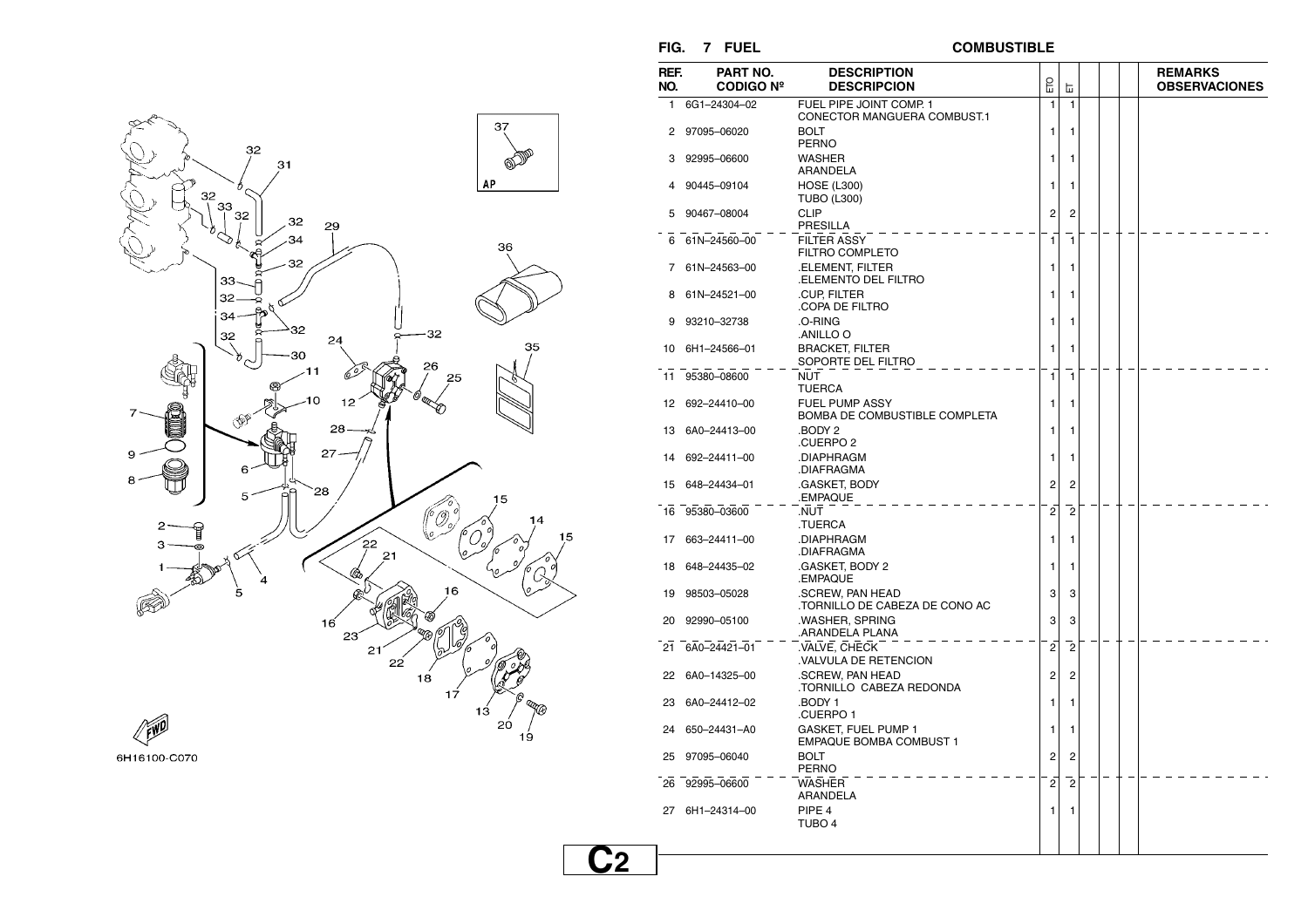## FIG. 7 FUEL — COMBUSTIBLE

| REF. NO. | PART NO. CODIGO Nº | DESCRIPTION DESCRIPCION | ETO | ET | | | | REMARKS OBSERVACIONES |
|---|---|---|---|---|---|---|---|---|
| 1 | 6G1–24304–02 | FUEL PIPE JOINT COMP. 1<br>CONECTOR MANGUERA COMBUST.1 | 1 | 1 | | | | |
| 2 | 97095–06020 | BOLT<br>PERNO | 1 | 1 | | | | |
| 3 | 92995–06600 | WASHER<br>ARANDELA | 1 | 1 | | | | |
| 4 | 90445–09104 | HOSE (L300)<br>TUBO (L300) | 1 | 1 | | | | |
| 5 | 90467–08004 | CLIP<br>PRESILLA | 2 | 2 | | | | |
| 6 | 61N–24560–00 | FILTER ASSY<br>FILTRO COMPLETO | 1 | 1 | | | | |
| 7 | 61N–24563–00 | .ELEMENT, FILTER<br>.ELEMENTO DEL FILTRO | 1 | 1 | | | | |
| 8 | 61N–24521–00 | .CUP, FILTER<br>.COPA DE FILTRO | 1 | 1 | | | | |
| 9 | 93210–32738 | .O-RING<br>.ANILLO O | 1 | 1 | | | | |
| 10 | 6H1–24566–01 | BRACKET, FILTER<br>SOPORTE DEL FILTRO | 1 | 1 | | | | |
| 11 | 95380–08600 | NUT<br>TUERCA | 1 | 1 | | | | |
| 12 | 692–24410–00 | FUEL PUMP ASSY<br>BOMBA DE COMBUSTIBLE COMPLETA | 1 | 1 | | | | |
| 13 | 6A0–24413–00 | .BODY 2<br>.CUERPO 2 | 1 | 1 | | | | |
| 14 | 692–24411–00 | .DIAPHRAGM<br>.DIAFRAGMA | 1 | 1 | | | | |
| 15 | 648–24434–01 | .GASKET, BODY<br>.EMPAQUE | 2 | 2 | | | | |
| 16 | 95380–03600 | .NUT<br>.TUERCA | 2 | 2 | | | | |
| 17 | 663–24411–00 | .DIAPHRAGM<br>.DIAFRAGMA | 1 | 1 | | | | |
| 18 | 648–24435–02 | .GASKET, BODY 2<br>.EMPAQUE | 1 | 1 | | | | |
| 19 | 98503–05028 | .SCREW, PAN HEAD<br>.TORNILLO DE CABEZA DE CONO AC | 3 | 3 | | | | |
| 20 | 92990–05100 | .WASHER, SPRING<br>.ARANDELA PLANA | 3 | 3 | | | | |
| 21 | 6A0–24421–01 | .VALVE, CHECK<br>.VALVULA DE RETENCION | 2 | 2 | | | | |
| 22 | 6A0–14325–00 | .SCREW, PAN HEAD<br>.TORNILLO CABEZA REDONDA | 2 | 2 | | | | |
| 23 | 6A0–24412–02 | .BODY 1<br>.CUERPO 1 | 1 | 1 | | | | |
| 24 | 650–24431–A0 | GASKET, FUEL PUMP 1<br>EMPAQUE BOMBA COMBUST 1 | 1 | 1 | | | | |
| 25 | 97095–06040 | BOLT<br>PERNO | 2 | 2 | | | | |
| 26 | 92995–06600 | WASHER<br>ARANDELA | 2 | 2 | | | | |
| 27 | 6H1–24314–00 | PIPE 4<br>TUBO 4 | 1 | 1 | | | | |

6H16100-C070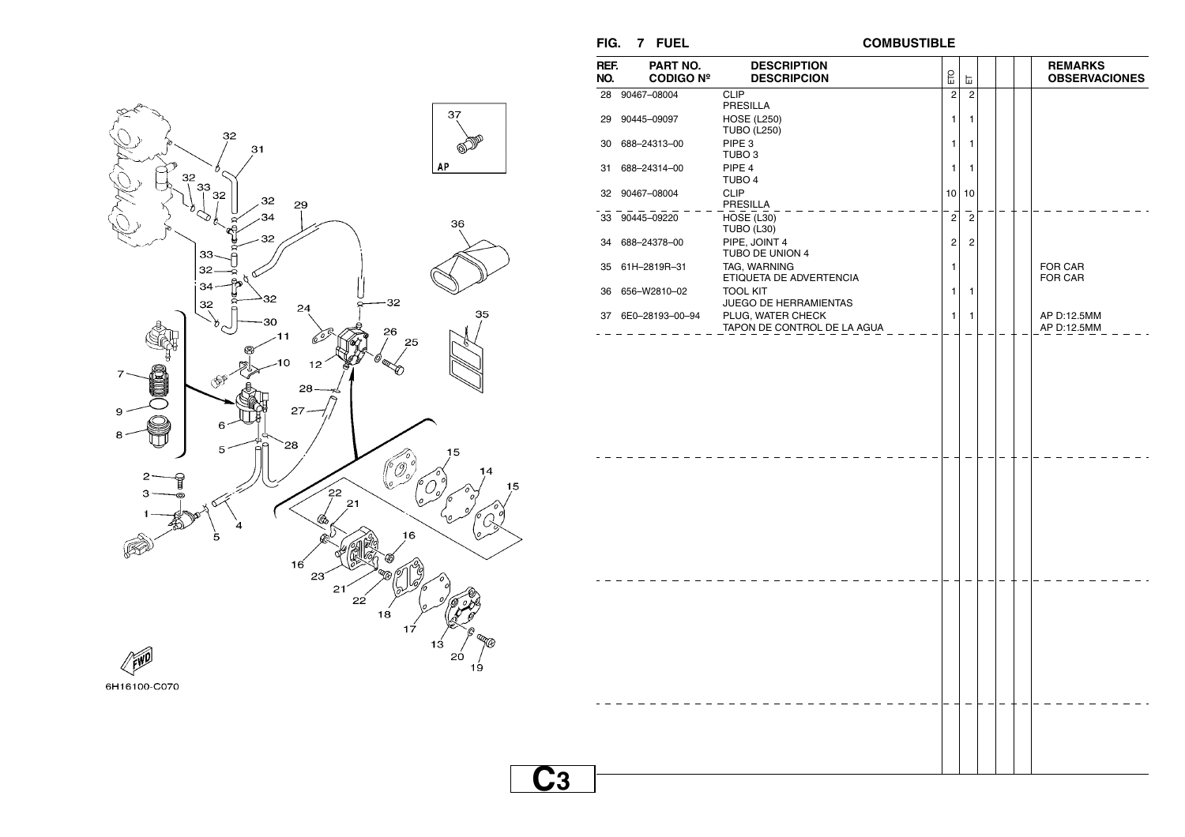## FIG. 7 FUEL — COMBUSTIBLE

| REF. NO. | PART NO. CODIGO Nº | DESCRIPTION DESCRIPCION | ETO | ET | | | | REMARKS OBSERVACIONES |
|---|---|---|---|---|---|---|---|---|
| 28 | 90467–08004 | CLIP<br>PRESILLA | 2 | 2 | | | | |
| 29 | 90445–09097 | HOSE (L250)<br>TUBO (L250) | 1 | 1 | | | | |
| 30 | 688–24313–00 | PIPE 3<br>TUBO 3 | 1 | 1 | | | | |
| 31 | 688–24314–00 | PIPE 4<br>TUBO 4 | 1 | 1 | | | | |
| 32 | 90467–08004 | CLIP<br>PRESILLA | 10 | 10 | | | | |
| 33 | 90445–09220 | HOSE (L30)<br>TUBO (L30) | 2 | 2 | | | | |
| 34 | 688–24378–00 | PIPE, JOINT 4<br>TUBO DE UNION 4 | 2 | 2 | | | | |
| 35 | 61H–2819R–31 | TAG, WARNING<br>ETIQUETA DE ADVERTENCIA | 1 | | | | | FOR CAR<br>FOR CAR |
| 36 | 656–W2810–02 | TOOL KIT<br>JUEGO DE HERRAMIENTAS | 1 | 1 | | | | |
| 37 | 6E0–28193–00–94 | PLUG, WATER CHECK<br>TAPON DE CONTROL DE LA AGUA | 1 | 1 | | | | AP D:12.5MM<br>AP D:12.5MM |

6H16100-C070

C3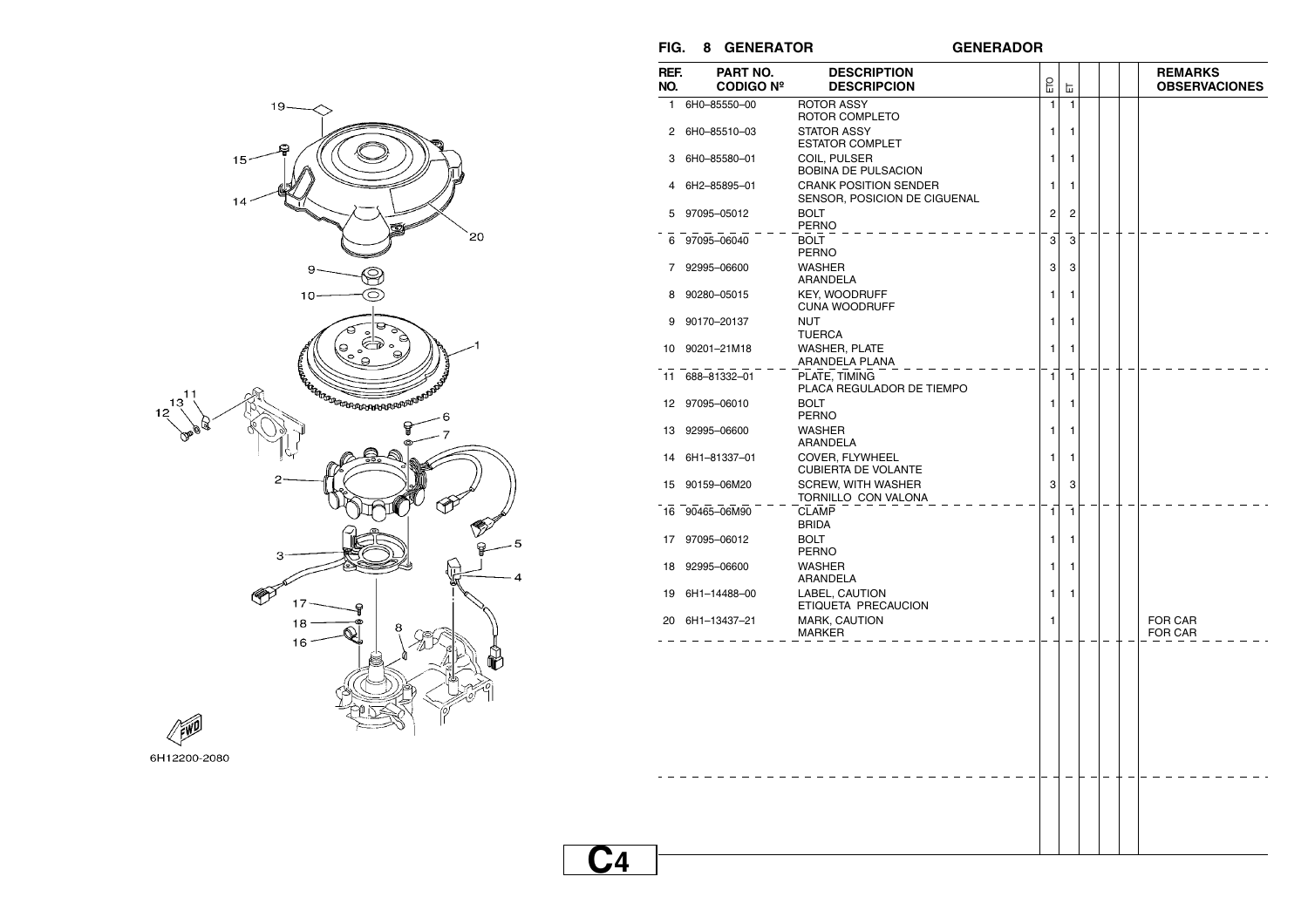## FIG. 8 GENERATOR — GENERADOR

| REF. NO. | PART NO. CODIGO Nº | DESCRIPTION DESCRIPCION | ETO | ET | | | | REMARKS OBSERVACIONES |
|---|---|---|---|---|---|---|---|---|
| 1 | 6H0–85550–00 | ROTOR ASSY<br>ROTOR COMPLETO | 1 | 1 | | | | |
| 2 | 6H0–85510–03 | STATOR ASSY<br>ESTATOR COMPLET | 1 | 1 | | | | |
| 3 | 6H0–85580–01 | COIL, PULSER<br>BOBINA DE PULSACION | 1 | 1 | | | | |
| 4 | 6H2–85895–01 | CRANK POSITION SENDER<br>SENSOR, POSICION DE CIGUENAL | 1 | 1 | | | | |
| 5 | 97095–05012 | BOLT<br>PERNO | 2 | 2 | | | | |
| 6 | 97095–06040 | BOLT<br>PERNO | 3 | 3 | | | | |
| 7 | 92995–06600 | WASHER<br>ARANDELA | 3 | 3 | | | | |
| 8 | 90280–05015 | KEY, WOODRUFF<br>CUNA WOODRUFF | 1 | 1 | | | | |
| 9 | 90170–20137 | NUT<br>TUERCA | 1 | 1 | | | | |
| 10 | 90201–21M18 | WASHER, PLATE<br>ARANDELA PLANA | 1 | 1 | | | | |
| 11 | 688–81332–01 | PLATE, TIMING<br>PLACA REGULADOR DE TIEMPO | 1 | 1 | | | | |
| 12 | 97095–06010 | BOLT<br>PERNO | 1 | 1 | | | | |
| 13 | 92995–06600 | WASHER<br>ARANDELA | 1 | 1 | | | | |
| 14 | 6H1–81337–01 | COVER, FLYWHEEL<br>CUBIERTA DE VOLANTE | 1 | 1 | | | | |
| 15 | 90159–06M20 | SCREW, WITH WASHER<br>TORNILLO CON VALONA | 3 | 3 | | | | |
| 16 | 90465–06M90 | CLAMP<br>BRIDA | 1 | 1 | | | | |
| 17 | 97095–06012 | BOLT<br>PERNO | 1 | 1 | | | | |
| 18 | 92995–06600 | WASHER<br>ARANDELA | 1 | 1 | | | | |
| 19 | 6H1–14488–00 | LABEL, CAUTION<br>ETIQUETA PRECAUCION | 1 | 1 | | | | |
| 20 | 6H1–13437–21 | MARK, CAUTION<br>MARKER | 1 | | | | | FOR CAR<br>FOR CAR |

6H12200-2080

C4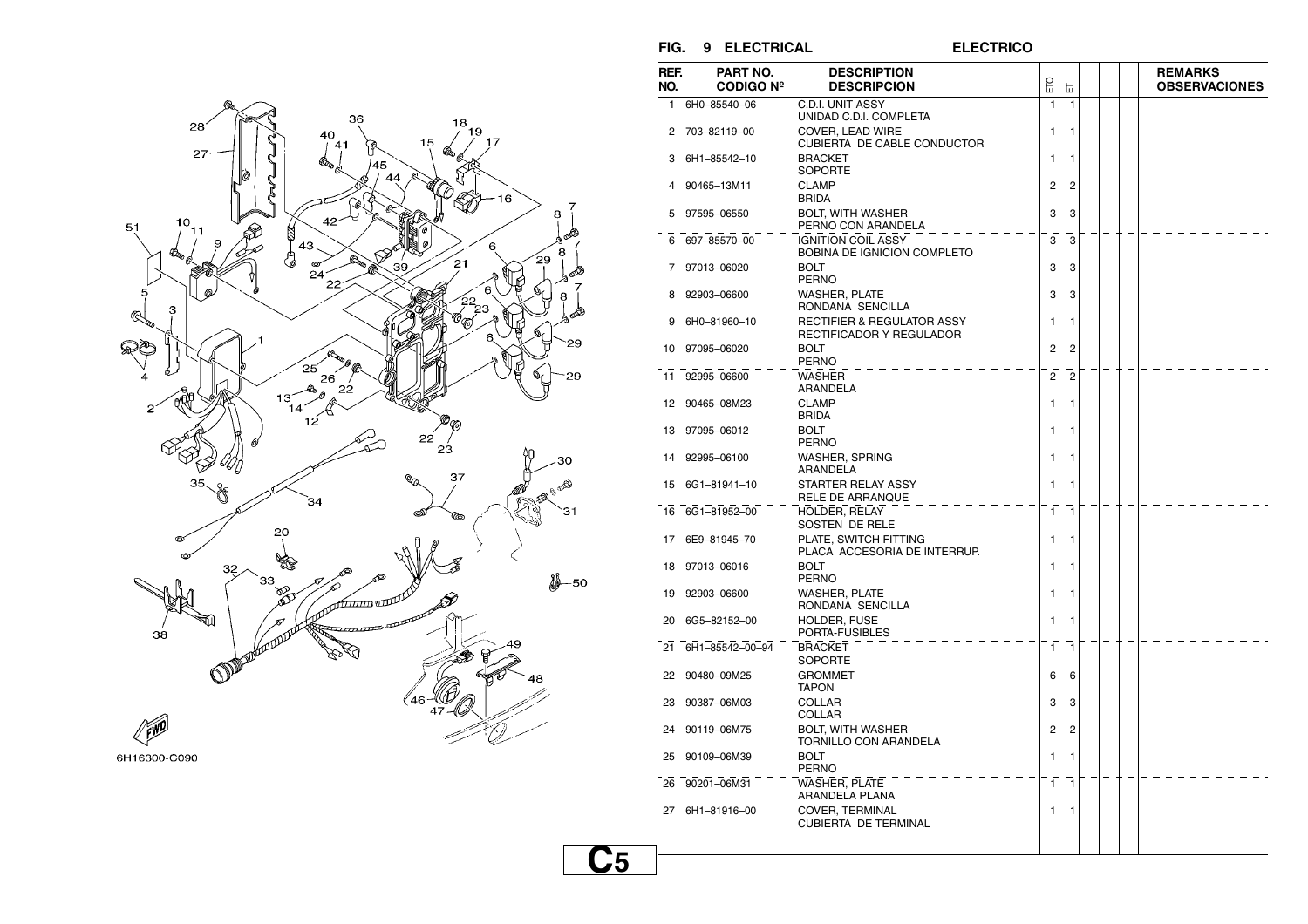## FIG. 9 ELECTRICAL ELECTRICO

| REF. NO. | PART NO. CODIGO Nº | DESCRIPTION DESCRIPCION | ETO | ET | | | | REMARKS OBSERVACIONES |
|---|---|---|---|---|---|---|---|---|
| 1 | 6H0–85540–06 | C.D.I. UNIT ASSY UNIDAD C.D.I. COMPLETA | 1 | 1 | | | | |
| 2 | 703–82119–00 | COVER, LEAD WIRE CUBIERTA DE CABLE CONDUCTOR | 1 | 1 | | | | |
| 3 | 6H1–85542–10 | BRACKET SOPORTE | 1 | 1 | | | | |
| 4 | 90465–13M11 | CLAMP BRIDA | 2 | 2 | | | | |
| 5 | 97595–06550 | BOLT, WITH WASHER PERNO CON ARANDELA | 3 | 3 | | | | |
| 6 | 697–85570–00 | IGNITION COIL ASSY BOBINA DE IGNICION COMPLETO | 3 | 3 | | | | |
| 7 | 97013–06020 | BOLT PERNO | 3 | 3 | | | | |
| 8 | 92903–06600 | WASHER, PLATE RONDANA SENCILLA | 3 | 3 | | | | |
| 9 | 6H0–81960–10 | RECTIFIER & REGULATOR ASSY RECTIFICADOR Y REGULADOR | 1 | 1 | | | | |
| 10 | 97095–06020 | BOLT PERNO | 2 | 2 | | | | |
| 11 | 92995–06600 | WASHER ARANDELA | 2 | 2 | | | | |
| 12 | 90465–08M23 | CLAMP BRIDA | 1 | 1 | | | | |
| 13 | 97095–06012 | BOLT PERNO | 1 | 1 | | | | |
| 14 | 92995–06100 | WASHER, SPRING ARANDELA | 1 | 1 | | | | |
| 15 | 6G1–81941–10 | STARTER RELAY ASSY RELE DE ARRANQUE | 1 | 1 | | | | |
| 16 | 6G1–81952–00 | HOLDER, RELAY SOSTEN DE RELE | 1 | 1 | | | | |
| 17 | 6E9–81945–70 | PLATE, SWITCH FITTING PLACA ACCESORIA DE INTERRUP. | 1 | 1 | | | | |
| 18 | 97013–06016 | BOLT PERNO | 1 | 1 | | | | |
| 19 | 92903–06600 | WASHER, PLATE RONDANA SENCILLA | 1 | 1 | | | | |
| 20 | 6G5–82152–00 | HOLDER, FUSE PORTA-FUSIBLES | 1 | 1 | | | | |
| 21 | 6H1–85542–00–94 | BRACKET SOPORTE | 1 | 1 | | | | |
| 22 | 90480–09M25 | GROMMET TAPON | 6 | 6 | | | | |
| 23 | 90387–06M03 | COLLAR COLLAR | 3 | 3 | | | | |
| 24 | 90119–06M75 | BOLT, WITH WASHER TORNILLO CON ARANDELA | 2 | 2 | | | | |
| 25 | 90109–06M39 | BOLT PERNO | 1 | 1 | | | | |
| 26 | 90201–06M31 | WASHER, PLATE ARANDELA PLANA | 1 | 1 | | | | |
| 27 | 6H1–81916–00 | COVER, TERMINAL CUBIERTA DE TERMINAL | 1 | 1 | | | | |

6H16300-C090

C5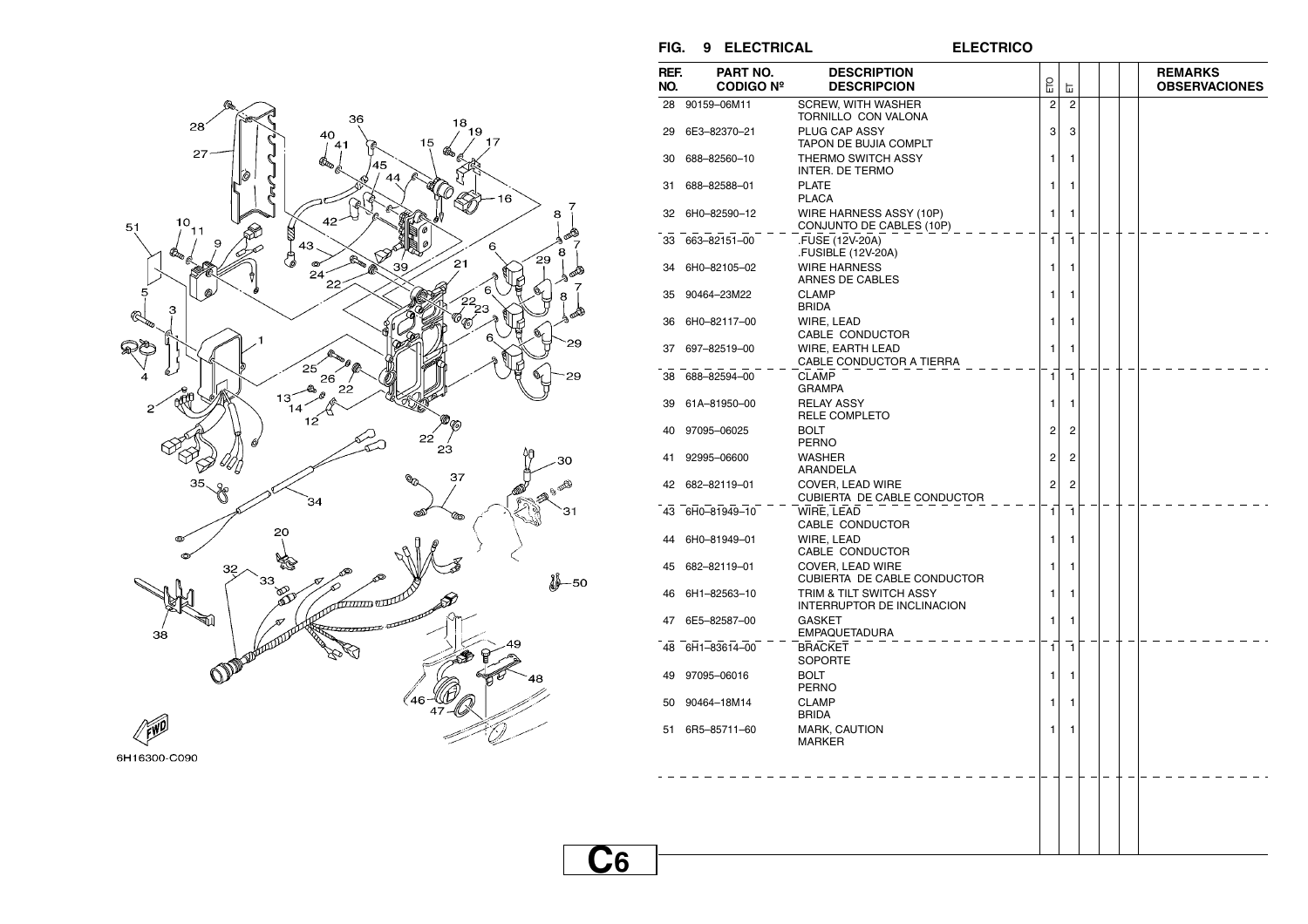## FIG. 9 ELECTRICAL ELECTRICO

| REF. NO. | PART NO. CODIGO Nº | DESCRIPTION DESCRIPCION | ETO | ET | | | | REMARKS OBSERVACIONES |
|---|---|---|---|---|---|---|---|---|
| 28 | 90159–06M11 | SCREW, WITH WASHER<br>TORNILLO CON VALONA | 2 | 2 | | | | |
| 29 | 6E3–82370–21 | PLUG CAP ASSY<br>TAPON DE BUJIA COMPLT | 3 | 3 | | | | |
| 30 | 688–82560–10 | THERMO SWITCH ASSY<br>INTER. DE TERMO | 1 | 1 | | | | |
| 31 | 688–82588–01 | PLATE<br>PLACA | 1 | 1 | | | | |
| 32 | 6H0–82590–12 | WIRE HARNESS ASSY (10P)<br>CONJUNTO DE CABLES (10P) | 1 | 1 | | | | |
| 33 | 663–82151–00 | .FUSE (12V-20A)<br>.FUSIBLE (12V-20A) | 1 | 1 | | | | |
| 34 | 6H0–82105–02 | WIRE HARNESS<br>ARNES DE CABLES | 1 | 1 | | | | |
| 35 | 90464–23M22 | CLAMP<br>BRIDA | 1 | 1 | | | | |
| 36 | 6H0–82117–00 | WIRE, LEAD<br>CABLE CONDUCTOR | 1 | 1 | | | | |
| 37 | 697–82519–00 | WIRE, EARTH LEAD<br>CABLE CONDUCTOR A TIERRA | 1 | 1 | | | | |
| 38 | 688–82594–00 | CLAMP<br>GRAMPA | 1 | 1 | | | | |
| 39 | 61A–81950–00 | RELAY ASSY<br>RELE COMPLETO | 1 | 1 | | | | |
| 40 | 97095–06025 | BOLT<br>PERNO | 2 | 2 | | | | |
| 41 | 92995–06600 | WASHER<br>ARANDELA | 2 | 2 | | | | |
| 42 | 682–82119–01 | COVER, LEAD WIRE<br>CUBIERTA DE CABLE CONDUCTOR | 2 | 2 | | | | |
| 43 | 6H0–81949–10 | WIRE, LEAD<br>CABLE CONDUCTOR | 1 | 1 | | | | |
| 44 | 6H0–81949–01 | WIRE, LEAD<br>CABLE CONDUCTOR | 1 | 1 | | | | |
| 45 | 682–82119–01 | COVER, LEAD WIRE<br>CUBIERTA DE CABLE CONDUCTOR | 1 | 1 | | | | |
| 46 | 6H1–82563–10 | TRIM & TILT SWITCH ASSY<br>INTERRUPTOR DE INCLINACION | 1 | 1 | | | | |
| 47 | 6E5–82587–00 | GASKET<br>EMPAQUETADURA | 1 | 1 | | | | |
| 48 | 6H1–83614–00 | BRACKET<br>SOPORTE | 1 | 1 | | | | |
| 49 | 97095–06016 | BOLT<br>PERNO | 1 | 1 | | | | |
| 50 | 90464–18M14 | CLAMP<br>BRIDA | 1 | 1 | | | | |
| 51 | 6R5–85711–60 | MARK, CAUTION<br>MARKER | 1 | 1 | | | | |

6H16300-C090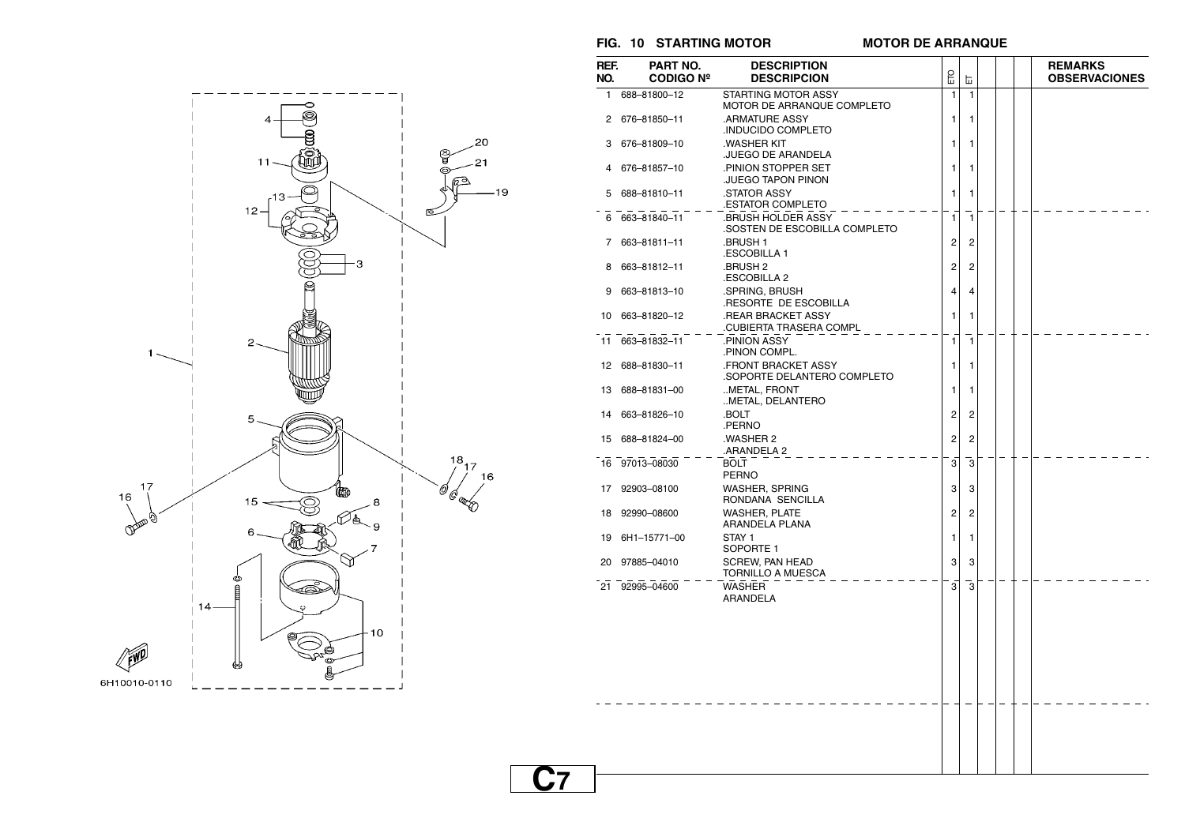## FIG. 10 STARTING MOTOR — MOTOR DE ARRANQUE

| REF. NO. | PART NO. / CODIGO Nº | DESCRIPTION / DESCRIPCION | ETO | ET | | | | REMARKS / OBSERVACIONES |
|---|---|---|---|---|---|---|---|---|
| 1 | 688–81800–12 | STARTING MOTOR ASSY<br>MOTOR DE ARRANQUE COMPLETO | 1 | 1 | | | | |
| 2 | 676–81850–11 | .ARMATURE ASSY<br>.INDUCIDO COMPLETO | 1 | 1 | | | | |
| 3 | 676–81809–10 | .WASHER KIT<br>.JUEGO DE ARANDELA | 1 | 1 | | | | |
| 4 | 676–81857–10 | .PINION STOPPER SET<br>.JUEGO TAPON PINON | 1 | 1 | | | | |
| 5 | 688–81810–11 | .STATOR ASSY<br>.ESTATOR COMPLETO | 1 | 1 | | | | |
| 6 | 663–81840–11 | .BRUSH HOLDER ASSY<br>.SOSTEN DE ESCOBILLA COMPLETO | 1 | 1 | | | | |
| 7 | 663–81811–11 | .BRUSH 1<br>.ESCOBILLA 1 | 2 | 2 | | | | |
| 8 | 663–81812–11 | .BRUSH 2<br>.ESCOBILLA 2 | 2 | 2 | | | | |
| 9 | 663–81813–10 | .SPRING, BRUSH<br>.RESORTE DE ESCOBILLA | 4 | 4 | | | | |
| 10 | 663–81820–12 | .REAR BRACKET ASSY<br>.CUBIERTA TRASERA COMPL | 1 | 1 | | | | |
| 11 | 663–81832–11 | .PINION ASSY<br>.PINON COMPL. | 1 | 1 | | | | |
| 12 | 688–81830–11 | .FRONT BRACKET ASSY<br>.SOPORTE DELANTERO COMPLETO | 1 | 1 | | | | |
| 13 | 688–81831–00 | ..METAL, FRONT<br>..METAL, DELANTERO | 1 | 1 | | | | |
| 14 | 663–81826–10 | .BOLT<br>.PERNO | 2 | 2 | | | | |
| 15 | 688–81824–00 | .WASHER 2<br>.ARANDELA 2 | 2 | 2 | | | | |
| 16 | 97013–08030 | BOLT<br>PERNO | 3 | 3 | | | | |
| 17 | 92903–08100 | WASHER, SPRING<br>RONDANA SENCILLA | 3 | 3 | | | | |
| 18 | 92990–08600 | WASHER, PLATE<br>ARANDELA PLANA | 2 | 2 | | | | |
| 19 | 6H1–15771–00 | STAY 1<br>SOPORTE 1 | 1 | 1 | | | | |
| 20 | 97885–04010 | SCREW, PAN HEAD<br>TORNILLO A MUESCA | 3 | 3 | | | | |
| 21 | 92995–04600 | WASHER<br>ARANDELA | 3 | 3 | | | | |

6H10010-0110

C7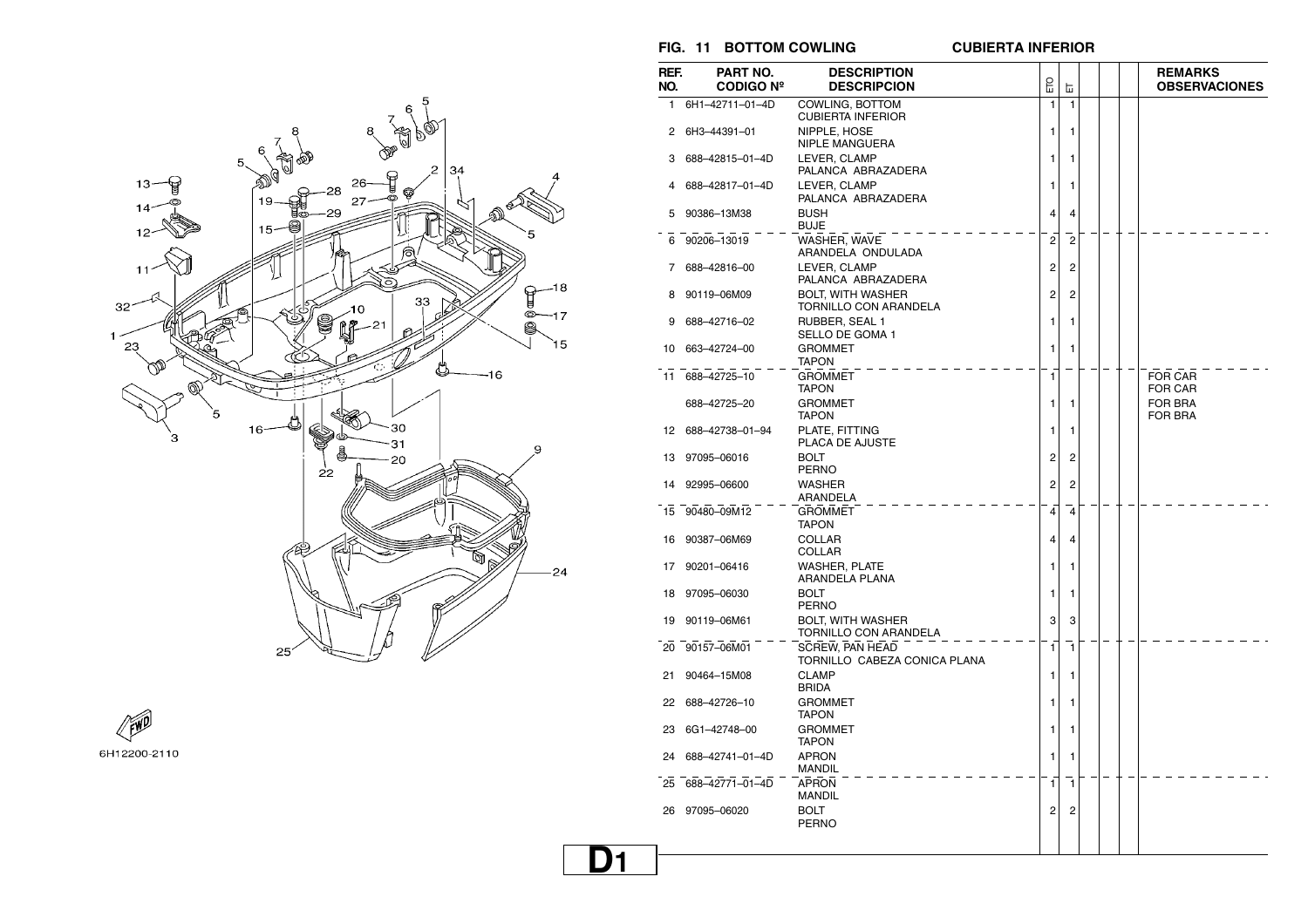## FIG. 11 BOTTOM COWLING — CUBIERTA INFERIOR

| REF. NO. | PART NO. CODIGO Nº | DESCRIPTION DESCRIPCION | ETO | ET | | | | REMARKS OBSERVACIONES |
|---|---|---|---|---|---|---|---|---|
| 1 | 6H1–42711–01–4D | COWLING, BOTTOM<br>CUBIERTA INFERIOR | 1 | 1 | | | | |
| 2 | 6H3–44391–01 | NIPPLE, HOSE<br>NIPLE MANGUERA | 1 | 1 | | | | |
| 3 | 688–42815–01–4D | LEVER, CLAMP<br>PALANCA ABRAZADERA | 1 | 1 | | | | |
| 4 | 688–42817–01–4D | LEVER, CLAMP<br>PALANCA ABRAZADERA | 1 | 1 | | | | |
| 5 | 90386–13M38 | BUSH<br>BUJE | 4 | 4 | | | | |
| 6 | 90206–13019 | WASHER, WAVE<br>ARANDELA ONDULADA | 2 | 2 | | | | |
| 7 | 688–42816–00 | LEVER, CLAMP<br>PALANCA ABRAZADERA | 2 | 2 | | | | |
| 8 | 90119–06M09 | BOLT, WITH WASHER<br>TORNILLO CON ARANDELA | 2 | 2 | | | | |
| 9 | 688–42716–02 | RUBBER, SEAL 1<br>SELLO DE GOMA 1 | 1 | 1 | | | | |
| 10 | 663–42724–00 | GROMMET<br>TAPON | 1 | 1 | | | | |
| 11 | 688–42725–10 | GROMMET<br>TAPON | 1 | | | | | FOR CAR<br>FOR CAR |
| | 688–42725–20 | GROMMET<br>TAPON | 1 | 1 | | | | FOR BRA<br>FOR BRA |
| 12 | 688–42738–01–94 | PLATE, FITTING<br>PLACA DE AJUSTE | 1 | 1 | | | | |
| 13 | 97095–06016 | BOLT<br>PERNO | 2 | 2 | | | | |
| 14 | 92995–06600 | WASHER<br>ARANDELA | 2 | 2 | | | | |
| 15 | 90480–09M12 | GROMMET<br>TAPON | 4 | 4 | | | | |
| 16 | 90387–06M69 | COLLAR<br>COLLAR | 4 | 4 | | | | |
| 17 | 90201–06416 | WASHER, PLATE<br>ARANDELA PLANA | 1 | 1 | | | | |
| 18 | 97095–06030 | BOLT<br>PERNO | 1 | 1 | | | | |
| 19 | 90119–06M61 | BOLT, WITH WASHER<br>TORNILLO CON ARANDELA | 3 | 3 | | | | |
| 20 | 90157–06M01 | SCREW, PAN HEAD<br>TORNILLO CABEZA CONICA PLANA | 1 | 1 | | | | |
| 21 | 90464–15M08 | CLAMP<br>BRIDA | 1 | 1 | | | | |
| 22 | 688–42726–10 | GROMMET<br>TAPON | 1 | 1 | | | | |
| 23 | 6G1–42748–00 | GROMMET<br>TAPON | 1 | 1 | | | | |
| 24 | 688–42741–01–4D | APRON<br>MANDIL | 1 | 1 | | | | |
| 25 | 688–42771–01–4D | APRON<br>MANDIL | 1 | 1 | | | | |
| 26 | 97095–06020 | BOLT<br>PERNO | 2 | 2 | | | | |

6H12200-2110

D1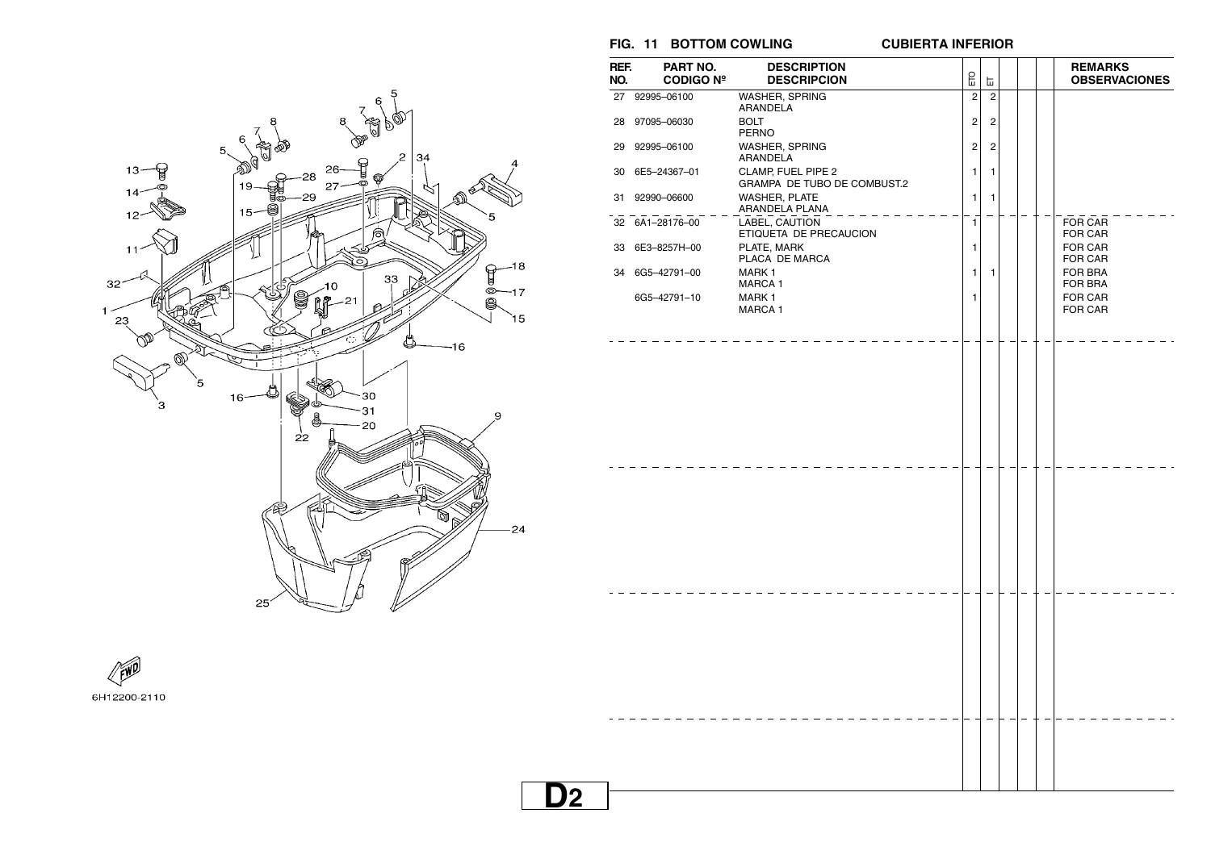## FIG. 11 BOTTOM COWLING    CUBIERTA INFERIOR

| REF. NO. | PART NO. CODIGO Nº | DESCRIPTION DESCRIPCION | ETO | ET | | | | REMARKS OBSERVACIONES |
|---|---|---|---|---|---|---|---|---|
| 27 | 92995–06100 | WASHER, SPRING ARANDELA | 2 | 2 | | | | |
| 28 | 97095–06030 | BOLT PERNO | 2 | 2 | | | | |
| 29 | 92995–06100 | WASHER, SPRING ARANDELA | 2 | 2 | | | | |
| 30 | 6E5–24367–01 | CLAMP, FUEL PIPE 2 GRAMPA DE TUBO DE COMBUST.2 | 1 | 1 | | | | |
| 31 | 92990–06600 | WASHER, PLATE ARANDELA PLANA | 1 | 1 | | | | |
| 32 | 6A1–28176–00 | LABEL, CAUTION ETIQUETA DE PRECAUCION | 1 | | | | | FOR CAR FOR CAR |
| 33 | 6E3–8257H–00 | PLATE, MARK PLACA DE MARCA | 1 | | | | | FOR CAR FOR CAR |
| 34 | 6G5–42791–00 | MARK 1 MARCA 1 | 1 | 1 | | | | FOR BRA FOR BRA |
| | 6G5–42791–10 | MARK 1 MARCA 1 | 1 | | | | | FOR CAR FOR CAR |

6H12200-2110

D2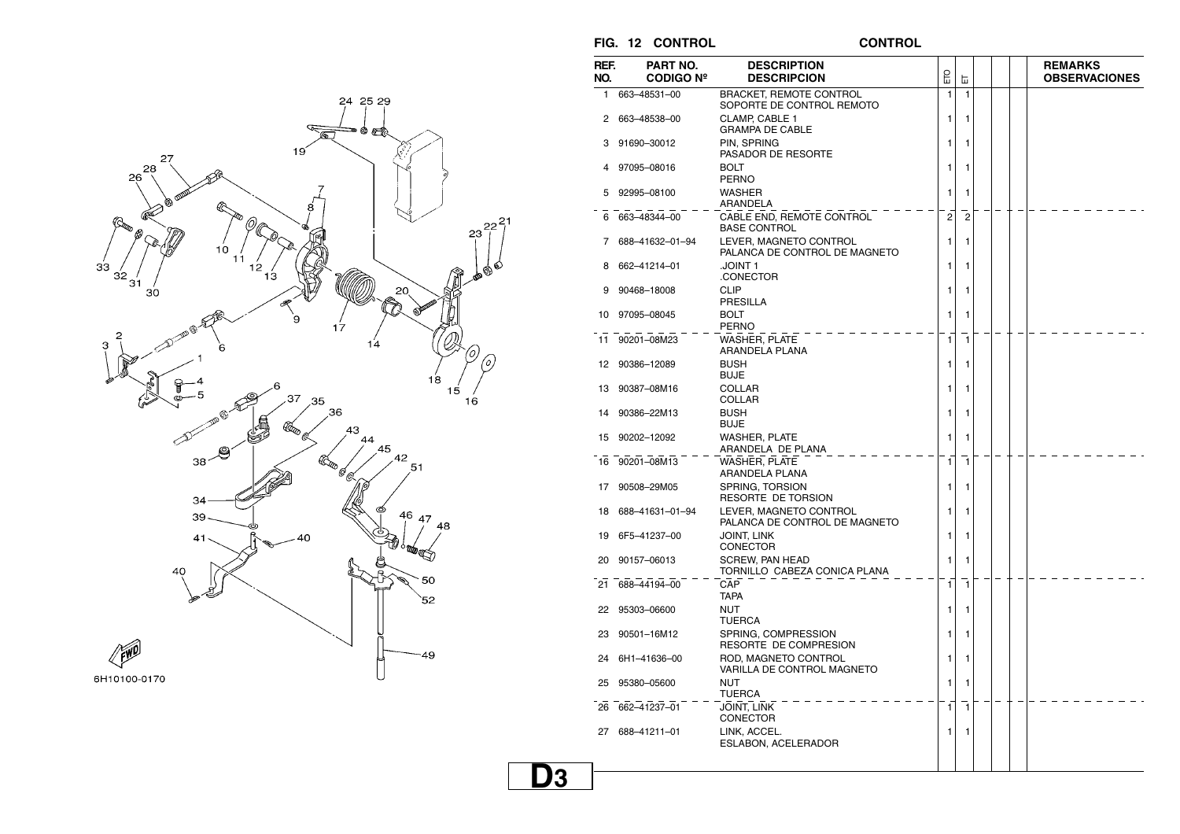## FIG. 12 CONTROL CONTROL

| REF. NO. | PART NO. CODIGO Nº | DESCRIPTION DESCRIPCION | ETO | ET | | | | REMARKS OBSERVACIONES |
|---|---|---|---|---|---|---|---|---|
| 1 | 663–48531–00 | BRACKET, REMOTE CONTROL<br>SOPORTE DE CONTROL REMOTO | 1 | 1 | | | | |
| 2 | 663–48538–00 | CLAMP, CABLE 1<br>GRAMPA DE CABLE | 1 | 1 | | | | |
| 3 | 91690–30012 | PIN, SPRING<br>PASADOR DE RESORTE | 1 | 1 | | | | |
| 4 | 97095–08016 | BOLT<br>PERNO | 1 | 1 | | | | |
| 5 | 92995–08100 | WASHER<br>ARANDELA | 1 | 1 | | | | |
| 6 | 663–48344–00 | CABLE END, REMOTE CONTROL<br>BASE CONTROL | 2 | 2 | | | | |
| 7 | 688–41632–01–94 | LEVER, MAGNETO CONTROL<br>PALANCA DE CONTROL DE MAGNETO | 1 | 1 | | | | |
| 8 | 662–41214–01 | .JOINT 1<br>.CONECTOR | 1 | 1 | | | | |
| 9 | 90468–18008 | CLIP<br>PRESILLA | 1 | 1 | | | | |
| 10 | 97095–08045 | BOLT<br>PERNO | 1 | 1 | | | | |
| 11 | 90201–08M23 | WASHER, PLATE<br>ARANDELA PLANA | 1 | 1 | | | | |
| 12 | 90386–12089 | BUSH<br>BUJE | 1 | 1 | | | | |
| 13 | 90387–08M16 | COLLAR<br>COLLAR | 1 | 1 | | | | |
| 14 | 90386–22M13 | BUSH<br>BUJE | 1 | 1 | | | | |
| 15 | 90202–12092 | WASHER, PLATE<br>ARANDELA DE PLANA | 1 | 1 | | | | |
| 16 | 90201–08M13 | WASHER, PLATE<br>ARANDELA PLANA | 1 | 1 | | | | |
| 17 | 90508–29M05 | SPRING, TORSION<br>RESORTE DE TORSION | 1 | 1 | | | | |
| 18 | 688–41631–01–94 | LEVER, MAGNETO CONTROL<br>PALANCA DE CONTROL DE MAGNETO | 1 | 1 | | | | |
| 19 | 6F5–41237–00 | JOINT, LINK<br>CONECTOR | 1 | 1 | | | | |
| 20 | 90157–06013 | SCREW, PAN HEAD<br>TORNILLO CABEZA CONICA PLANA | 1 | 1 | | | | |
| 21 | 688–44194–00 | CAP<br>TAPA | 1 | 1 | | | | |
| 22 | 95303–06600 | NUT<br>TUERCA | 1 | 1 | | | | |
| 23 | 90501–16M12 | SPRING, COMPRESSION<br>RESORTE DE COMPRESION | 1 | 1 | | | | |
| 24 | 6H1–41636–00 | ROD, MAGNETO CONTROL<br>VARILLA DE CONTROL MAGNETO | 1 | 1 | | | | |
| 25 | 95380–05600 | NUT<br>TUERCA | 1 | 1 | | | | |
| 26 | 662–41237–01 | JOINT, LINK<br>CONECTOR | 1 | 1 | | | | |
| 27 | 688–41211–01 | LINK, ACCEL.<br>ESLABON, ACELERADOR | 1 | 1 | | | | |

6H10100-0170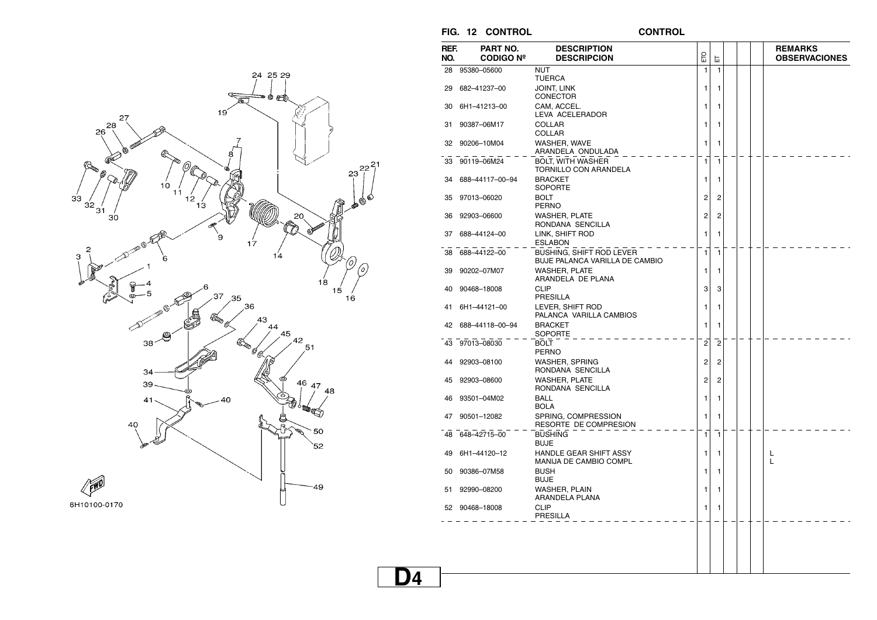## FIG. 12 CONTROL / CONTROL

| REF. NO. | PART NO. / CODIGO Nº | DESCRIPTION / DESCRIPCION | ETO | ET | | | | REMARKS / OBSERVACIONES |
|---|---|---|---|---|---|---|---|---|
| 28 | 95380–05600 | NUT<br>TUERCA | 1 | 1 | | | | |
| 29 | 682–41237–00 | JOINT, LINK<br>CONECTOR | 1 | 1 | | | | |
| 30 | 6H1–41213–00 | CAM, ACCEL.<br>LEVA ACELERADOR | 1 | 1 | | | | |
| 31 | 90387–06M17 | COLLAR<br>COLLAR | 1 | 1 | | | | |
| 32 | 90206–10M04 | WASHER, WAVE<br>ARANDELA ONDULADA | 1 | 1 | | | | |
| 33 | 90119–06M24 | BOLT, WITH WASHER<br>TORNILLO CON ARANDELA | 1 | 1 | | | | |
| 34 | 688–44117–00–94 | BRACKET<br>SOPORTE | 1 | 1 | | | | |
| 35 | 97013–06020 | BOLT<br>PERNO | 2 | 2 | | | | |
| 36 | 92903–06600 | WASHER, PLATE<br>RONDANA SENCILLA | 2 | 2 | | | | |
| 37 | 688–44124–00 | LINK, SHIFT ROD<br>ESLABON | 1 | 1 | | | | |
| 38 | 688–44122–00 | BUSHING, SHIFT ROD LEVER<br>BUJE PALANCA VARILLA DE CAMBIO | 1 | 1 | | | | |
| 39 | 90202–07M07 | WASHER, PLATE<br>ARANDELA DE PLANA | 1 | 1 | | | | |
| 40 | 90468–18008 | CLIP<br>PRESILLA | 3 | 3 | | | | |
| 41 | 6H1–44121–00 | LEVER, SHIFT ROD<br>PALANCA VARILLA CAMBIOS | 1 | 1 | | | | |
| 42 | 688–44118–00–94 | BRACKET<br>SOPORTE | 1 | 1 | | | | |
| 43 | 97013–08030 | BOLT<br>PERNO | 2 | 2 | | | | |
| 44 | 92903–08100 | WASHER, SPRING<br>RONDANA SENCILLA | 2 | 2 | | | | |
| 45 | 92903–08600 | WASHER, PLATE<br>RONDANA SENCILLA | 2 | 2 | | | | |
| 46 | 93501–04M02 | BALL<br>BOLA | 1 | 1 | | | | |
| 47 | 90501–12082 | SPRING, COMPRESSION<br>RESORTE DE COMPRESION | 1 | 1 | | | | |
| 48 | 648–42715–00 | BUSHING<br>BUJE | 1 | 1 | | | | |
| 49 | 6H1–44120–12 | HANDLE GEAR SHIFT ASSY<br>MANIJA DE CAMBIO COMPL | 1 | 1 | | | | L<br>L |
| 50 | 90386–07M58 | BUSH<br>BUJE | 1 | 1 | | | | |
| 51 | 92990–08200 | WASHER, PLAIN<br>ARANDELA PLANA | 1 | 1 | | | | |
| 52 | 90468–18008 | CLIP<br>PRESILLA | 1 | 1 | | | | |

6H10100-0170

D4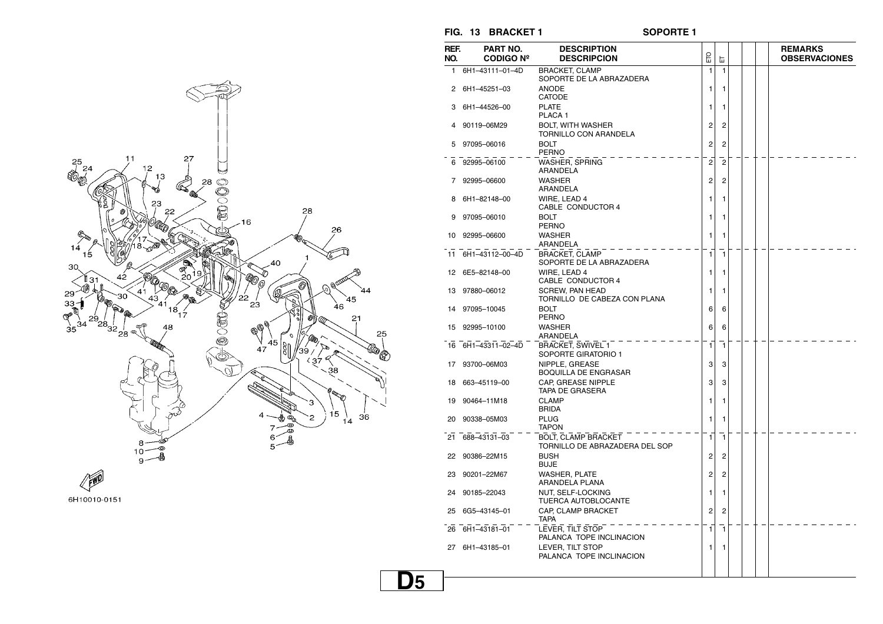## FIG. 13 BRACKET 1 SOPORTE 1

| REF. NO. | PART NO. CODIGO Nº | DESCRIPTION DESCRIPCION | ETO | ET | | | | REMARKS OBSERVACIONES |
|---|---|---|---|---|---|---|---|---|
| 1 | 6H1–43111–01–4D | BRACKET, CLAMP<br>SOPORTE DE LA ABRAZADERA | 1 | 1 | | | | |
| 2 | 6H1–45251–03 | ANODE<br>CATODE | 1 | 1 | | | | |
| 3 | 6H1–44526–00 | PLATE<br>PLACA 1 | 1 | 1 | | | | |
| 4 | 90119–06M29 | BOLT, WITH WASHER<br>TORNILLO CON ARANDELA | 2 | 2 | | | | |
| 5 | 97095–06016 | BOLT<br>PERNO | 2 | 2 | | | | |
| 6 | 92995–06100 | WASHER, SPRING<br>ARANDELA | 2 | 2 | | | | |
| 7 | 92995–06600 | WASHER<br>ARANDELA | 2 | 2 | | | | |
| 8 | 6H1–82148–00 | WIRE, LEAD 4<br>CABLE CONDUCTOR 4 | 1 | 1 | | | | |
| 9 | 97095–06010 | BOLT<br>PERNO | 1 | 1 | | | | |
| 10 | 92995–06600 | WASHER<br>ARANDELA | 1 | 1 | | | | |
| 11 | 6H1–43112–00–4D | BRACKET, CLAMP<br>SOPORTE DE LA ABRAZADERA | 1 | 1 | | | | |
| 12 | 6E5–82148–00 | WIRE, LEAD 4<br>CABLE CONDUCTOR 4 | 1 | 1 | | | | |
| 13 | 97880–06012 | SCREW, PAN HEAD<br>TORNILLO DE CABEZA CON PLANA | 1 | 1 | | | | |
| 14 | 97095–10045 | BOLT<br>PERNO | 6 | 6 | | | | |
| 15 | 92995–10100 | WASHER<br>ARANDELA | 6 | 6 | | | | |
| 16 | 6H1–43311–02–4D | BRACKET, SWIVEL 1<br>SOPORTE GIRATORIO 1 | 1 | 1 | | | | |
| 17 | 93700–06M03 | NIPPLE, GREASE<br>BOQUILLA DE ENGRASAR | 3 | 3 | | | | |
| 18 | 663–45119–00 | CAP, GREASE NIPPLE<br>TAPA DE GRASERA | 3 | 3 | | | | |
| 19 | 90464–11M18 | CLAMP<br>BRIDA | 1 | 1 | | | | |
| 20 | 90338–05M03 | PLUG<br>TAPON | 1 | 1 | | | | |
| 21 | 688–43131–03 | BOLT, CLAMP BRACKET<br>TORNILLO DE ABRAZADERA DEL SOP | 1 | 1 | | | | |
| 22 | 90386–22M15 | BUSH<br>BUJE | 2 | 2 | | | | |
| 23 | 90201–22M67 | WASHER, PLATE<br>ARANDELA PLANA | 2 | 2 | | | | |
| 24 | 90185–22043 | NUT, SELF-LOCKING<br>TUERCA AUTOBLOCANTE | 1 | 1 | | | | |
| 25 | 6G5–43145–01 | CAP, CLAMP BRACKET<br>TAPA | 2 | 2 | | | | |
| 26 | 6H1–43181–01 | LEVER, TILT STOP<br>PALANCA TOPE INCLINACION | 1 | 1 | | | | |
| 27 | 6H1–43185–01 | LEVER, TILT STOP<br>PALANCA TOPE INCLINACION | 1 | 1 | | | | |

6H10010-0151

D5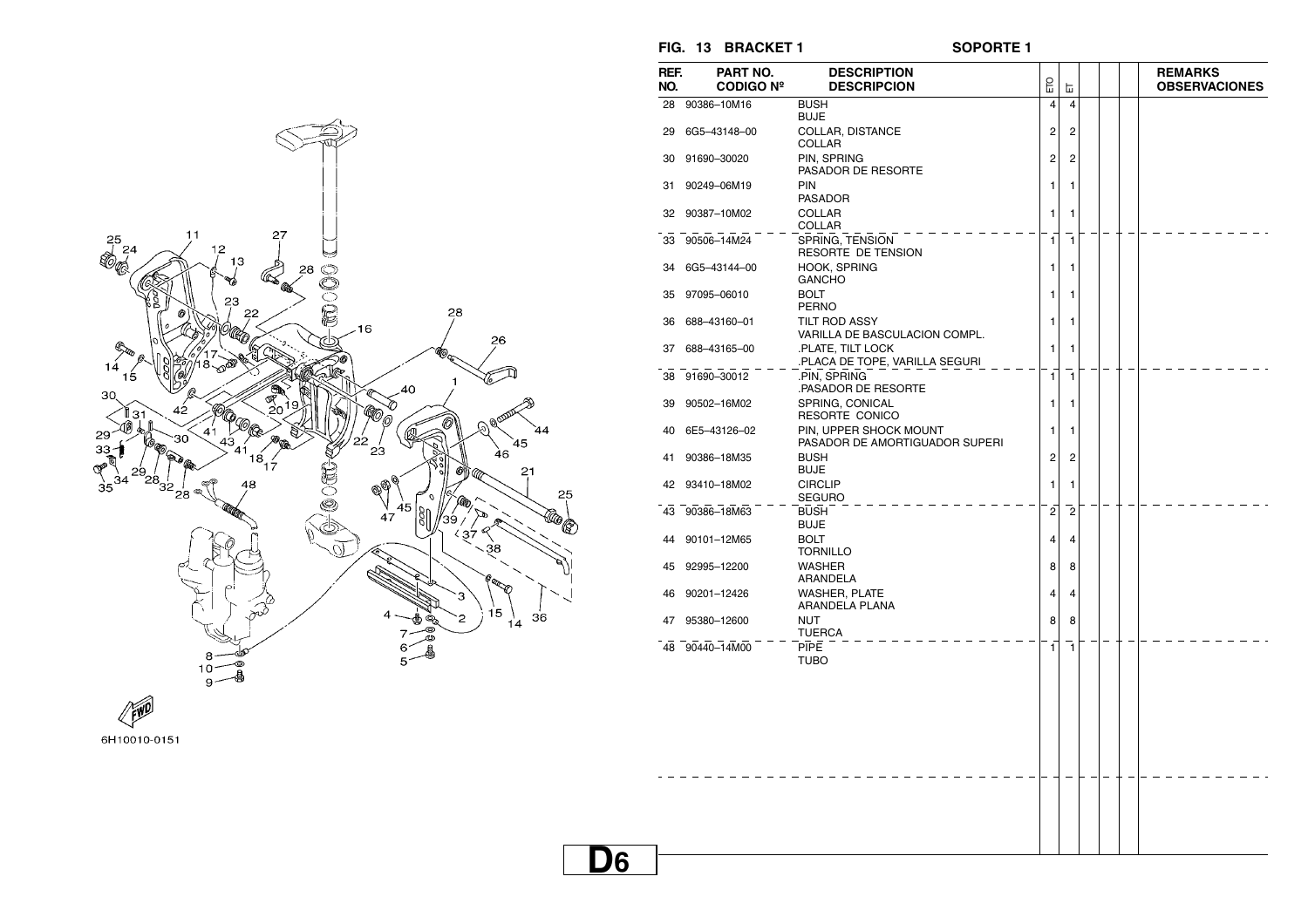## FIG. 13 BRACKET 1 — SOPORTE 1

| REF. NO. | PART NO. CODIGO Nº | DESCRIPTION DESCRIPCION | ETO | ET | | | | REMARKS OBSERVACIONES |
|---|---|---|---|---|---|---|---|---|
| 28 | 90386–10M16 | BUSH<br>BUJE | 4 | 4 | | | | |
| 29 | 6G5–43148–00 | COLLAR, DISTANCE<br>COLLAR | 2 | 2 | | | | |
| 30 | 91690–30020 | PIN, SPRING<br>PASADOR DE RESORTE | 2 | 2 | | | | |
| 31 | 90249–06M19 | PIN<br>PASADOR | 1 | 1 | | | | |
| 32 | 90387–10M02 | COLLAR<br>COLLAR | 1 | 1 | | | | |
| 33 | 90506–14M24 | SPRING, TENSION<br>RESORTE DE TENSION | 1 | 1 | | | | |
| 34 | 6G5–43144–00 | HOOK, SPRING<br>GANCHO | 1 | 1 | | | | |
| 35 | 97095–06010 | BOLT<br>PERNO | 1 | 1 | | | | |
| 36 | 688–43160–01 | TILT ROD ASSY<br>VARILLA DE BASCULACION COMPL. | 1 | 1 | | | | |
| 37 | 688–43165–00 | .PLATE, TILT LOCK<br>.PLACA DE TOPE, VARILLA SEGURI | 1 | 1 | | | | |
| 38 | 91690–30012 | .PIN, SPRING<br>.PASADOR DE RESORTE | 1 | 1 | | | | |
| 39 | 90502–16M02 | SPRING, CONICAL<br>RESORTE CONICO | 1 | 1 | | | | |
| 40 | 6E5–43126–02 | PIN, UPPER SHOCK MOUNT<br>PASADOR DE AMORTIGUADOR SUPERI | 1 | 1 | | | | |
| 41 | 90386–18M35 | BUSH<br>BUJE | 2 | 2 | | | | |
| 42 | 93410–18M02 | CIRCLIP<br>SEGURO | 1 | 1 | | | | |
| 43 | 90386–18M63 | BUSH<br>BUJE | 2 | 2 | | | | |
| 44 | 90101–12M65 | BOLT<br>TORNILLO | 4 | 4 | | | | |
| 45 | 92995–12200 | WASHER<br>ARANDELA | 8 | 8 | | | | |
| 46 | 90201–12426 | WASHER, PLATE<br>ARANDELA PLANA | 4 | 4 | | | | |
| 47 | 95380–12600 | NUT<br>TUERCA | 8 | 8 | | | | |
| 48 | 90440–14M00 | PIPE<br>TUBO | 1 | 1 | | | | |

6H10010-0151

D6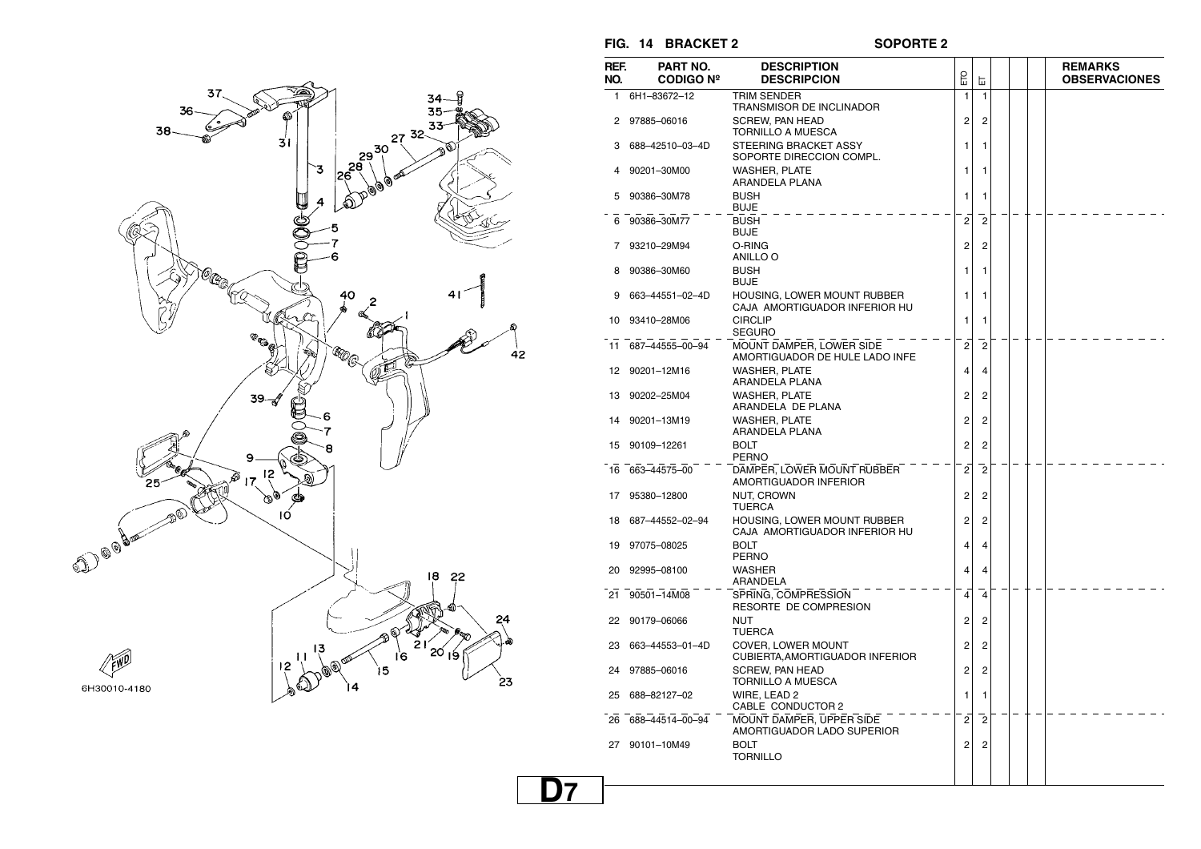## FIG. 14 BRACKET 2 SOPORTE 2

| REF. NO. | PART NO. CODIGO Nº | DESCRIPTION DESCRIPCION | ETO | ET | | | | REMARKS OBSERVACIONES |
|---|---|---|---|---|---|---|---|---|
| 1 | 6H1–83672–12 | TRIM SENDER<br>TRANSMISOR DE INCLINADOR | 1 | 1 | | | | |
| 2 | 97885–06016 | SCREW, PAN HEAD<br>TORNILLO A MUESCA | 2 | 2 | | | | |
| 3 | 688–42510–03–4D | STEERING BRACKET ASSY<br>SOPORTE DIRECCION COMPL. | 1 | 1 | | | | |
| 4 | 90201–30M00 | WASHER, PLATE<br>ARANDELA PLANA | 1 | 1 | | | | |
| 5 | 90386–30M78 | BUSH<br>BUJE | 1 | 1 | | | | |
| 6 | 90386–30M77 | BUSH<br>BUJE | 2 | 2 | | | | |
| 7 | 93210–29M94 | O-RING<br>ANILLO O | 2 | 2 | | | | |
| 8 | 90386–30M60 | BUSH<br>BUJE | 1 | 1 | | | | |
| 9 | 663–44551–02–4D | HOUSING, LOWER MOUNT RUBBER<br>CAJA AMORTIGUADOR INFERIOR HU | 1 | 1 | | | | |
| 10 | 93410–28M06 | CIRCLIP<br>SEGURO | 1 | 1 | | | | |
| 11 | 687–44555–00–94 | MOUNT DAMPER, LOWER SIDE<br>AMORTIGUADOR DE HULE LADO INFE | 2 | 2 | | | | |
| 12 | 90201–12M16 | WASHER, PLATE<br>ARANDELA PLANA | 4 | 4 | | | | |
| 13 | 90202–25M04 | WASHER, PLATE<br>ARANDELA DE PLANA | 2 | 2 | | | | |
| 14 | 90201–13M19 | WASHER, PLATE<br>ARANDELA PLANA | 2 | 2 | | | | |
| 15 | 90109–12261 | BOLT<br>PERNO | 2 | 2 | | | | |
| 16 | 663–44575–00 | DAMPER, LOWER MOUNT RUBBER<br>AMORTIGUADOR INFERIOR | 2 | 2 | | | | |
| 17 | 95380–12800 | NUT, CROWN<br>TUERCA | 2 | 2 | | | | |
| 18 | 687–44552–02–94 | HOUSING, LOWER MOUNT RUBBER<br>CAJA AMORTIGUADOR INFERIOR HU | 2 | 2 | | | | |
| 19 | 97075–08025 | BOLT<br>PERNO | 4 | 4 | | | | |
| 20 | 92995–08100 | WASHER<br>ARANDELA | 4 | 4 | | | | |
| 21 | 90501–14M08 | SPRING, COMPRESSION<br>RESORTE DE COMPRESION | 4 | 4 | | | | |
| 22 | 90179–06066 | NUT<br>TUERCA | 2 | 2 | | | | |
| 23 | 663–44553–01–4D | COVER, LOWER MOUNT<br>CUBIERTA,AMORTIGUADOR INFERIOR | 2 | 2 | | | | |
| 24 | 97885–06016 | SCREW, PAN HEAD<br>TORNILLO A MUESCA | 2 | 2 | | | | |
| 25 | 688–82127–02 | WIRE, LEAD 2<br>CABLE CONDUCTOR 2 | 1 | 1 | | | | |
| 26 | 688–44514–00–94 | MOUNT DAMPER, UPPER SIDE<br>AMORTIGUADOR LADO SUPERIOR | 2 | 2 | | | | |
| 27 | 90101–10M49 | BOLT<br>TORNILLO | 2 | 2 | | | | |

6H30010-4180

D7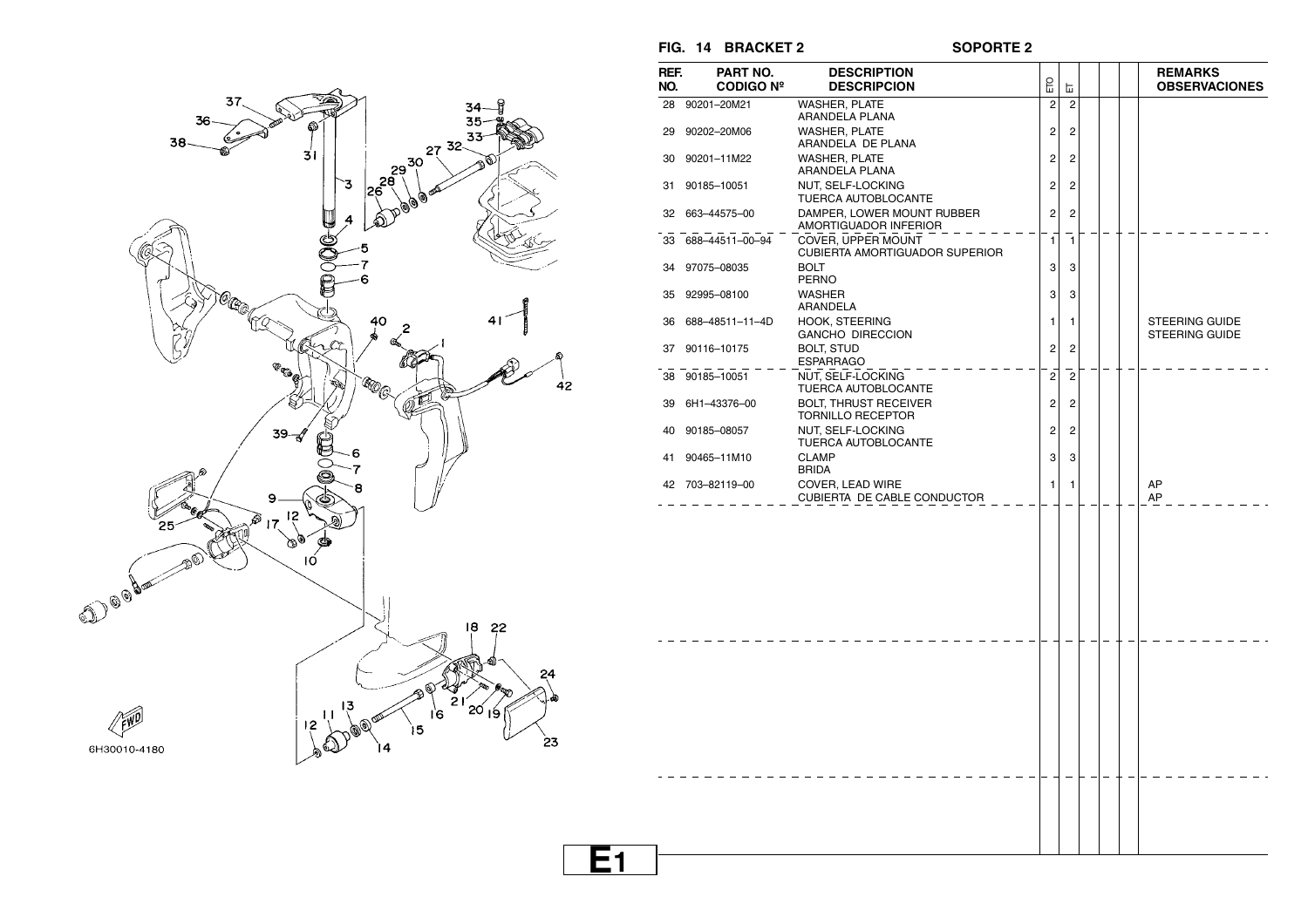## FIG. 14 BRACKET 2 SOPORTE 2

| REF. NO. | PART NO. CODIGO Nº | DESCRIPTION DESCRIPCION | ETO | ET | | | | REMARKS OBSERVACIONES |
|---|---|---|---|---|---|---|---|---|
| 28 | 90201–20M21 | WASHER, PLATE ARANDELA PLANA | 2 | 2 | | | | |
| 29 | 90202–20M06 | WASHER, PLATE ARANDELA DE PLANA | 2 | 2 | | | | |
| 30 | 90201–11M22 | WASHER, PLATE ARANDELA PLANA | 2 | 2 | | | | |
| 31 | 90185–10051 | NUT, SELF-LOCKING TUERCA AUTOBLOCANTE | 2 | 2 | | | | |
| 32 | 663–44575–00 | DAMPER, LOWER MOUNT RUBBER AMORTIGUADOR INFERIOR | 2 | 2 | | | | |
| 33 | 688–44511–00–94 | COVER, UPPER MOUNT CUBIERTA AMORTIGUADOR SUPERIOR | 1 | 1 | | | | |
| 34 | 97075–08035 | BOLT PERNO | 3 | 3 | | | | |
| 35 | 92995–08100 | WASHER ARANDELA | 3 | 3 | | | | |
| 36 | 688–48511–11–4D | HOOK, STEERING GANCHO DIRECCION | 1 | 1 | | | | STEERING GUIDE STEERING GUIDE |
| 37 | 90116–10175 | BOLT, STUD ESPARRAGO | 2 | 2 | | | | |
| 38 | 90185–10051 | NUT, SELF-LOCKING TUERCA AUTOBLOCANTE | 2 | 2 | | | | |
| 39 | 6H1–43376–00 | BOLT, THRUST RECEIVER TORNILLO RECEPTOR | 2 | 2 | | | | |
| 40 | 90185–08057 | NUT, SELF-LOCKING TUERCA AUTOBLOCANTE | 2 | 2 | | | | |
| 41 | 90465–11M10 | CLAMP BRIDA | 3 | 3 | | | | |
| 42 | 703–82119–00 | COVER, LEAD WIRE CUBIERTA DE CABLE CONDUCTOR | 1 | 1 | | | | AP AP |

6H30010-4180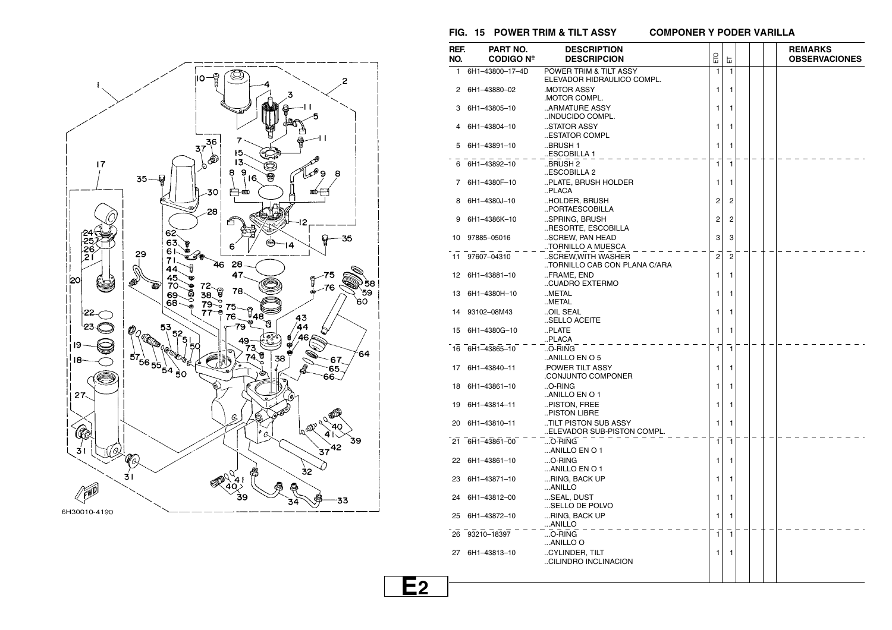## FIG. 15 POWER TRIM & TILT ASSY　　COMPONER Y PODER VARILLA

| REF. NO. | PART NO. CODIGO Nº | DESCRIPTION DESCRIPCION | ETO | ET | | | | REMARKS OBSERVACIONES |
|---|---|---|---|---|---|---|---|---|
| 1 | 6H1–43800–17–4D | POWER TRIM & TILT ASSY ELEVADOR HIDRAULICO COMPL. | 1 | 1 | | | | |
| 2 | 6H1–43880–02 | .MOTOR ASSY .MOTOR COMPL. | 1 | 1 | | | | |
| 3 | 6H1–43805–10 | ..ARMATURE ASSY ..INDUCIDO COMPL. | 1 | 1 | | | | |
| 4 | 6H1–43804–10 | ..STATOR ASSY ..ESTATOR COMPL | 1 | 1 | | | | |
| 5 | 6H1–43891–10 | ..BRUSH 1 ..ESCOBILLA 1 | 1 | 1 | | | | |
| 6 | 6H1–43892–10 | ..BRUSH 2 ..ESCOBILLA 2 | 1 | 1 | | | | |
| 7 | 6H1–4380F–10 | ..PLATE, BRUSH HOLDER ..PLACA | 1 | 1 | | | | |
| 8 | 6H1–4380J–10 | ..HOLDER, BRUSH ..PORTAESCOBILLA | 2 | 2 | | | | |
| 9 | 6H1–4386K–10 | ..SPRING, BRUSH ..RESORTE, ESCOBILLA | 2 | 2 | | | | |
| 10 | 97885–05016 | ..SCREW, PAN HEAD ..TORNILLO A MUESCA | 3 | 3 | | | | |
| 11 | 97607–04310 | ..SCREW,WITH WASHER ..TORNILLO CAB CON PLANA C/ARA | 2 | 2 | | | | |
| 12 | 6H1–43881–10 | ..FRAME, END ..CUADRO EXTERMO | 1 | 1 | | | | |
| 13 | 6H1–4380H–10 | ..METAL ..METAL | 1 | 1 | | | | |
| 14 | 93102–08M43 | ..OIL SEAL ..SELLO ACEITE | 1 | 1 | | | | |
| 15 | 6H1–4380G–10 | ..PLATE ..PLACA | 1 | 1 | | | | |
| 16 | 6H1–43865–10 | ..O-RING ..ANILLO EN O 5 | 1 | 1 | | | | |
| 17 | 6H1–43840–11 | .POWER TILT ASSY .CONJUNTO COMPONER | 1 | 1 | | | | |
| 18 | 6H1–43861–10 | ..O-RING ..ANILLO EN O 1 | 1 | 1 | | | | |
| 19 | 6H1–43814–11 | ..PISTON, FREE ..PISTON LIBRE | 1 | 1 | | | | |
| 20 | 6H1–43810–11 | ..TILT PISTON SUB ASSY ..ELEVADOR SUB-PISTON COMPL. | 1 | 1 | | | | |
| 21 | 6H1–43861–00 | ...O-RING ...ANILLO EN O 1 | 1 | 1 | | | | |
| 22 | 6H1–43861–10 | ...O-RING ...ANILLO EN O 1 | 1 | 1 | | | | |
| 23 | 6H1–43871–10 | ...RING, BACK UP ...ANILLO | 1 | 1 | | | | |
| 24 | 6H1–43812–00 | ...SEAL, DUST ...SELLO DE POLVO | 1 | 1 | | | | |
| 25 | 6H1–43872–10 | ...RING, BACK UP ...ANILLO | 1 | 1 | | | | |
| 26 | 93210–18397 | ...O-RING ...ANILLO O | 1 | 1 | | | | |
| 27 | 6H1–43813–10 | ..CYLINDER, TILT ..CILINDRO INCLINACION | 1 | 1 | | | | |

6H30010-4190

**E2**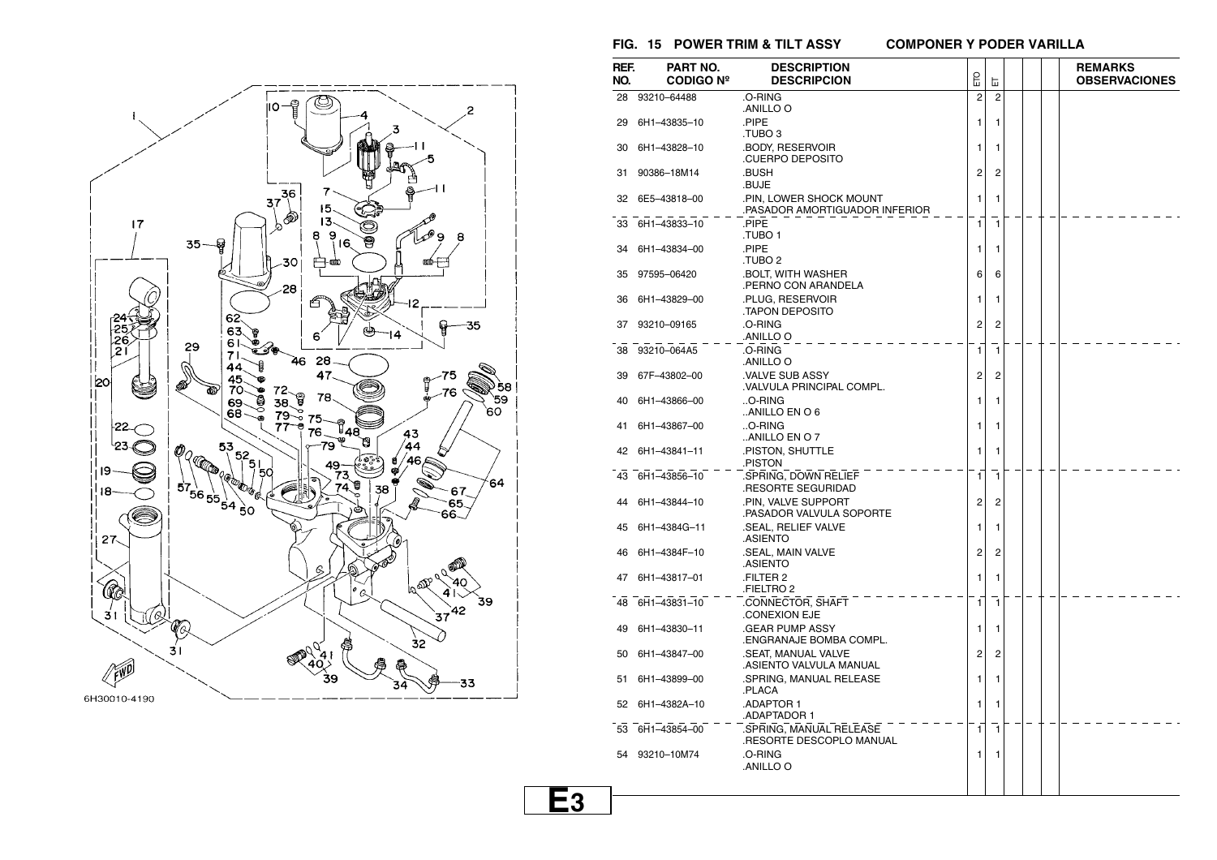## FIG. 15 POWER TRIM & TILT ASSY COMPONER Y PODER VARILLA

6H30010-4190

| REF. NO. | PART NO. CODIGO Nº | DESCRIPTION DESCRIPCION | ETO | ET | | | | REMARKS OBSERVACIONES |
|---|---|---|---|---|---|---|---|---|
| 28 | 93210–64488 | .O-RING .ANILLO O | 2 | 2 | | | | |
| 29 | 6H1–43835–10 | .PIPE .TUBO 3 | 1 | 1 | | | | |
| 30 | 6H1–43828–10 | .BODY, RESERVOIR .CUERPO DEPOSITO | 1 | 1 | | | | |
| 31 | 90386–18M14 | .BUSH .BUJE | 2 | 2 | | | | |
| 32 | 6E5–43818–00 | .PIN, LOWER SHOCK MOUNT .PASADOR AMORTIGUADOR INFERIOR | 1 | 1 | | | | |
| 33 | 6H1–43833–10 | .PIPE .TUBO 1 | 1 | 1 | | | | |
| 34 | 6H1–43834–00 | .PIPE .TUBO 2 | 1 | 1 | | | | |
| 35 | 97595–06420 | .BOLT, WITH WASHER .PERNO CON ARANDELA | 6 | 6 | | | | |
| 36 | 6H1–43829–00 | .PLUG, RESERVOIR .TAPON DEPOSITO | 1 | 1 | | | | |
| 37 | 93210–09165 | .O-RING .ANILLO O | 2 | 2 | | | | |
| 38 | 93210–064A5 | .O-RING .ANILLO O | 1 | 1 | | | | |
| 39 | 67F–43802–00 | .VALVE SUB ASSY .VALVULA PRINCIPAL COMPL. | 2 | 2 | | | | |
| 40 | 6H1–43866–00 | ..O-RING ..ANILLO EN O 6 | 1 | 1 | | | | |
| 41 | 6H1–43867–00 | ..O-RING ..ANILLO EN O 7 | 1 | 1 | | | | |
| 42 | 6H1–43841–11 | .PISTON, SHUTTLE .PISTON | 1 | 1 | | | | |
| 43 | 6H1–43856–10 | .SPRING, DOWN RELIEF .RESORTE SEGURIDAD | 1 | 1 | | | | |
| 44 | 6H1–43844–10 | .PIN, VALVE SUPPORT .PASADOR VALVULA SOPORTE | 2 | 2 | | | | |
| 45 | 6H1–4384G–11 | .SEAL, RELIEF VALVE .ASIENTO | 1 | 1 | | | | |
| 46 | 6H1–4384F–10 | .SEAL, MAIN VALVE .ASIENTO | 2 | 2 | | | | |
| 47 | 6H1–43817–01 | .FILTER 2 .FIELTRO 2 | 1 | 1 | | | | |
| 48 | 6H1–43831–10 | .CONNECTOR, SHAFT .CONEXION EJE | 1 | 1 | | | | |
| 49 | 6H1–43830–11 | .GEAR PUMP ASSY .ENGRANAJE BOMBA COMPL. | 1 | 1 | | | | |
| 50 | 6H1–43847–00 | .SEAT, MANUAL VALVE .ASIENTO VALVULA MANUAL | 2 | 2 | | | | |
| 51 | 6H1–43899–00 | .SPRING, MANUAL RELEASE .PLACA | 1 | 1 | | | | |
| 52 | 6H1–4382A–10 | .ADAPTOR 1 .ADAPTADOR 1 | 1 | 1 | | | | |
| 53 | 6H1–43854–00 | .SPRING, MANUAL RELEASE .RESORTE DESCOPLO MANUAL | 1 | 1 | | | | |
| 54 | 93210–10M74 | .O-RING .ANILLO O | 1 | 1 | | | | |

E3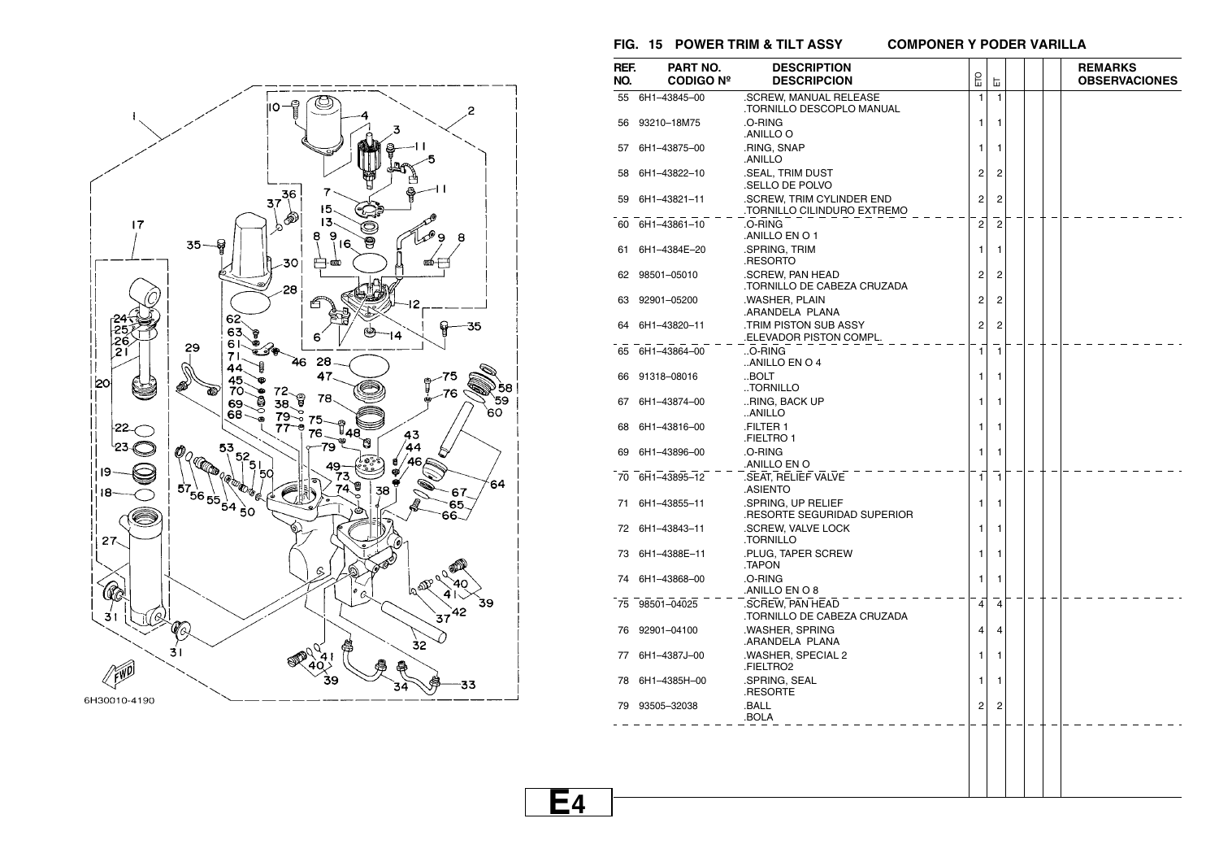## FIG. 15 POWER TRIM & TILT ASSY — COMPONER Y PODER VARILLA

6H30010-4190

| REF. NO. | PART NO. CODIGO Nº | DESCRIPTION DESCRIPCION | ETO | ET | | | | REMARKS OBSERVACIONES |
|---|---|---|---|---|---|---|---|---|
| 55 | 6H1–43845–00 | .SCREW, MANUAL RELEASE<br>.TORNILLO DESCOPLO MANUAL | 1 | 1 | | | | |
| 56 | 93210–18M75 | .O-RING<br>.ANILLO O | 1 | 1 | | | | |
| 57 | 6H1–43875–00 | .RING, SNAP<br>.ANILLO | 1 | 1 | | | | |
| 58 | 6H1–43822–10 | .SEAL, TRIM DUST<br>.SELLO DE POLVO | 2 | 2 | | | | |
| 59 | 6H1–43821–11 | .SCREW, TRIM CYLINDER END<br>.TORNILLO CILINDURO EXTREMO | 2 | 2 | | | | |
| 60 | 6H1–43861–10 | .O-RING<br>.ANILLO EN O 1 | 2 | 2 | | | | |
| 61 | 6H1–4384E–20 | .SPRING, TRIM<br>.RESORTO | 1 | 1 | | | | |
| 62 | 98501–05010 | .SCREW, PAN HEAD<br>.TORNILLO DE CABEZA CRUZADA | 2 | 2 | | | | |
| 63 | 92901–05200 | .WASHER, PLAIN<br>.ARANDELA PLANA | 2 | 2 | | | | |
| 64 | 6H1–43820–11 | .TRIM PISTON SUB ASSY<br>.ELEVADOR PISTON COMPL. | 2 | 2 | | | | |
| 65 | 6H1–43864–00 | ..O-RING<br>..ANILLO EN O 4 | 1 | 1 | | | | |
| 66 | 91318–08016 | ..BOLT<br>..TORNILLO | 1 | 1 | | | | |
| 67 | 6H1–43874–00 | ..RING, BACK UP<br>..ANILLO | 1 | 1 | | | | |
| 68 | 6H1–43816–00 | .FILTER 1<br>.FIELTRO 1 | 1 | 1 | | | | |
| 69 | 6H1–43896–00 | .O-RING<br>.ANILLO EN O | 1 | 1 | | | | |
| 70 | 6H1–43895–12 | .SEAT, RELIEF VALVE<br>.ASIENTO | 1 | 1 | | | | |
| 71 | 6H1–43855–11 | .SPRING, UP RELIEF<br>.RESORTE SEGURIDAD SUPERIOR | 1 | 1 | | | | |
| 72 | 6H1–43843–11 | .SCREW, VALVE LOCK<br>.TORNILLO | 1 | 1 | | | | |
| 73 | 6H1–4388E–11 | .PLUG, TAPER SCREW<br>.TAPON | 1 | 1 | | | | |
| 74 | 6H1–43868–00 | .O-RING<br>.ANILLO EN O 8 | 1 | 1 | | | | |
| 75 | 98501–04025 | .SCREW, PAN HEAD<br>.TORNILLO DE CABEZA CRUZADA | 4 | 4 | | | | |
| 76 | 92901–04100 | .WASHER, SPRING<br>.ARANDELA PLANA | 4 | 4 | | | | |
| 77 | 6H1–4387J–00 | .WASHER, SPECIAL 2<br>.FIELTRO2 | 1 | 1 | | | | |
| 78 | 6H1–4385H–00 | .SPRING, SEAL<br>.RESORTE | 1 | 1 | | | | |
| 79 | 93505–32038 | .BALL<br>.BOLA | 2 | 2 | | | | |

**E4**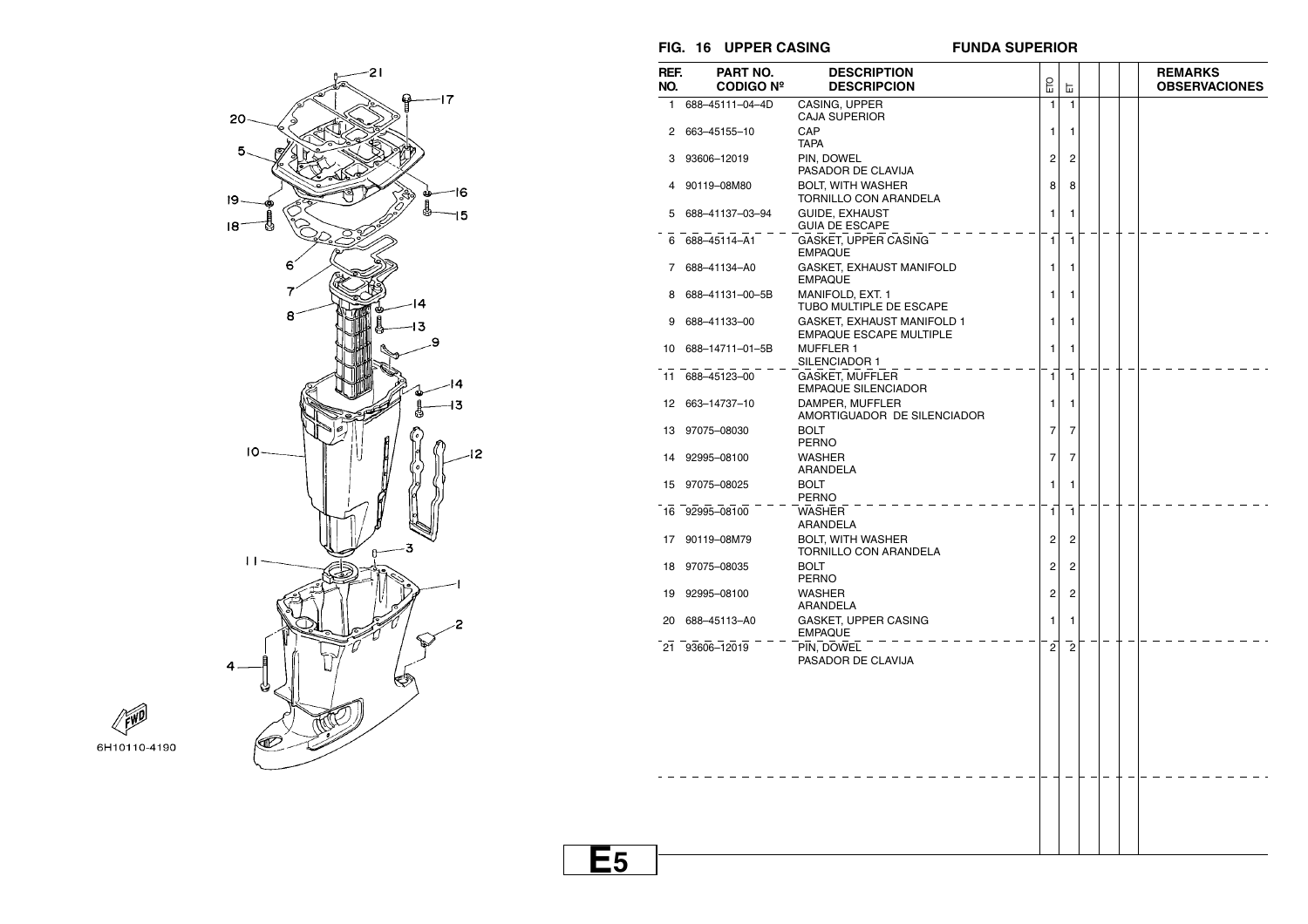## FIG. 16 UPPER CASING — FUNDA SUPERIOR

| REF. NO. | PART NO. CODIGO Nº | DESCRIPTION DESCRIPCION | ETO | ET | | | | REMARKS OBSERVACIONES |
|---|---|---|---|---|---|---|---|---|
| 1 | 688–45111–04–4D | CASING, UPPER<br>CAJA SUPERIOR | 1 | 1 | | | | |
| 2 | 663–45155–10 | CAP<br>TAPA | 1 | 1 | | | | |
| 3 | 93606–12019 | PIN, DOWEL<br>PASADOR DE CLAVIJA | 2 | 2 | | | | |
| 4 | 90119–08M80 | BOLT, WITH WASHER<br>TORNILLO CON ARANDELA | 8 | 8 | | | | |
| 5 | 688–41137–03–94 | GUIDE, EXHAUST<br>GUIA DE ESCAPE | 1 | 1 | | | | |
| 6 | 688–45114–A1 | GASKET, UPPER CASING<br>EMPAQUE | 1 | 1 | | | | |
| 7 | 688–41134–A0 | GASKET, EXHAUST MANIFOLD<br>EMPAQUE | 1 | 1 | | | | |
| 8 | 688–41131–00–5B | MANIFOLD, EXT. 1<br>TUBO MULTIPLE DE ESCAPE | 1 | 1 | | | | |
| 9 | 688–41133–00 | GASKET, EXHAUST MANIFOLD 1<br>EMPAQUE ESCAPE MULTIPLE | 1 | 1 | | | | |
| 10 | 688–14711–01–5B | MUFFLER 1<br>SILENCIADOR 1 | 1 | 1 | | | | |
| 11 | 688–45123–00 | GASKET, MUFFLER<br>EMPAQUE SILENCIADOR | 1 | 1 | | | | |
| 12 | 663–14737–10 | DAMPER, MUFFLER<br>AMORTIGUADOR DE SILENCIADOR | 1 | 1 | | | | |
| 13 | 97075–08030 | BOLT<br>PERNO | 7 | 7 | | | | |
| 14 | 92995–08100 | WASHER<br>ARANDELA | 7 | 7 | | | | |
| 15 | 97075–08025 | BOLT<br>PERNO | 1 | 1 | | | | |
| 16 | 92995–08100 | WASHER<br>ARANDELA | 1 | 1 | | | | |
| 17 | 90119–08M79 | BOLT, WITH WASHER<br>TORNILLO CON ARANDELA | 2 | 2 | | | | |
| 18 | 97075–08035 | BOLT<br>PERNO | 2 | 2 | | | | |
| 19 | 92995–08100 | WASHER<br>ARANDELA | 2 | 2 | | | | |
| 20 | 688–45113–A0 | GASKET, UPPER CASING<br>EMPAQUE | 1 | 1 | | | | |
| 21 | 93606–12019 | PIN, DOWEL<br>PASADOR DE CLAVIJA | 2 | 2 | | | | |

6H10110-4190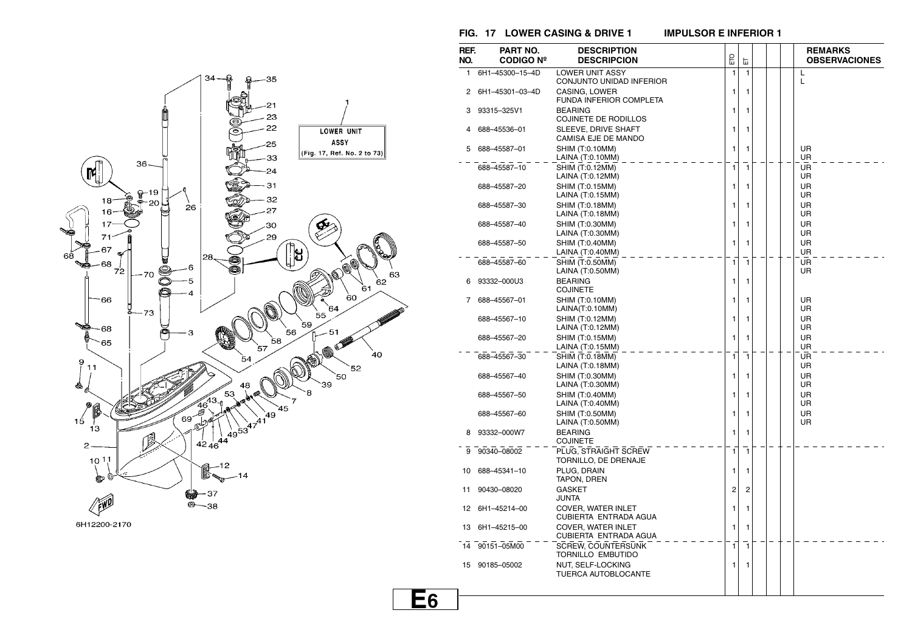## FIG. 17 LOWER CASING & DRIVE 1 IMPULSOR E INFERIOR 1

| REF. NO. | PART NO. CODIGO Nº | DESCRIPTION DESCRIPCION | ETO | ET | | | | REMARKS OBSERVACIONES |
|---|---|---|---|---|---|---|---|---|
| 1 | 6H1–45300–15–4D | LOWER UNIT ASSY<br>CONJUNTO UNIDAD INFERIOR | 1 | 1 | | | | L<br>L |
| 2 | 6H1–45301–03–4D | CASING, LOWER<br>FUNDA INFERIOR COMPLETA | 1 | 1 | | | | |
| 3 | 93315–325V1 | BEARING<br>COJINETE DE RODILLOS | 1 | 1 | | | | |
| 4 | 688–45536–01 | SLEEVE, DRIVE SHAFT<br>CAMISA EJE DE MANDO | 1 | 1 | | | | |
| 5 | 688–45587–01 | SHIM (T:0.10MM)<br>LAINA (T:0.10MM) | 1 | 1 | | | | UR<br>UR |
| | 688–45587–10 | SHIM (T:0.12MM)<br>LAINA (T:0.12MM) | 1 | 1 | | | | UR<br>UR |
| | 688–45587–20 | SHIM (T:0.15MM)<br>LAINA (T:0.15MM) | 1 | 1 | | | | UR<br>UR |
| | 688–45587–30 | SHIM (T:0.18MM)<br>LAINA (T:0.18MM) | 1 | 1 | | | | UR<br>UR |
| | 688–45587–40 | SHIM (T:0.30MM)<br>LAINA (T:0.30MM) | 1 | 1 | | | | UR<br>UR |
| | 688–45587–50 | SHIM (T:0.40MM)<br>LAINA (T:0.40MM) | 1 | 1 | | | | UR<br>UR |
| | 688–45587–60 | SHIM (T:0.50MM)<br>LAINA (T:0.50MM) | 1 | 1 | | | | UR<br>UR |
| 6 | 93332–000U3 | BEARING<br>COJINETE | 1 | 1 | | | | |
| 7 | 688–45567–01 | SHIM (T:0.10MM)<br>LAINA(T:0.10MM) | 1 | 1 | | | | UR<br>UR |
| | 688–45567–10 | SHIM (T:0.12MM)<br>LAINA (T:0.12MM) | 1 | 1 | | | | UR<br>UR |
| | 688–45567–20 | SHIM (T:0.15MM)<br>LAINA (T:0.15MM) | 1 | 1 | | | | UR<br>UR |
| | 688–45567–30 | SHIM (T:0.18MM)<br>LAINA (T:0.18MM) | 1 | 1 | | | | UR<br>UR |
| | 688–45567–40 | SHIM (T:0.30MM)<br>LAINA (T:0.30MM) | 1 | 1 | | | | UR<br>UR |
| | 688–45567–50 | SHIM (T:0.40MM)<br>LAINA (T:0.40MM) | 1 | 1 | | | | UR<br>UR |
| | 688–45567–60 | SHIM (T:0.50MM)<br>LAINA (T:0.50MM) | 1 | 1 | | | | UR<br>UR |
| 8 | 93332–000W7 | BEARING<br>COJINETE | 1 | 1 | | | | |
| 9 | 90340–08002 | PLUG, STRAIGHT SCREW<br>TORNILLO, DE DRENAJE | 1 | 1 | | | | |
| 10 | 688–45341–10 | PLUG, DRAIN<br>TAPON, DREN | 1 | 1 | | | | |
| 11 | 90430–08020 | GASKET<br>JUNTA | 2 | 2 | | | | |
| 12 | 6H1–45214–00 | COVER, WATER INLET<br>CUBIERTA ENTRADA AGUA | 1 | 1 | | | | |
| 13 | 6H1–45215–00 | COVER, WATER INLET<br>CUBIERTA ENTRADA AGUA | 1 | 1 | | | | |
| 14 | 90151–05M00 | SCREW, COUNTERSUNK<br>TORNILLO EMBUTIDO | 1 | 1 | | | | |
| 15 | 90185–05002 | NUT, SELF-LOCKING<br>TUERCA AUTOBLOCANTE | 1 | 1 | | | | |

LOWER UNIT ASSY (Fig. 17, Ref. No. 2 to 73)

6H12200-2170

E6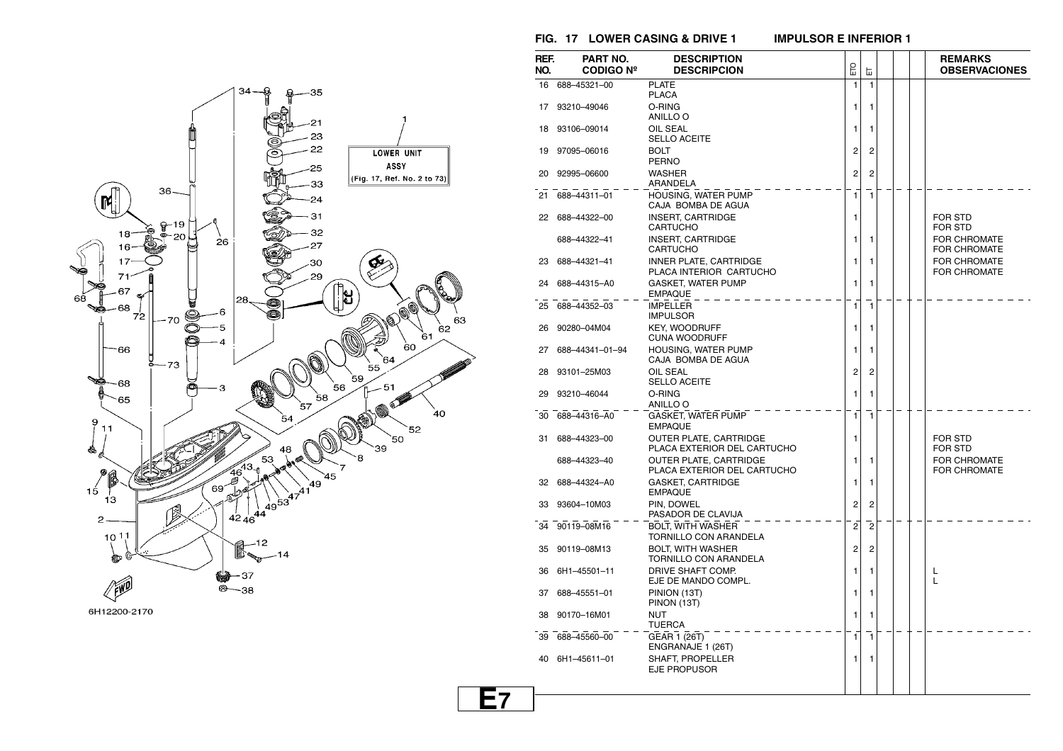## FIG. 17 LOWER CASING & DRIVE 1 — IMPULSOR E INFERIOR 1

| REF. NO. | PART NO. / CODIGO Nº | DESCRIPTION / DESCRIPCION | ETO | ET | | | | REMARKS / OBSERVACIONES |
|---|---|---|---|---|---|---|---|---|
| 16 | 688–45321–00 | PLATE<br>PLACA | 1 | 1 | | | | |
| 17 | 93210–49046 | O-RING<br>ANILLO O | 1 | 1 | | | | |
| 18 | 93106–09014 | OIL SEAL<br>SELLO ACEITE | 1 | 1 | | | | |
| 19 | 97095–06016 | BOLT<br>PERNO | 2 | 2 | | | | |
| 20 | 92995–06600 | WASHER<br>ARANDELA | 2 | 2 | | | | |
| 21 | 688–44311–01 | HOUSING, WATER PUMP<br>CAJA BOMBA DE AGUA | 1 | 1 | | | | |
| 22 | 688–44322–00 | INSERT, CARTRIDGE<br>CARTUCHO | 1 | | | | | FOR STD<br>FOR STD |
| | 688–44322–41 | INSERT, CARTRIDGE<br>CARTUCHO | 1 | 1 | | | | FOR CHROMATE<br>FOR CHROMATE |
| 23 | 688–44321–41 | INNER PLATE, CARTRIDGE<br>PLACA INTERIOR CARTUCHO | 1 | 1 | | | | FOR CHROMATE<br>FOR CHROMATE |
| 24 | 688–44315–A0 | GASKET, WATER PUMP<br>EMPAQUE | 1 | 1 | | | | |
| 25 | 688–44352–03 | IMPELLER<br>IMPULSOR | 1 | 1 | | | | |
| 26 | 90280–04M04 | KEY, WOODRUFF<br>CUNA WOODRUFF | 1 | 1 | | | | |
| 27 | 688–44341–01–94 | HOUSING, WATER PUMP<br>CAJA BOMBA DE AGUA | 1 | 1 | | | | |
| 28 | 93101–25M03 | OIL SEAL<br>SELLO ACEITE | 2 | 2 | | | | |
| 29 | 93210–46044 | O-RING<br>ANILLO O | 1 | 1 | | | | |
| 30 | 688–44316–A0 | GASKET, WATER PUMP<br>EMPAQUE | 1 | 1 | | | | |
| 31 | 688–44323–00 | OUTER PLATE, CARTRIDGE<br>PLACA EXTERIOR DEL CARTUCHO | 1 | | | | | FOR STD<br>FOR STD |
| | 688–44323–40 | OUTER PLATE, CARTRIDGE<br>PLACA EXTERIOR DEL CARTUCHO | 1 | 1 | | | | FOR CHROMATE<br>FOR CHROMATE |
| 32 | 688–44324–A0 | GASKET, CARTRIDGE<br>EMPAQUE | 1 | 1 | | | | |
| 33 | 93604–10M03 | PIN, DOWEL<br>PASADOR DE CLAVIJA | 2 | 2 | | | | |
| 34 | 90119–08M16 | BOLT, WITH WASHER<br>TORNILLO CON ARANDELA | 2 | 2 | | | | |
| 35 | 90119–08M13 | BOLT, WITH WASHER<br>TORNILLO CON ARANDELA | 2 | 2 | | | | |
| 36 | 6H1–45501–11 | DRIVE SHAFT COMP.<br>EJE DE MANDO COMPL. | 1 | 1 | | | | L<br>L |
| 37 | 688–45551–01 | PINION (13T)<br>PINON (13T) | 1 | 1 | | | | |
| 38 | 90170–16M01 | NUT<br>TUERCA | 1 | 1 | | | | |
| 39 | 688–45560–00 | GEAR 1 (26T)<br>ENGRANAJE 1 (26T) | 1 | 1 | | | | |
| 40 | 6H1–45611–01 | SHAFT, PROPELLER<br>EJE PROPUSOR | 1 | 1 | | | | |

LOWER UNIT ASSY (Fig. 17, Ref. No. 2 to 73)

6H12200-2170

E7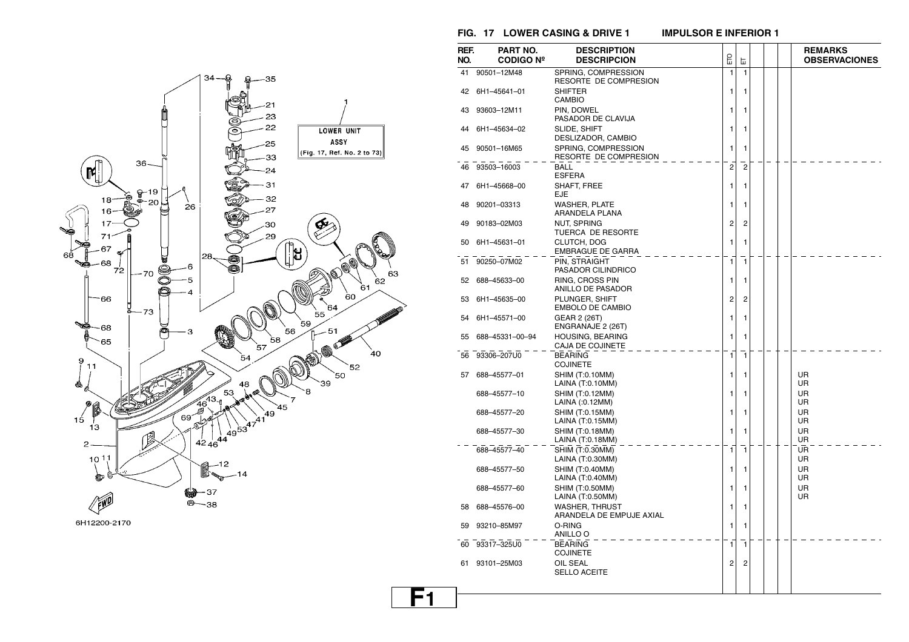## FIG. 17 LOWER CASING & DRIVE 1 IMPULSOR E INFERIOR 1

LOWER UNIT ASSY (Fig. 17, Ref. No. 2 to 73)

6H12200-2170

| REF. NO. | PART NO. CODIGO Nº | DESCRIPTION DESCRIPCION | ETO | ET | | | | REMARKS OBSERVACIONES |
|---|---|---|---|---|---|---|---|---|
| 41 | 90501–12M48 | SPRING, COMPRESSION<br>RESORTE DE COMPRESION | 1 | 1 | | | | |
| 42 | 6H1–45641–01 | SHIFTER<br>CAMBIO | 1 | 1 | | | | |
| 43 | 93603–12M11 | PIN, DOWEL<br>PASADOR DE CLAVIJA | 1 | 1 | | | | |
| 44 | 6H1–45634–02 | SLIDE, SHIFT<br>DESLIZADOR, CAMBIO | 1 | 1 | | | | |
| 45 | 90501–16M65 | SPRING, COMPRESSION<br>RESORTE DE COMPRESION | 1 | 1 | | | | |
| 46 | 93503–16003 | BALL<br>ESFERA | 2 | 2 | | | | |
| 47 | 6H1–45668–00 | SHAFT, FREE<br>EJE | 1 | 1 | | | | |
| 48 | 90201–03313 | WASHER, PLATE<br>ARANDELA PLANA | 1 | 1 | | | | |
| 49 | 90183–02M03 | NUT, SPRING<br>TUERCA DE RESORTE | 2 | 2 | | | | |
| 50 | 6H1–45631–01 | CLUTCH, DOG<br>EMBRAGUE DE GARRA | 1 | 1 | | | | |
| 51 | 90250–07M02 | PIN, STRAIGHT<br>PASADOR CILINDRICO | 1 | 1 | | | | |
| 52 | 688–45633–00 | RING, CROSS PIN<br>ANILLO DE PASADOR | 1 | 1 | | | | |
| 53 | 6H1–45635–00 | PLUNGER, SHIFT<br>EMBOLO DE CAMBIO | 2 | 2 | | | | |
| 54 | 6H1–45571–00 | GEAR 2 (26T)<br>ENGRANAJE 2 (26T) | 1 | 1 | | | | |
| 55 | 688–45331–00–94 | HOUSING, BEARING<br>CAJA DE COJINETE | 1 | 1 | | | | |
| 56 | 93306–207U0 | BEARING<br>COJINETE | 1 | 1 | | | | |
| 57 | 688–45577–01 | SHIM (T:0.10MM)<br>LAINA (T:0.10MM) | 1 | 1 | | | | UR<br>UR |
| | 688–45577–10 | SHIM (T:0.12MM)<br>LAINA (:0.12MM) | 1 | 1 | | | | UR<br>UR |
| | 688–45577–20 | SHIM (T:0.15MM)<br>LAINA (T:0.15MM) | 1 | 1 | | | | UR<br>UR |
| | 688–45577–30 | SHIM (T:0.18MM)<br>LAINA (T:0.18MM) | 1 | 1 | | | | UR<br>UR |
| | 688–45577–40 | SHIM (T:0.30MM)<br>LAINA (T:0.30MM) | 1 | 1 | | | | UR<br>UR |
| | 688–45577–50 | SHIM (T:0.40MM)<br>LAINA (T:0.40MM) | 1 | 1 | | | | UR<br>UR |
| | 688–45577–60 | SHIM (T:0.50MM)<br>LAINA (T:0.50MM) | 1 | 1 | | | | UR<br>UR |
| 58 | 688–45576–00 | WASHER, THRUST<br>ARANDELA DE EMPUJE AXIAL | 1 | 1 | | | | |
| 59 | 93210–85M97 | O-RING<br>ANILLO O | 1 | 1 | | | | |
| 60 | 93317–325U0 | BEARING<br>COJINETE | 1 | 1 | | | | |
| 61 | 93101–25M03 | OIL SEAL<br>SELLO ACEITE | 2 | 2 | | | | |

F1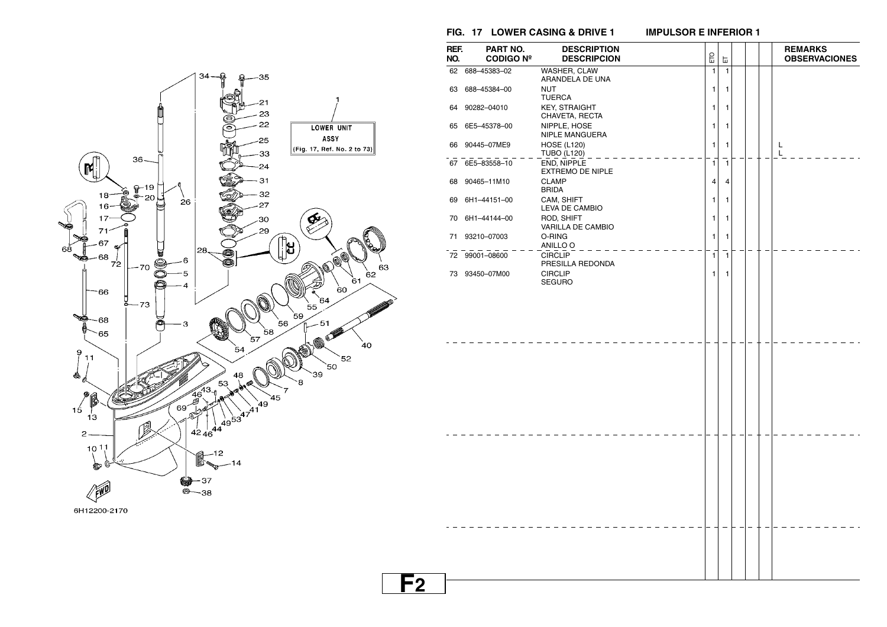## FIG. 17 LOWER CASING & DRIVE 1 IMPULSOR E INFERIOR 1

LOWER UNIT ASSY (Fig. 17, Ref. No. 2 to 73)

6H12200-2170

| REF. NO. | PART NO. CODIGO Nº | DESCRIPTION DESCRIPCION | ETO | ET | | | | REMARKS OBSERVACIONES |
|---|---|---|---|---|---|---|---|---|
| 62 | 688–45383–02 | WASHER, CLAW<br>ARANDELA DE UNA | 1 | 1 | | | | |
| 63 | 688–45384–00 | NUT<br>TUERCA | 1 | 1 | | | | |
| 64 | 90282–04010 | KEY, STRAIGHT<br>CHAVETA, RECTA | 1 | 1 | | | | |
| 65 | 6E5–45378–00 | NIPPLE, HOSE<br>NIPLE MANGUERA | 1 | 1 | | | | |
| 66 | 90445–07ME9 | HOSE (L120)<br>TUBO (L120) | 1 | 1 | | | | L<br>L |
| 67 | 6E5–83558–10 | END, NIPPLE<br>EXTREMO DE NIPLE | 1 | 1 | | | | |
| 68 | 90465–11M10 | CLAMP<br>BRIDA | 4 | 4 | | | | |
| 69 | 6H1–44151–00 | CAM, SHIFT<br>LEVA DE CAMBIO | 1 | 1 | | | | |
| 70 | 6H1–44144–00 | ROD, SHIFT<br>VARILLA DE CAMBIO | 1 | 1 | | | | |
| 71 | 93210–07003 | O-RING<br>ANILLO O | 1 | 1 | | | | |
| 72 | 99001–08600 | CIRCLIP<br>PRESILLA REDONDA | 1 | 1 | | | | |
| 73 | 93450–07M00 | CIRCLIP<br>SEGURO | 1 | 1 | | | | |

F2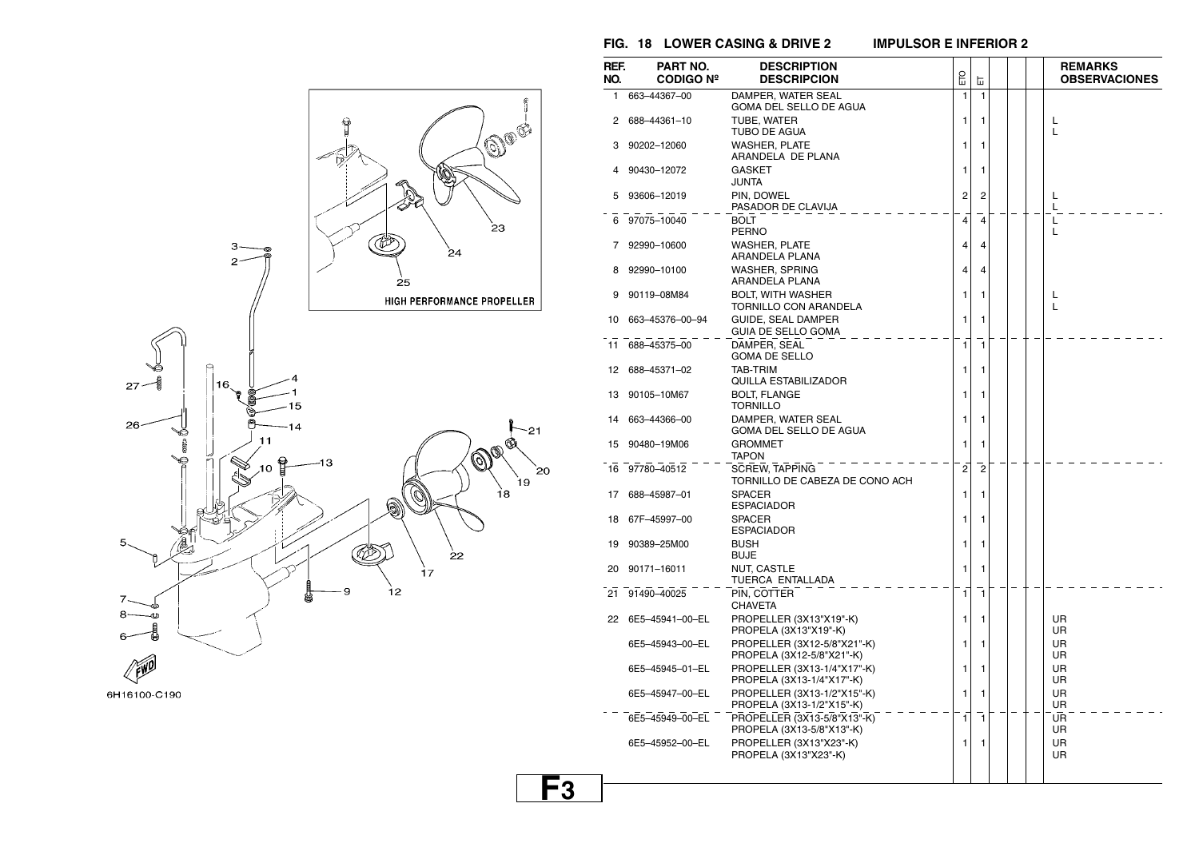## FIG. 18 LOWER CASING & DRIVE 2 IMPULSOR E INFERIOR 2

HIGH PERFORMANCE PROPELLER

6H16100-C190

| REF. NO. | PART NO. CODIGO Nº | DESCRIPTION DESCRIPCION | ETO | ET | | | | REMARKS OBSERVACIONES |
|---|---|---|---|---|---|---|---|---|
| 1 | 663–44367–00 | DAMPER, WATER SEAL GOMA DEL SELLO DE AGUA | 1 | 1 | | | | |
| 2 | 688–44361–10 | TUBE, WATER TUBO DE AGUA | 1 | 1 | | | | L L |
| 3 | 90202–12060 | WASHER, PLATE ARANDELA DE PLANA | 1 | 1 | | | | |
| 4 | 90430–12072 | GASKET JUNTA | 1 | 1 | | | | |
| 5 | 93606–12019 | PIN, DOWEL PASADOR DE CLAVIJA | 2 | 2 | | | | L L |
| 6 | 97075–10040 | BOLT PERNO | 4 | 4 | | | | L L |
| 7 | 92990–10600 | WASHER, PLATE ARANDELA PLANA | 4 | 4 | | | | |
| 8 | 92990–10100 | WASHER, SPRING ARANDELA PLANA | 4 | 4 | | | | |
| 9 | 90119–08M84 | BOLT, WITH WASHER TORNILLO CON ARANDELA | 1 | 1 | | | | L L |
| 10 | 663–45376–00–94 | GUIDE, SEAL DAMPER GUIA DE SELLO GOMA | 1 | 1 | | | | |
| 11 | 688–45375–00 | DAMPER, SEAL GOMA DE SELLO | 1 | 1 | | | | |
| 12 | 688–45371–02 | TAB-TRIM QUILLA ESTABILIZADOR | 1 | 1 | | | | |
| 13 | 90105–10M67 | BOLT, FLANGE TORNILLO | 1 | 1 | | | | |
| 14 | 663–44366–00 | DAMPER, WATER SEAL GOMA DEL SELLO DE AGUA | 1 | 1 | | | | |
| 15 | 90480–19M06 | GROMMET TAPON | 1 | 1 | | | | |
| 16 | 97780–40512 | SCREW, TAPPING TORNILLO DE CABEZA DE CONO ACH | 2 | 2 | | | | |
| 17 | 688–45987–01 | SPACER ESPACIADOR | 1 | 1 | | | | |
| 18 | 67F–45997–00 | SPACER ESPACIADOR | 1 | 1 | | | | |
| 19 | 90389–25M00 | BUSH BUJE | 1 | 1 | | | | |
| 20 | 90171–16011 | NUT, CASTLE TUERCA ENTALLADA | 1 | 1 | | | | |
| 21 | 91490–40025 | PIN, COTTER CHAVETA | 1 | 1 | | | | |
| 22 | 6E5–45941–00–EL | PROPELLER (3X13"X19"-K) PROPELA (3X13"X19"-K) | 1 | 1 | | | | UR UR |
| | 6E5–45943–00–EL | PROPELLER (3X12-5/8"X21"-K) PROPELA (3X12-5/8"X21"-K) | 1 | 1 | | | | UR UR |
| | 6E5–45945–01–EL | PROPELLER (3X13-1/4"X17"-K) PROPELA (3X13-1/4"X17"-K) | 1 | 1 | | | | UR UR |
| | 6E5–45947–00–EL | PROPELLER (3X13-1/2"X15"-K) PROPELA (3X13-1/2"X15"-K) | 1 | 1 | | | | UR UR |
| | 6E5–45949–00–EL | PROPELLER (3X13-5/8"X13"-K) PROPELA (3X13-5/8"X13"-K) | 1 | 1 | | | | UR UR |
| | 6E5–45952–00–EL | PROPELLER (3X13"X23"-K) PROPELA (3X13"X23"-K) | 1 | 1 | | | | UR UR |

**F3**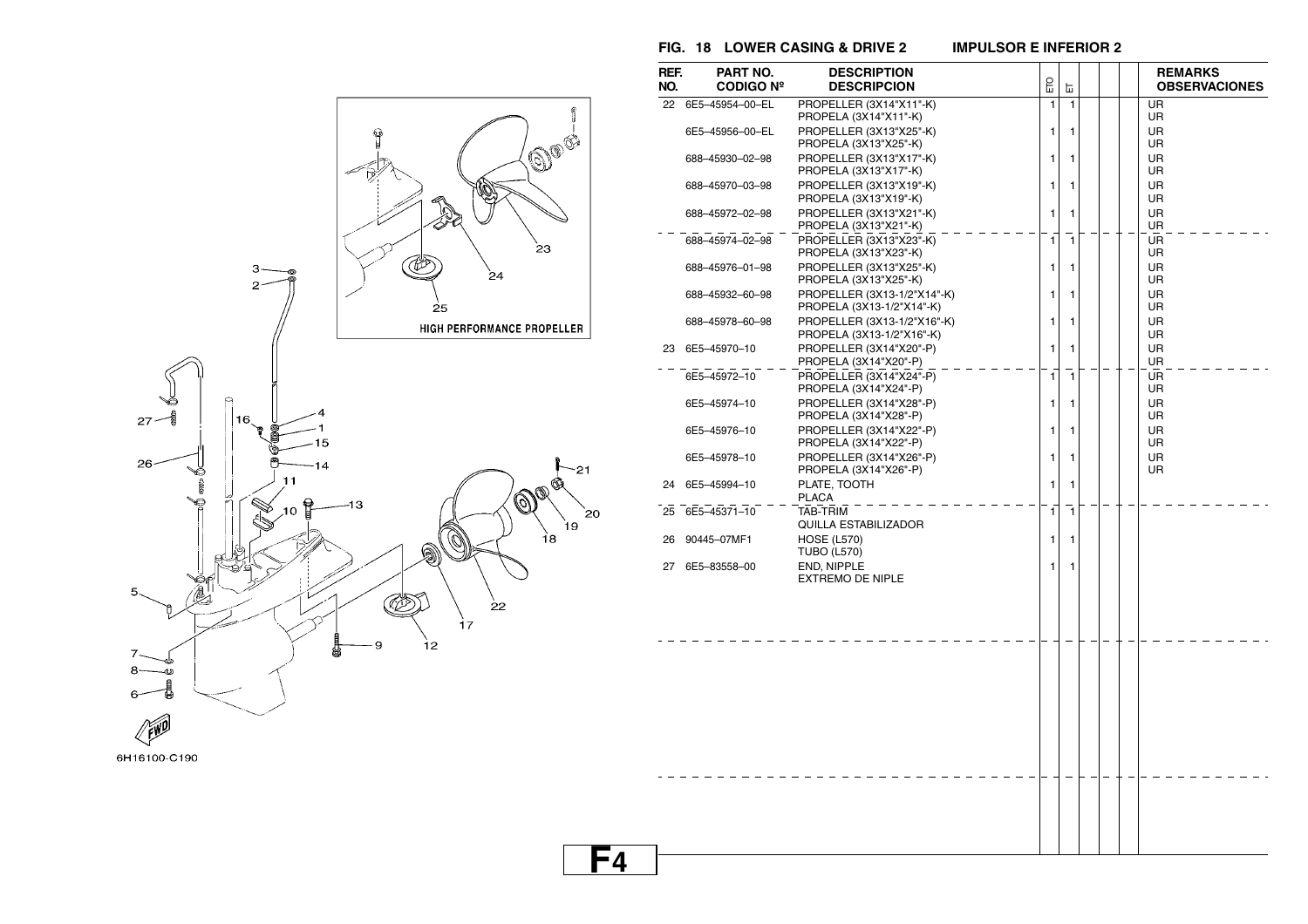## FIG. 18 LOWER CASING & DRIVE 2 IMPULSOR E INFERIOR 2

| REF. NO. | PART NO. CODIGO Nº | DESCRIPTION DESCRIPCION | ETO | ET | | | | REMARKS OBSERVACIONES |
|---|---|---|---|---|---|---|---|---|
| 22 | 6E5–45954–00–EL | PROPELLER (3X14"X11"-K) PROPELA (3X14"X11"-K) | 1 | 1 | | | | UR UR |
| | 6E5–45956–00–EL | PROPELLER (3X13"X25"-K) PROPELA (3X13"X25"-K) | 1 | 1 | | | | UR UR |
| | 688–45930–02–98 | PROPELLER (3X13"X17"-K) PROPELA (3X13"X17"-K) | 1 | 1 | | | | UR UR |
| | 688–45970–03–98 | PROPELLER (3X13"X19"-K) PROPELA (3X13"X19"-K) | 1 | 1 | | | | UR UR |
| | 688–45972–02–98 | PROPELLER (3X13"X21"-K) PROPELA (3X13"X21"-K) | 1 | 1 | | | | UR UR |
| | 688–45974–02–98 | PROPELLER (3X13"X23"-K) PROPELA (3X13"X23"-K) | 1 | 1 | | | | UR UR |
| | 688–45976–01–98 | PROPELLER (3X13"X25"-K) PROPELA (3X13"X25"-K) | 1 | 1 | | | | UR UR |
| | 688–45932–06–98 | PROPELLER (3X13-1/2"X14"-K) PROPELA (3X13-1/2"X14"-K) | 1 | 1 | | | | UR UR |
| | 688–45978–60–98 | PROPELLER (3X13-1/2"X16"-K) PROPELA (3X13-1/2"X16"-K) | 1 | 1 | | | | UR UR |
| 23 | 6E5–45970–10 | PROPELLER (3X14"X20"-P) PROPELA (3X14"X20"-P) | 1 | 1 | | | | UR UR |
| | 6E5–45972–10 | PROPELLER (3X14"X24"-P) PROPELA (3X14"X24"-P) | 1 | 1 | | | | UR UR |
| | 6E5–45974–10 | PROPELLER (3X14"X28"-P) PROPELA (3X14"X28"-P) | 1 | 1 | | | | UR UR |
| | 6E5–45976–10 | PROPELLER (3X14"X22"-P) PROPELA (3X14"X22"-P) | 1 | 1 | | | | UR UR |
| | 6E5–45978–10 | PROPELLER (3X14"X26"-P) PROPELA (3X14"X26"-P) | 1 | 1 | | | | UR UR |
| 24 | 6E5–45994–10 | PLATE, TOOTH PLACA | 1 | 1 | | | | |
| 25 | 6E5–45371–10 | TAB-TRIM QUILLA ESTABILIZADOR | 1 | 1 | | | | |
| 26 | 90445–07MF1 | HOSE (L570) TUBO (L570) | 1 | 1 | | | | |
| 27 | 6E5–83558–00 | END, NIPPLE EXTREMO DE NIPLE | 1 | 1 | | | | |

6H16100-C190

HIGH PERFORMANCE PROPELLER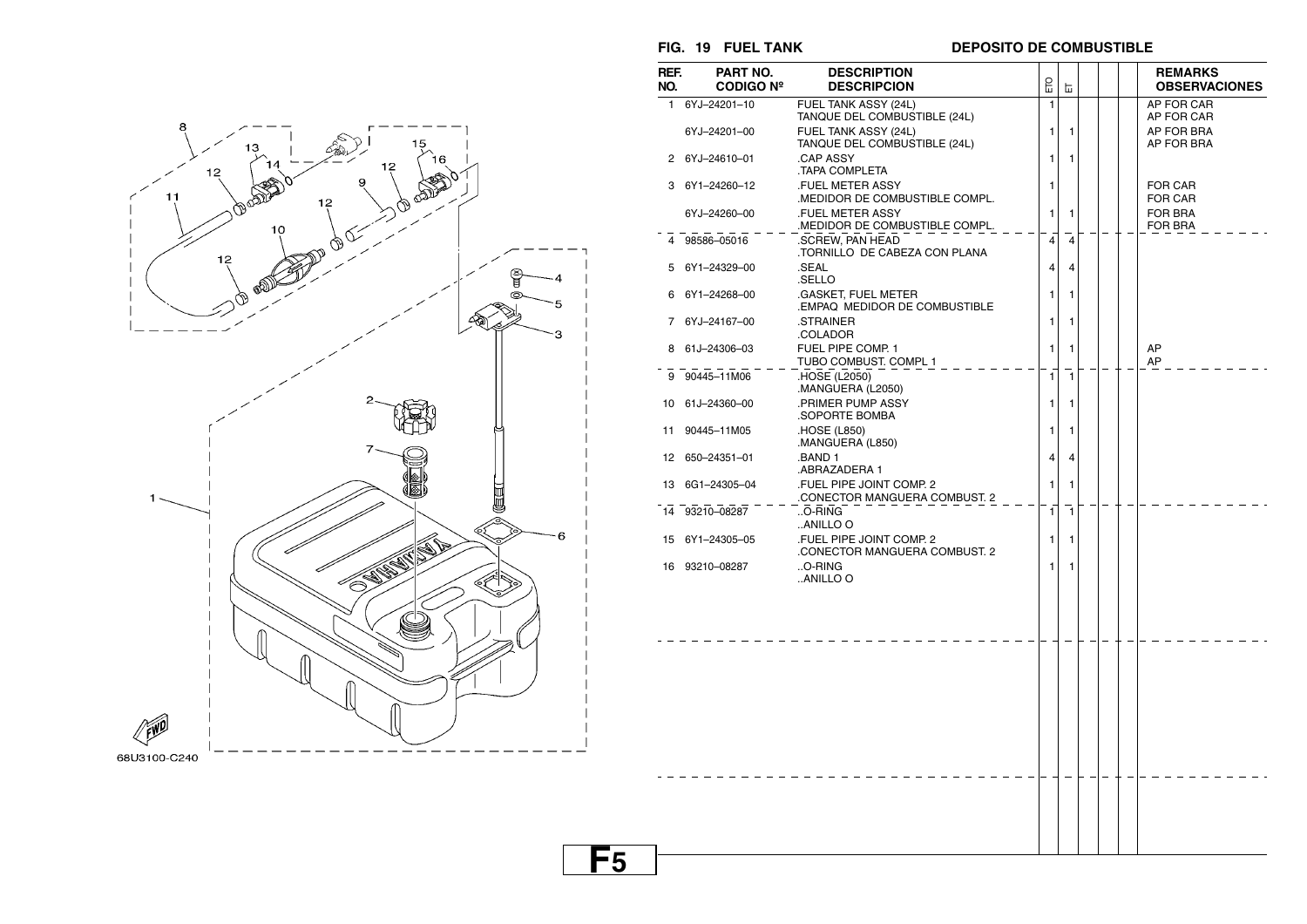## FIG. 19 FUEL TANK — DEPOSITO DE COMBUSTIBLE

| REF. NO. | PART NO. / CODIGO Nº | DESCRIPTION / DESCRIPCION | ETO | ET | | | | REMARKS / OBSERVACIONES |
|---|---|---|---|---|---|---|---|---|
| 1 | 6YJ–24201–10 | FUEL TANK ASSY (24L)<br>TANQUE DEL COMBUSTIBLE (24L) | 1 | | | | | AP FOR CAR<br>AP FOR CAR |
| | 6YJ–24201–00 | FUEL TANK ASSY (24L)<br>TANQUE DEL COMBUSTIBLE (24L) | 1 | 1 | | | | AP FOR BRA<br>AP FOR BRA |
| 2 | 6YJ–24610–01 | .CAP ASSY<br>.TAPA COMPLETA | 1 | 1 | | | | |
| 3 | 6Y1–24260–12 | .FUEL METER ASSY<br>.MEDIDOR DE COMBUSTIBLE COMPL. | 1 | | | | | FOR CAR<br>FOR CAR |
| | 6YJ–24260–00 | .FUEL METER ASSY<br>.MEDIDOR DE COMBUSTIBLE COMPL. | 1 | 1 | | | | FOR BRA<br>FOR BRA |
| 4 | 98586–05016 | .SCREW, PAN HEAD<br>.TORNILLO DE CABEZA CON PLANA | 4 | 4 | | | | |
| 5 | 6Y1–24329–00 | .SEAL<br>.SELLO | 4 | 4 | | | | |
| 6 | 6Y1–24268–00 | .GASKET, FUEL METER<br>.EMPAQ MEDIDOR DE COMBUSTIBLE | 1 | 1 | | | | |
| 7 | 6YJ–24167–00 | .STRAINER<br>.COLADOR | 1 | 1 | | | | |
| 8 | 61J–24306–03 | FUEL PIPE COMP. 1<br>TUBO COMBUST. COMPL 1 | 1 | 1 | | | | AP<br>AP |
| 9 | 90445–11M06 | .HOSE (L2050)<br>.MANGUERA (L2050) | 1 | 1 | | | | |
| 10 | 61J–24360–00 | .PRIMER PUMP ASSY<br>.SOPORTE BOMBA | 1 | 1 | | | | |
| 11 | 90445–11M05 | .HOSE (L850)<br>.MANGUERA (L850) | 1 | 1 | | | | |
| 12 | 650–24351–01 | .BAND 1<br>.ABRAZADERA 1 | 4 | 4 | | | | |
| 13 | 6G1–24305–04 | .FUEL PIPE JOINT COMP. 2<br>.CONECTOR MANGUERA COMBUST. 2 | 1 | 1 | | | | |
| 14 | 93210–08287 | ..O-RING<br>..ANILLO O | 1 | 1 | | | | |
| 15 | 6Y1–24305–05 | .FUEL PIPE JOINT COMP. 2<br>.CONECTOR MANGUERA COMBUST. 2 | 1 | 1 | | | | |
| 16 | 93210–08287 | ..O-RING<br>..ANILLO O | 1 | 1 | | | | |

68U3100-C240

F5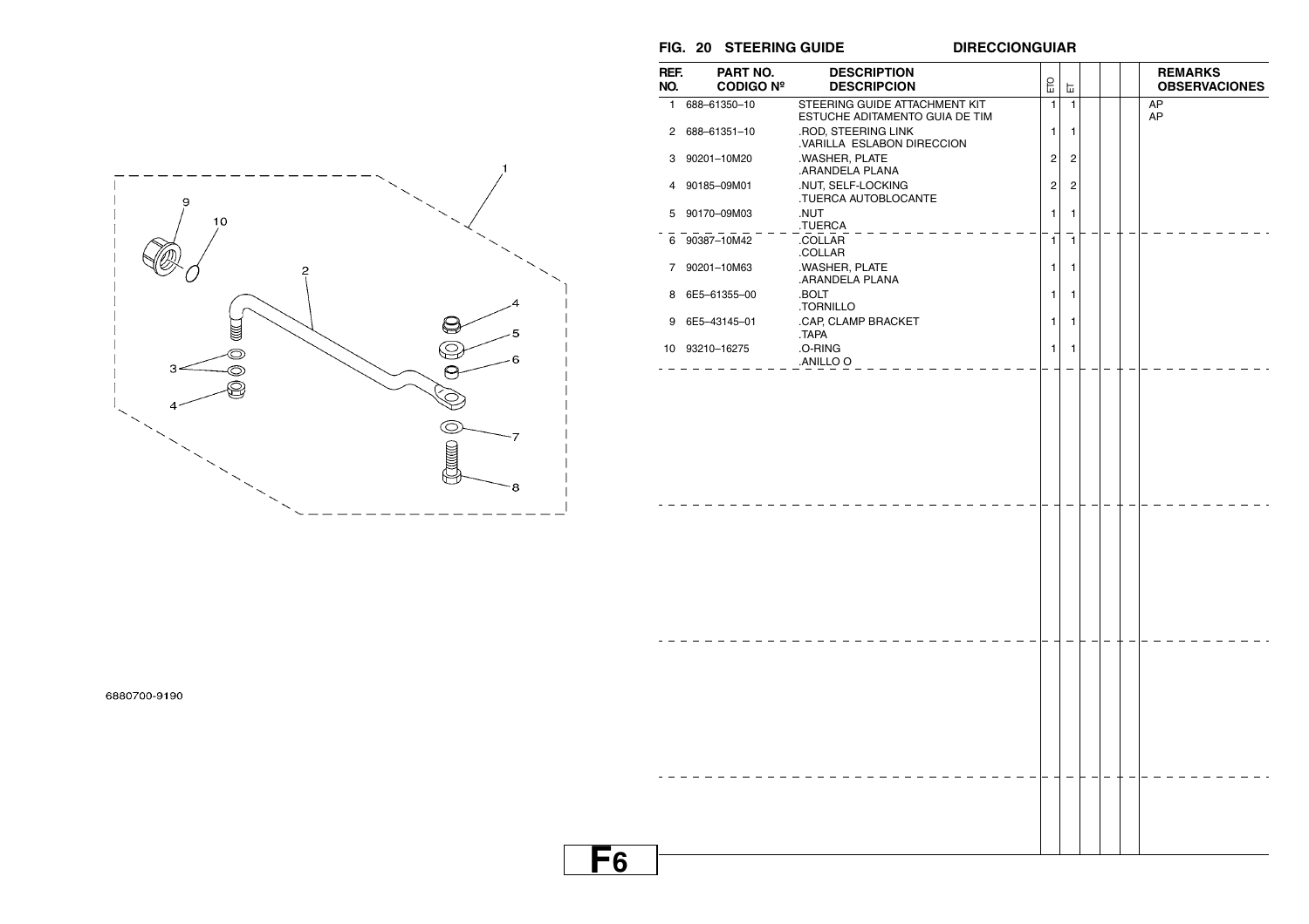## FIG. 20 STEERING GUIDE　　DIRECCIONGUIAR

6880700-9190

| REF. NO. | PART NO. CODIGO Nº | DESCRIPTION DESCRIPCION | ETO | ET | | | | REMARKS OBSERVACIONES |
|---|---|---|---|---|---|---|---|---|
| 1 | 688–61350–10 | STEERING GUIDE ATTACHMENT KIT<br>ESTUCHE ADITAMENTO GUIA DE TIM | 1 | 1 | | | | AP<br>AP |
| 2 | 688–61351–10 | .ROD, STEERING LINK<br>.VARILLA ESLABON DIRECCION | 1 | 1 | | | | |
| 3 | 90201–10M20 | .WASHER, PLATE<br>.ARANDELA PLANA | 2 | 2 | | | | |
| 4 | 90185–09M01 | .NUT, SELF-LOCKING<br>.TUERCA AUTOBLOCANTE | 2 | 2 | | | | |
| 5 | 90170–09M03 | .NUT<br>.TUERCA | 1 | 1 | | | | |
| 6 | 90387–10M42 | .COLLAR<br>.COLLAR | 1 | 1 | | | | |
| 7 | 90201–10M63 | .WASHER, PLATE<br>.ARANDELA PLANA | 1 | 1 | | | | |
| 8 | 6E5–61355–00 | .BOLT<br>.TORNILLO | 1 | 1 | | | | |
| 9 | 6E5–43145–01 | .CAP, CLAMP BRACKET<br>.TAPA | 1 | 1 | | | | |
| 10 | 93210–16275 | .O-RING<br>.ANILLO O | 1 | 1 | | | | |

F6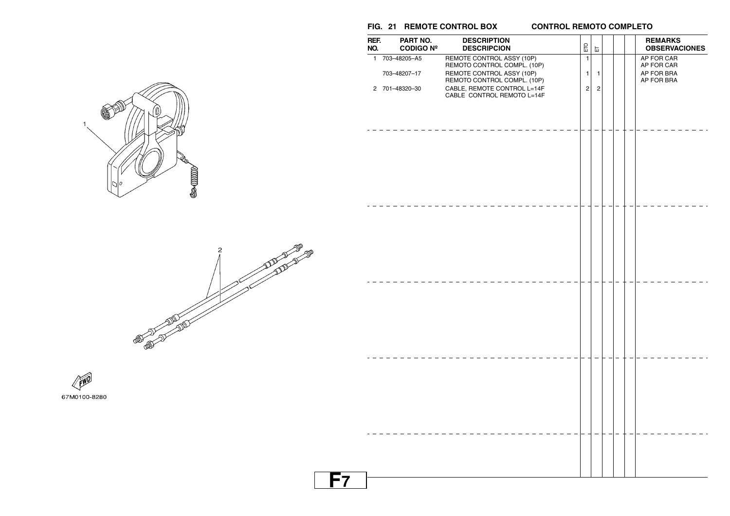## FIG. 21 REMOTE CONTROL BOX CONTROL REMOTO COMPLETO

| REF. NO. | PART NO. CODIGO Nº | DESCRIPTION DESCRIPCION | ETO | ET | | | | REMARKS OBSERVACIONES |
|---|---|---|---|---|---|---|---|---|
| 1 | 703–48205–A5 | REMOTE CONTROL ASSY (10P) REMOTO CONTROL COMPL. (10P) | 1 | | | | | AP FOR CAR AP FOR CAR |
| | 703–48207–17 | REMOTE CONTROL ASSY (10P) REMOTO CONTROL COMPL. (10P) | 1 | 1 | | | | AP FOR BRA AP FOR BRA |
| 2 | 701–48320–30 | CABLE, REMOTE CONTROL L=14F CABLE CONTROL REMOTO L=14F | 2 | 2 | | | | |

67M0100-8280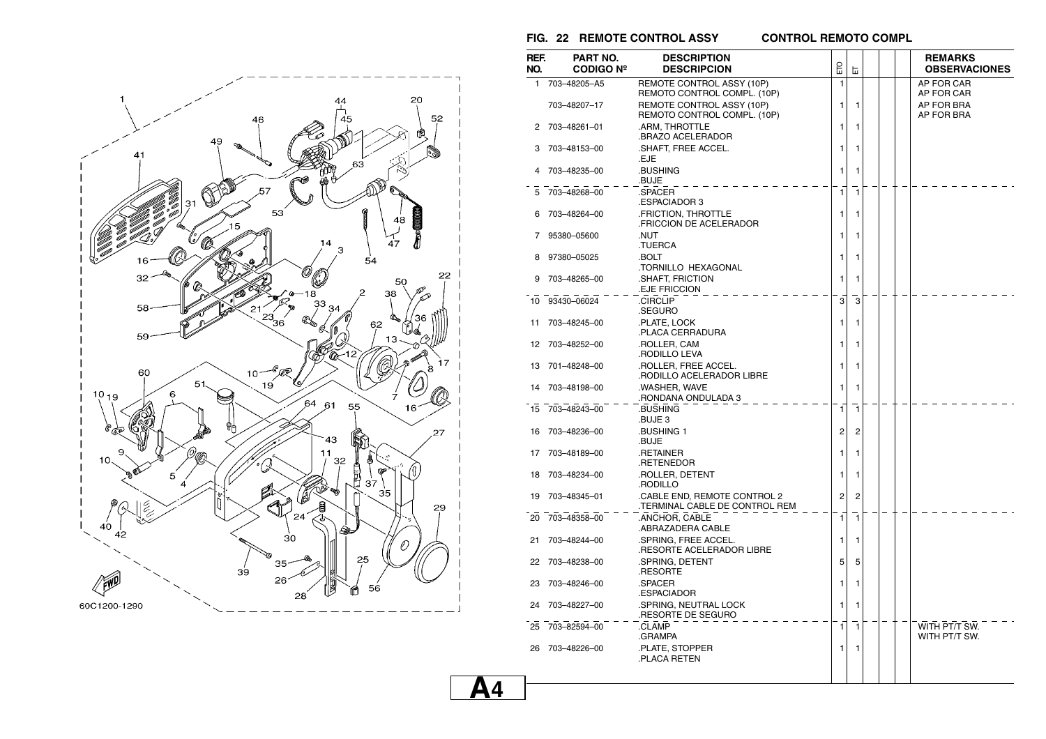## FIG. 22 REMOTE CONTROL ASSY — CONTROL REMOTO COMPL

| REF. NO. | PART NO. CODIGO Nº | DESCRIPTION DESCRIPCION | ETO | ET | | | | REMARKS OBSERVACIONES |
|---|---|---|---|---|---|---|---|---|
| 1 | 703–48205–A5 | REMOTE CONTROL ASSY (10P)<br>REMOTO CONTROL COMPL. (10P) | 1 | | | | | AP FOR CAR<br>AP FOR CAR |
| | 703–48207–17 | REMOTE CONTROL ASSY (10P)<br>REMOTO CONTROL COMPL. (10P) | 1 | 1 | | | | AP FOR BRA<br>AP FOR BRA |
| 2 | 703–48261–01 | .ARM, THROTTLE<br>.BRAZO ACELERADOR | 1 | 1 | | | | |
| 3 | 703–48153–00 | .SHAFT, FREE ACCEL.<br>.EJE | 1 | 1 | | | | |
| 4 | 703–48235–00 | .BUSHING<br>.BUJE | 1 | 1 | | | | |
| 5 | 703–48268–00 | .SPACER<br>.ESPACIADOR 3 | 1 | 1 | | | | |
| 6 | 703–48264–00 | .FRICTION, THROTTLE<br>.FRICCION DE ACELERADOR | 1 | 1 | | | | |
| 7 | 95380–05600 | .NUT<br>.TUERCA | 1 | 1 | | | | |
| 8 | 97380–05025 | .BOLT<br>.TORNILLO HEXAGONAL | 1 | 1 | | | | |
| 9 | 703–48265–00 | .SHAFT, FRICTION<br>.EJE FRICCION | 1 | 1 | | | | |
| 10 | 93430–06024 | .CIRCLIP<br>.SEGURO | 3 | 3 | | | | |
| 11 | 703–48245–00 | .PLATE, LOCK<br>.PLACA CERRADURA | 1 | 1 | | | | |
| 12 | 703–48252–00 | .ROLLER, CAM<br>.RODILLO LEVA | 1 | 1 | | | | |
| 13 | 701–48248–00 | .ROLLER, FREE ACCEL.<br>.RODILLO ACELERADOR LIBRE | 1 | 1 | | | | |
| 14 | 703–48198–00 | .WASHER, WAVE<br>.RONDANA ONDULADA 3 | 1 | 1 | | | | |
| 15 | 703–48243–00 | .BUSHING<br>.BUJE 3 | 1 | 1 | | | | |
| 16 | 703–48236–00 | .BUSHING 1<br>.BUJE | 2 | 2 | | | | |
| 17 | 703–48189–00 | .RETAINER<br>.RETENEDOR | 1 | 1 | | | | |
| 18 | 703–48234–00 | .ROLLER, DETENT<br>.RODILLO | 1 | 1 | | | | |
| 19 | 703–48345–01 | .CABLE END, REMOTE CONTROL 2<br>.TERMINAL CABLE DE CONTROL REM | 2 | 2 | | | | |
| 20 | 703–48358–00 | .ANCHOR, CABLE<br>.ABRAZADERA CABLE | 1 | 1 | | | | |
| 21 | 703–48244–00 | .SPRING, FREE ACCEL.<br>.RESORTE ACELERADOR LIBRE | 1 | 1 | | | | |
| 22 | 703–48238–00 | .SPRING, DETENT<br>.RESORTE | 5 | 5 | | | | |
| 23 | 703–48246–00 | .SPACER<br>.ESPACIADOR | 1 | 1 | | | | |
| 24 | 703–48227–00 | .SPRING, NEUTRAL LOCK<br>.RESORTE DE SEGURO | 1 | 1 | | | | |
| 25 | 703–82594–00 | .CLAMP<br>.GRAMPA | 1 | 1 | | | | WITH PT/T SW.<br>WITH PT/T SW. |
| 26 | 703–48226–00 | .PLATE, STOPPER<br>.PLACA RETEN | 1 | 1 | | | | |

60C1200-1290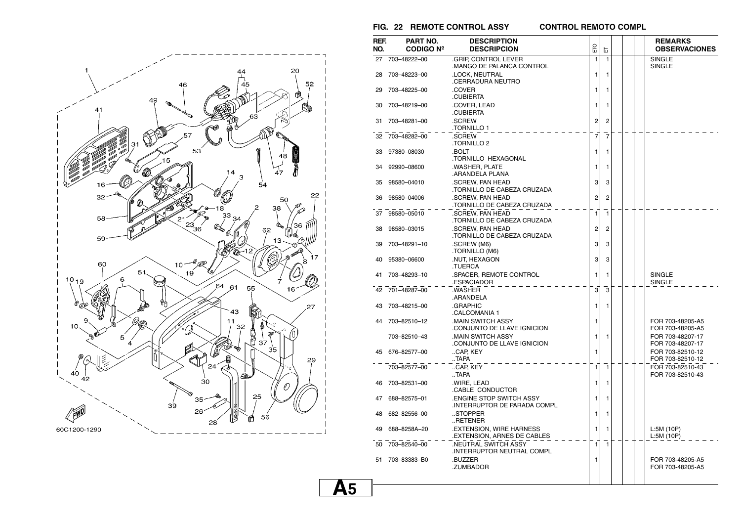## FIG. 22 REMOTE CONTROL ASSY — CONTROL REMOTO COMPL

60C1200-1290

| REF. NO. | PART NO. CODIGO Nº | DESCRIPTION DESCRIPCION | ETO | ET | | | | REMARKS OBSERVACIONES |
|---|---|---|---|---|---|---|---|---|
| 27 | 703–48222–00 | .GRIP, CONTROL LEVER .MANGO DE PALANCA CONTROL | 1 | 1 | | | | SINGLE SINGLE |
| 28 | 703–48223–00 | .LOCK, NEUTRAL .CERRADURA NEUTRO | 1 | 1 | | | | |
| 29 | 703–48225–00 | .COVER .CUBIERTA | 1 | 1 | | | | |
| 30 | 703–48219–00 | .COVER, LEAD .CUBIERTA | 1 | 1 | | | | |
| 31 | 703–48281–00 | .SCREW .TORNILLO 1 | 2 | 2 | | | | |
| 32 | 703–48282–00 | .SCREW .TORNILLO 2 | 7 | 7 | | | | |
| 33 | 97380–08030 | .BOLT .TORNILLO HEXAGONAL | 1 | 1 | | | | |
| 34 | 92990–08600 | .WASHER, PLATE .ARANDELA PLANA | 1 | 1 | | | | |
| 35 | 98580–04010 | .SCREW, PAN HEAD .TORNILLO DE CABEZA CRUZADA | 3 | 3 | | | | |
| 36 | 98580–04006 | .SCREW, PAN HEAD .TORNILLO DE CABEZA CRUZADA | 2 | 2 | | | | |
| 37 | 98580–05010 | .SCREW, PAN HEAD .TORNILLO DE CABEZA CRUZADA | 1 | 1 | | | | |
| 38 | 98580–03015 | .SCREW, PAN HEAD .TORNILLO DE CABEZA CRUZADA | 2 | 2 | | | | |
| 39 | 703–48291–10 | .SCREW (M6) .TORNILLO (M6) | 3 | 3 | | | | |
| 40 | 95380–06600 | .NUT, HEXAGON .TUERCA | 3 | 3 | | | | |
| 41 | 703–48293–10 | .SPACER, REMOTE CONTROL .ESPACIADOR | 1 | 1 | | | | SINGLE SINGLE |
| 42 | 701–48287–00 | .WASHER .ARANDELA | 3 | 3 | | | | |
| 43 | 703–48215–00 | .GRAPHIC .CALCOMANIA 1 | 1 | 1 | | | | |
| 44 | 703–82510–12 | .MAIN SWITCH ASSY .CONJUNTO DE LLAVE IGNICION | 1 | | | | | FOR 703-48205-A5 FOR 703-48205-A5 |
| | 703–82510–43 | .MAIN SWITCH ASSY .CONJUNTO DE LLAVE IGNICION | 1 | 1 | | | | FOR 703-48207-17 FOR 703-48207-17 |
| 45 | 676–82577–00 | ..CAP, KEY ..TAPA | 1 | | | | | FOR 703-82510-12 FOR 703-82510-12 |
| | 703–82577–00 | ..CAP, KEY ..TAPA | 1 | 1 | | | | FOR 703-82510-43 FOR 703-82510-43 |
| 46 | 703–82531–00 | .WIRE, LEAD .CABLE CONDUCTOR | 1 | 1 | | | | |
| 47 | 688–82575–01 | .ENGINE STOP SWITCH ASSY .INTERRUPTOR DE PARADA COMPL | 1 | 1 | | | | |
| 48 | 682–82556–00 | ..STOPPER ..RETENER | 1 | 1 | | | | |
| 49 | 688–8258A–20 | .EXTENSION, WIRE HARNESS .EXTENSION, ARNES DE CABLES | 1 | 1 | | | | L:5M (10P) L:5M (10P) |
| 50 | 703–82540–00 | .NEUTRAL SWITCH ASSY .INTERRUPTOR NEUTRAL COMPL | 1 | 1 | | | | |
| 51 | 703–83383–B0 | .BUZZER .ZUMBADOR | 1 | | | | | FOR 703-48205-A5 FOR 703-48205-A5 |

A5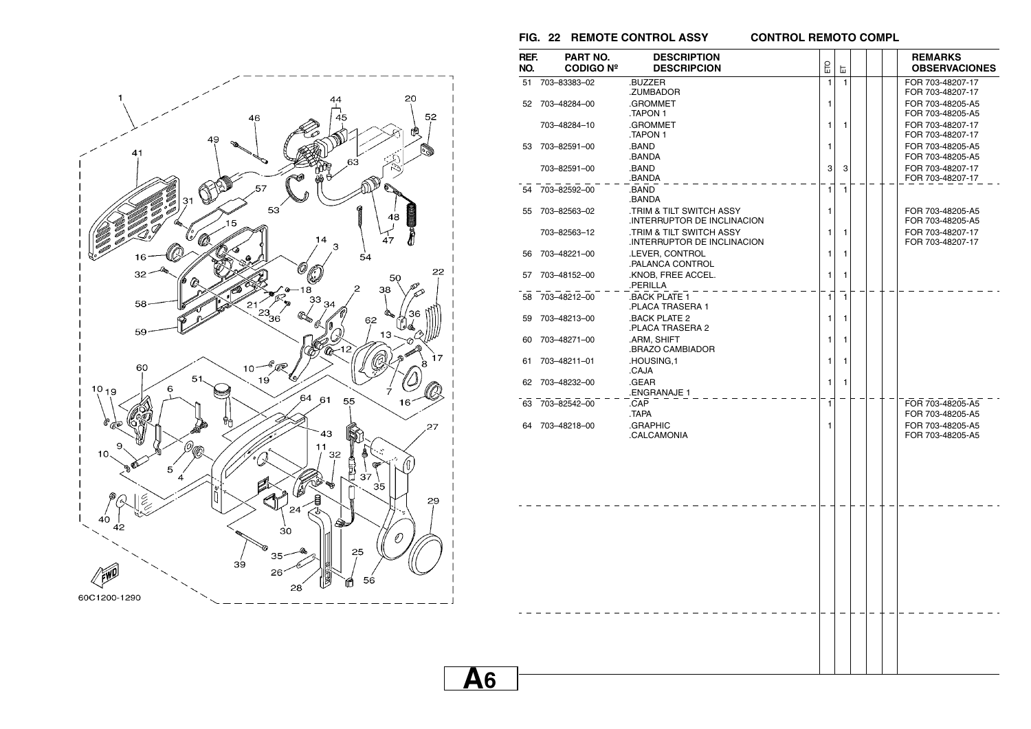## FIG. 22 REMOTE CONTROL ASSY — CONTROL REMOTO COMPL

| REF. NO. | PART NO. / CODIGO Nº | DESCRIPTION / DESCRIPCION | ETO | ET | | | | REMARKS / OBSERVACIONES |
|---|---|---|---|---|---|---|---|---|
| 51 | 703–83383–02 | .BUZZER<br>.ZUMBADOR | 1 | 1 | | | | FOR 703-48207-17<br>FOR 703-48207-17 |
| 52 | 703–48284–00 | .GROMMET<br>.TAPON 1 | 1 | | | | | FOR 703-48205-A5<br>FOR 703-48205-A5 |
| | 703–48284–10 | .GROMMET<br>.TAPON 1 | 1 | 1 | | | | FOR 703-48207-17<br>FOR 703-48207-17 |
| 53 | 703–82591–00 | .BAND<br>.BANDA | 1 | | | | | FOR 703-48205-A5<br>FOR 703-48205-A5 |
| | 703–82591–00 | .BAND<br>.BANDA | 3 | 3 | | | | FOR 703-48207-17<br>FOR 703-48207-17 |
| 54 | 703–82592–00 | .BAND<br>.BANDA | 1 | 1 | | | | |
| 55 | 703–82563–02 | .TRIM & TILT SWITCH ASSY<br>.INTERRUPTOR DE INCLINACION | 1 | | | | | FOR 703-48205-A5<br>FOR 703-48205-A5 |
| | 703–82563–12 | .TRIM & TILT SWITCH ASSY<br>.INTERRUPTOR DE INCLINACION | 1 | 1 | | | | FOR 703-48207-17<br>FOR 703-48207-17 |
| 56 | 703–48221–00 | .LEVER, CONTROL<br>.PALANCA CONTROL | 1 | 1 | | | | |
| 57 | 703–48152–00 | .KNOB, FREE ACCEL.<br>.PERILLA | 1 | 1 | | | | |
| 58 | 703–48212–00 | .BACK PLATE 1<br>.PLACA TRASERA 1 | 1 | 1 | | | | |
| 59 | 703–48213–00 | .BACK PLATE 2<br>.PLACA TRASERA 2 | 1 | 1 | | | | |
| 60 | 703–48271–00 | .ARM, SHIFT<br>.BRAZO CAMBIADOR | 1 | 1 | | | | |
| 61 | 703–48211–01 | .HOUSING,1<br>.CAJA | 1 | 1 | | | | |
| 62 | 703–48232–00 | .GEAR<br>.ENGRANAJE 1 | 1 | 1 | | | | |
| 63 | 703–82542–00 | .CAP<br>.TAPA | 1 | | | | | FOR 703-48205-A5<br>FOR 703-48205-A5 |
| 64 | 703–48218–00 | .GRAPHIC<br>.CALCAMONIA | 1 | | | | | FOR 703-48205-A5<br>FOR 703-48205-A5 |

60C1200-1290

A6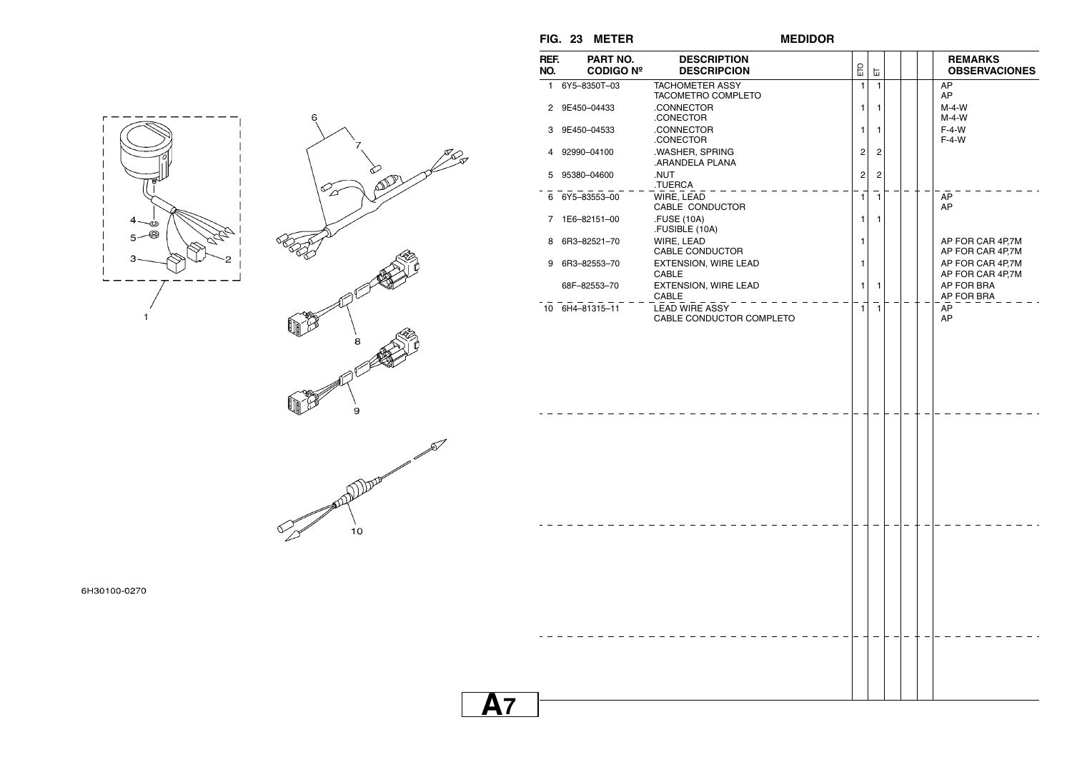## FIG. 23 METER MEDIDOR

| REF. NO. | PART NO. CODIGO Nº | DESCRIPTION DESCRIPCION | ETO | ET | | | | REMARKS OBSERVACIONES |
|---|---|---|---|---|---|---|---|---|
| 1 | 6Y5–8350T–03 | TACHOMETER ASSY<br>TACOMETRO COMPLETO | 1 | 1 | | | | AP<br>AP |
| 2 | 9E450–04433 | .CONNECTOR<br>.CONECTOR | 1 | 1 | | | | M-4-W<br>M-4-W |
| 3 | 9E450–04533 | .CONNECTOR<br>.CONECTOR | 1 | 1 | | | | F-4-W<br>F-4-W |
| 4 | 92990–04100 | .WASHER, SPRING<br>.ARANDELA PLANA | 2 | 2 | | | | |
| 5 | 95380–04600 | .NUT<br>.TUERCA | 2 | 2 | | | | |
| 6 | 6Y5–83553–00 | WIRE, LEAD<br>CABLE CONDUCTOR | 1 | 1 | | | | AP<br>AP |
| 7 | 1E6–82151–00 | .FUSE (10A)<br>.FUSIBLE (10A) | 1 | 1 | | | | |
| 8 | 6R3–82521–70 | WIRE, LEAD<br>CABLE CONDUCTOR | 1 | | | | | AP FOR CAR 4P,7M<br>AP FOR CAR 4P,7M |
| 9 | 6R3–82553–70 | EXTENSION, WIRE LEAD<br>CABLE | 1 | | | | | AP FOR CAR 4P,7M<br>AP FOR CAR 4P,7M |
| | 68F–82553–70 | EXTENSION, WIRE LEAD<br>CABLE | 1 | 1 | | | | AP FOR BRA<br>AP FOR BRA |
| 10 | 6H4–81315–11 | LEAD WIRE ASSY<br>CABLE CONDUCTOR COMPLETO | 1 | 1 | | | | AP<br>AP |

6H30100-0270

A7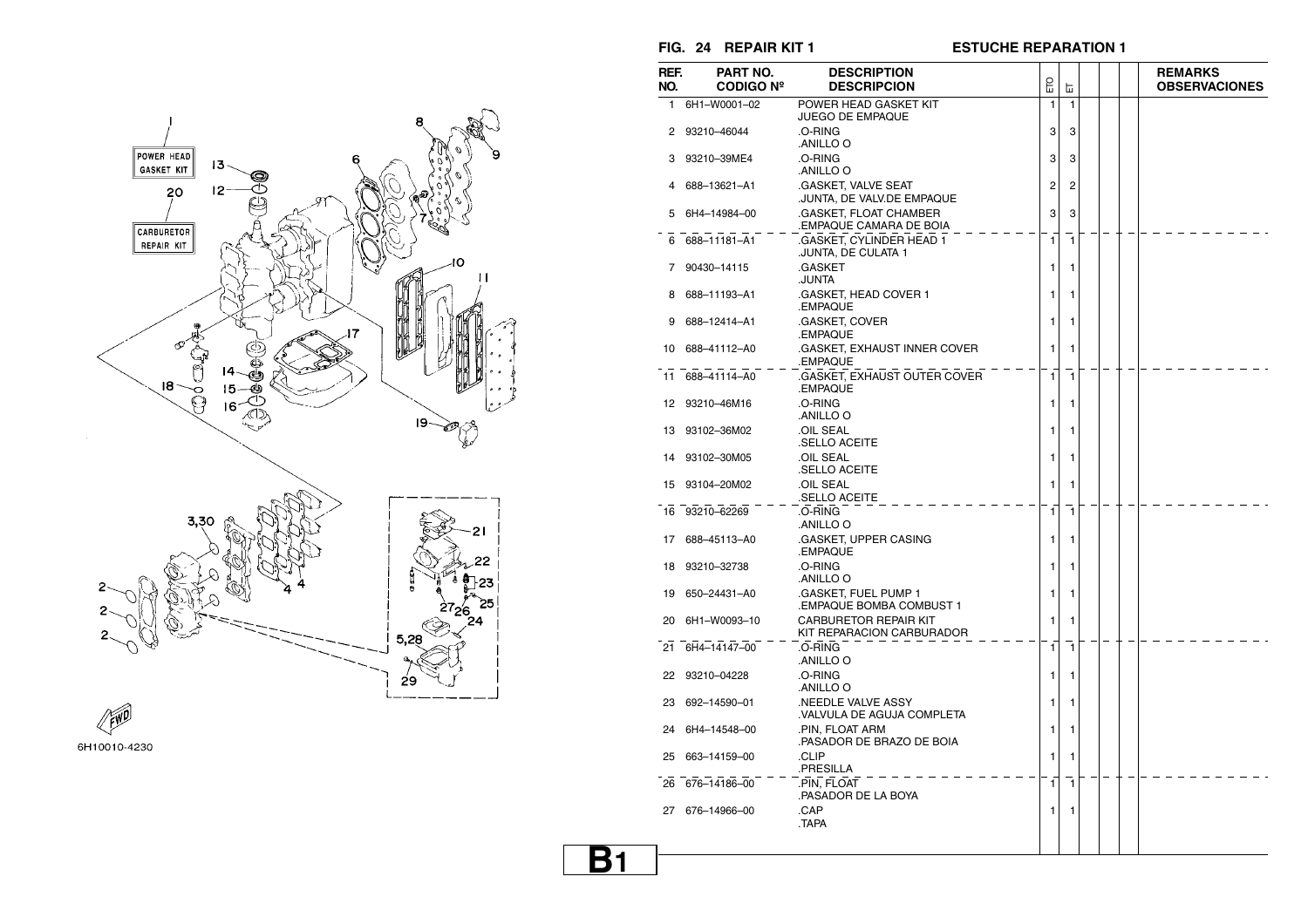## FIG. 24 REPAIR KIT 1 — ESTUCHE REPARATION 1

POWER HEAD GASKET KIT

CARBURETOR REPAIR KIT

6H10010-4230

| REF. NO. | PART NO. CODIGO Nº | DESCRIPTION DESCRIPCION | ETO | ET | | | | REMARKS OBSERVACIONES |
|---|---|---|---|---|---|---|---|---|
| 1 | 6H1–W0001–02 | POWER HEAD GASKET KIT<br>JUEGO DE EMPAQUE | 1 | 1 | | | | |
| 2 | 93210–46044 | .O-RING<br>.ANILLO O | 3 | 3 | | | | |
| 3 | 93210–39ME4 | .O-RING<br>.ANILLO O | 3 | 3 | | | | |
| 4 | 688–13621–A1 | .GASKET, VALVE SEAT<br>.JUNTA, DE VALV.DE EMPAQUE | 2 | 2 | | | | |
| 5 | 6H4–14984–00 | .GASKET, FLOAT CHAMBER<br>.EMPAQUE CAMARA DE BOIA | 3 | 3 | | | | |
| 6 | 688–11181–A1 | .GASKET, CYLINDER HEAD 1<br>.JUNTA, DE CULATA 1 | 1 | 1 | | | | |
| 7 | 90430–14115 | .GASKET<br>.JUNTA | 1 | 1 | | | | |
| 8 | 688–11193–A1 | .GASKET, HEAD COVER 1<br>.EMPAQUE | 1 | 1 | | | | |
| 9 | 688–12414–A1 | .GASKET, COVER<br>.EMPAQUE | 1 | 1 | | | | |
| 10 | 688–41112–A0 | .GASKET, EXHAUST INNER COVER<br>.EMPAQUE | 1 | 1 | | | | |
| 11 | 688–41114–A0 | .GASKET, EXHAUST OUTER COVER<br>.EMPAQUE | 1 | 1 | | | | |
| 12 | 93210–46M16 | .O-RING<br>.ANILLO O | 1 | 1 | | | | |
| 13 | 93102–36M02 | .OIL SEAL<br>.SELLO ACEITE | 1 | 1 | | | | |
| 14 | 93102–30M05 | .OIL SEAL<br>.SELLO ACEITE | 1 | 1 | | | | |
| 15 | 93104–20M02 | .OIL SEAL<br>.SELLO ACEITE | 1 | 1 | | | | |
| 16 | 93210–62269 | .O-RING<br>.ANILLO O | 1 | 1 | | | | |
| 17 | 688–45113–A0 | .GASKET, UPPER CASING<br>.EMPAQUE | 1 | 1 | | | | |
| 18 | 93210–32738 | .O-RING<br>.ANILLO O | 1 | 1 | | | | |
| 19 | 650–24431–A0 | .GASKET, FUEL PUMP 1<br>.EMPAQUE BOMBA COMBUST 1 | 1 | 1 | | | | |
| 20 | 6H1–W0093–10 | CARBURETOR REPAIR KIT<br>KIT REPARACION CARBURADOR | 1 | 1 | | | | |
| 21 | 6H4–14147–00 | .O-RING<br>.ANILLO O | 1 | 1 | | | | |
| 22 | 93210–04228 | .O-RING<br>.ANILLO O | 1 | 1 | | | | |
| 23 | 692–14590–01 | .NEEDLE VALVE ASSY<br>.VALVULA DE AGUJA COMPLETA | 1 | 1 | | | | |
| 24 | 6H4–14548–00 | .PIN, FLOAT ARM<br>.PASADOR DE BRAZO DE BOIA | 1 | 1 | | | | |
| 25 | 663–14159–00 | .CLIP<br>.PRESILLA | 1 | 1 | | | | |
| 26 | 676–14186–00 | .PIN, FLOAT<br>.PASADOR DE LA BOYA | 1 | 1 | | | | |
| 27 | 676–14966–00 | .CAP<br>.TAPA | 1 | 1 | | | | |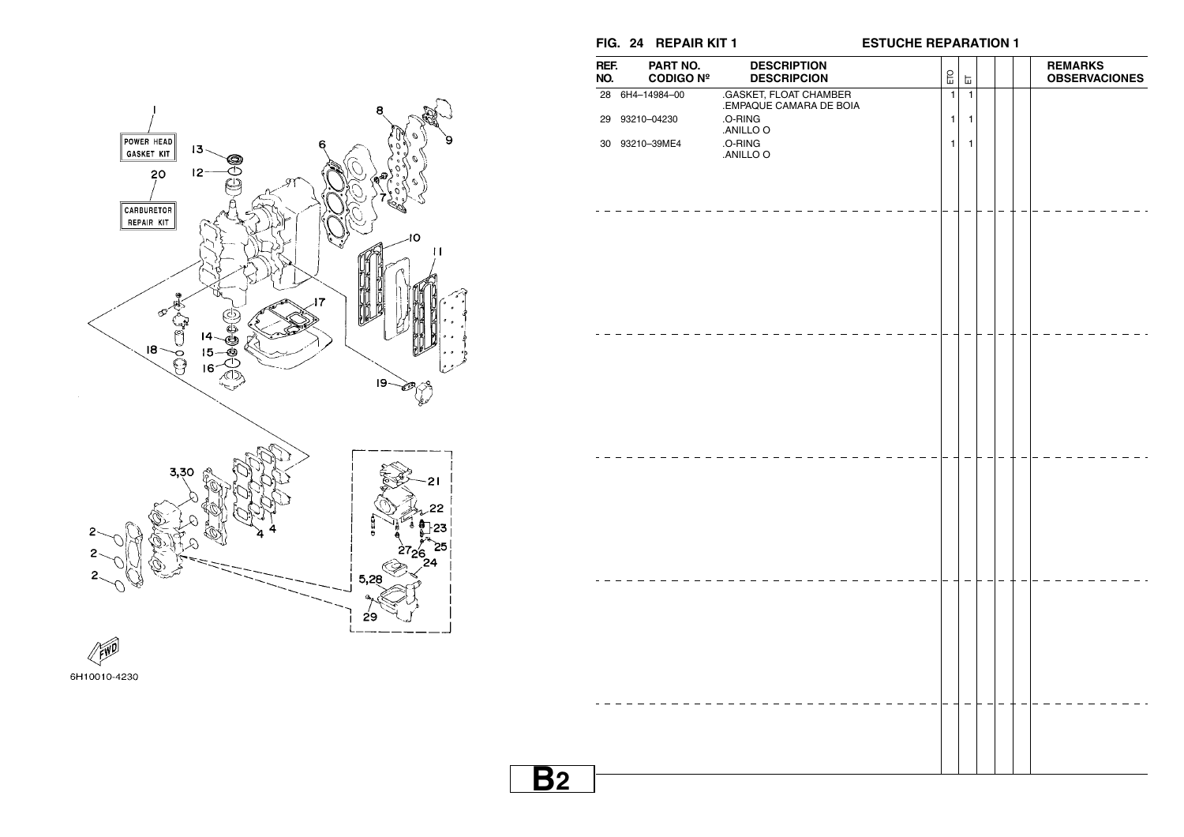## FIG. 24 REPAIR KIT 1 ESTUCHE REPARATION 1

| REF. NO. | PART NO. CODIGO Nº | DESCRIPTION DESCRIPCION | ETO | ET | | | | REMARKS OBSERVACIONES |
|---|---|---|---|---|---|---|---|---|
| 28 | 6H4–14984–00 | .GASKET, FLOAT CHAMBER<br>.EMPAQUE CAMARA DE BOIA | 1 | 1 | | | | |
| 29 | 93210–04230 | .O-RING<br>.ANILLO O | 1 | 1 | | | | |
| 30 | 93210–39ME4 | .O-RING<br>.ANILLO O | 1 | 1 | | | | |

1 POWER HEAD GASKET KIT

20 CARBURETOR REPAIR KIT

6H10010-4230

B2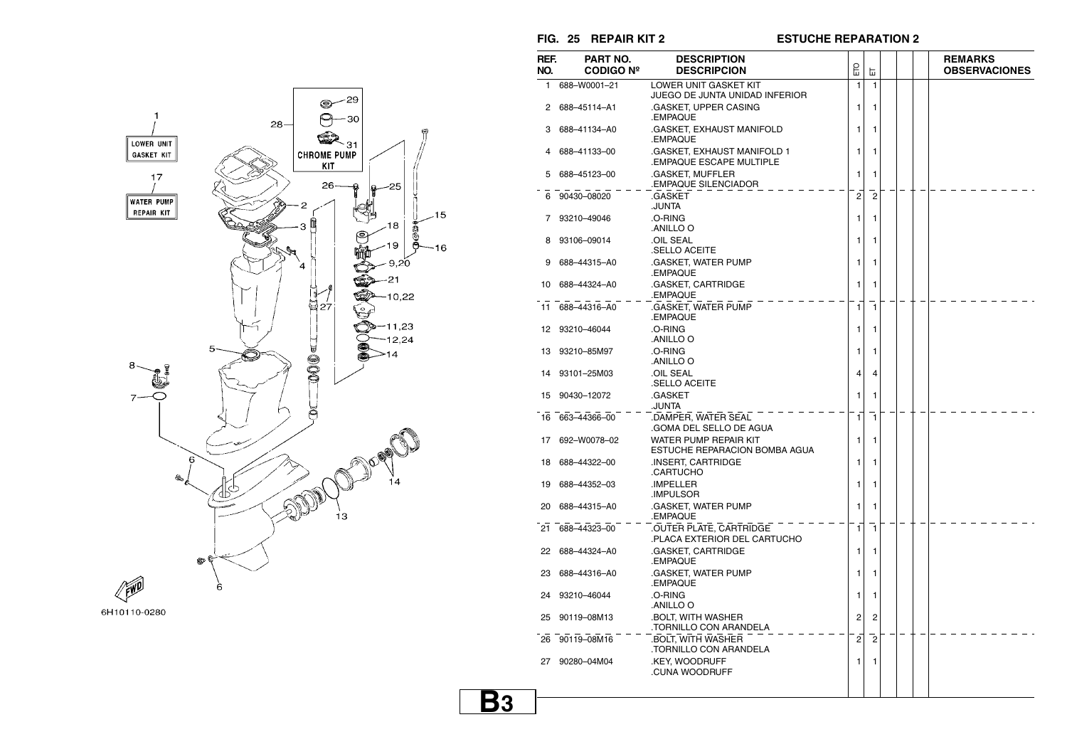## FIG. 25 REPAIR KIT 2 — ESTUCHE REPARATION 2

| REF. NO. | PART NO. / CODIGO Nº | DESCRIPTION / DESCRIPCION | ETO | ET | | | | REMARKS / OBSERVACIONES |
|---|---|---|---|---|---|---|---|---|
| 1 | 688–W0001–21 | LOWER UNIT GASKET KIT<br>JUEGO DE JUNTA UNIDAD INFERIOR | 1 | 1 | | | | |
| 2 | 688–45114–A1 | .GASKET, UPPER CASING<br>.EMPAQUE | 1 | 1 | | | | |
| 3 | 688–41134–A0 | .GASKET, EXHAUST MANIFOLD<br>.EMPAQUE | 1 | 1 | | | | |
| 4 | 688–41133–00 | .GASKET, EXHAUST MANIFOLD 1<br>.EMPAQUE ESCAPE MULTIPLE | 1 | 1 | | | | |
| 5 | 688–45123–00 | .GASKET, MUFFLER<br>.EMPAQUE SILENCIADOR | 1 | 1 | | | | |
| 6 | 90430–08020 | .GASKET<br>.JUNTA | 2 | 2 | | | | |
| 7 | 93210–49046 | .O-RING<br>.ANILLO O | 1 | 1 | | | | |
| 8 | 93106–09014 | .OIL SEAL<br>.SELLO ACEITE | 1 | 1 | | | | |
| 9 | 688–44315–A0 | .GASKET, WATER PUMP<br>.EMPAQUE | 1 | 1 | | | | |
| 10 | 688–44324–A0 | .GASKET, CARTRIDGE<br>.EMPAQUE | 1 | 1 | | | | |
| 11 | 688–44316–A0 | .GASKET, WATER PUMP<br>.EMPAQUE | 1 | 1 | | | | |
| 12 | 93210–46044 | .O-RING<br>.ANILLO O | 1 | 1 | | | | |
| 13 | 93210–85M97 | .O-RING<br>.ANILLO O | 1 | 1 | | | | |
| 14 | 93101–25M03 | .OIL SEAL<br>.SELLO ACEITE | 4 | 4 | | | | |
| 15 | 90430–12072 | .GASKET<br>.JUNTA | 1 | 1 | | | | |
| 16 | 663–44366–00 | .DAMPER, WATER SEAL<br>.GOMA DEL SELLO DE AGUA | 1 | 1 | | | | |
| 17 | 692–W0078–02 | WATER PUMP REPAIR KIT<br>ESTUCHE REPARACION BOMBA AGUA | 1 | 1 | | | | |
| 18 | 688–44322–00 | .INSERT, CARTRIDGE<br>.CARTUCHO | 1 | 1 | | | | |
| 19 | 688–44352–03 | .IMPELLER<br>.IMPULSOR | 1 | 1 | | | | |
| 20 | 688–44315–A0 | .GASKET, WATER PUMP<br>.EMPAQUE | 1 | 1 | | | | |
| 21 | 688–44323–00 | .OUTER PLATE, CARTRIDGE<br>.PLACA EXTERIOR DEL CARTUCHO | 1 | 1 | | | | |
| 22 | 688–44324–A0 | .GASKET, CARTRIDGE<br>.EMPAQUE | 1 | 1 | | | | |
| 23 | 688–44316–A0 | .GASKET, WATER PUMP<br>.EMPAQUE | 1 | 1 | | | | |
| 24 | 93210–46044 | .O-RING<br>.ANILLO O | 1 | 1 | | | | |
| 25 | 90119–08M13 | .BOLT, WITH WASHER<br>.TORNILLO CON ARANDELA | 2 | 2 | | | | |
| 26 | 90119–08M16 | .BOLT, WITH WASHER<br>.TORNILLO CON ARANDELA | 2 | 2 | | | | |
| 27 | 90280–04M04 | .KEY, WOODRUFF<br>.CUNA WOODRUFF | 1 | 1 | | | | |

B3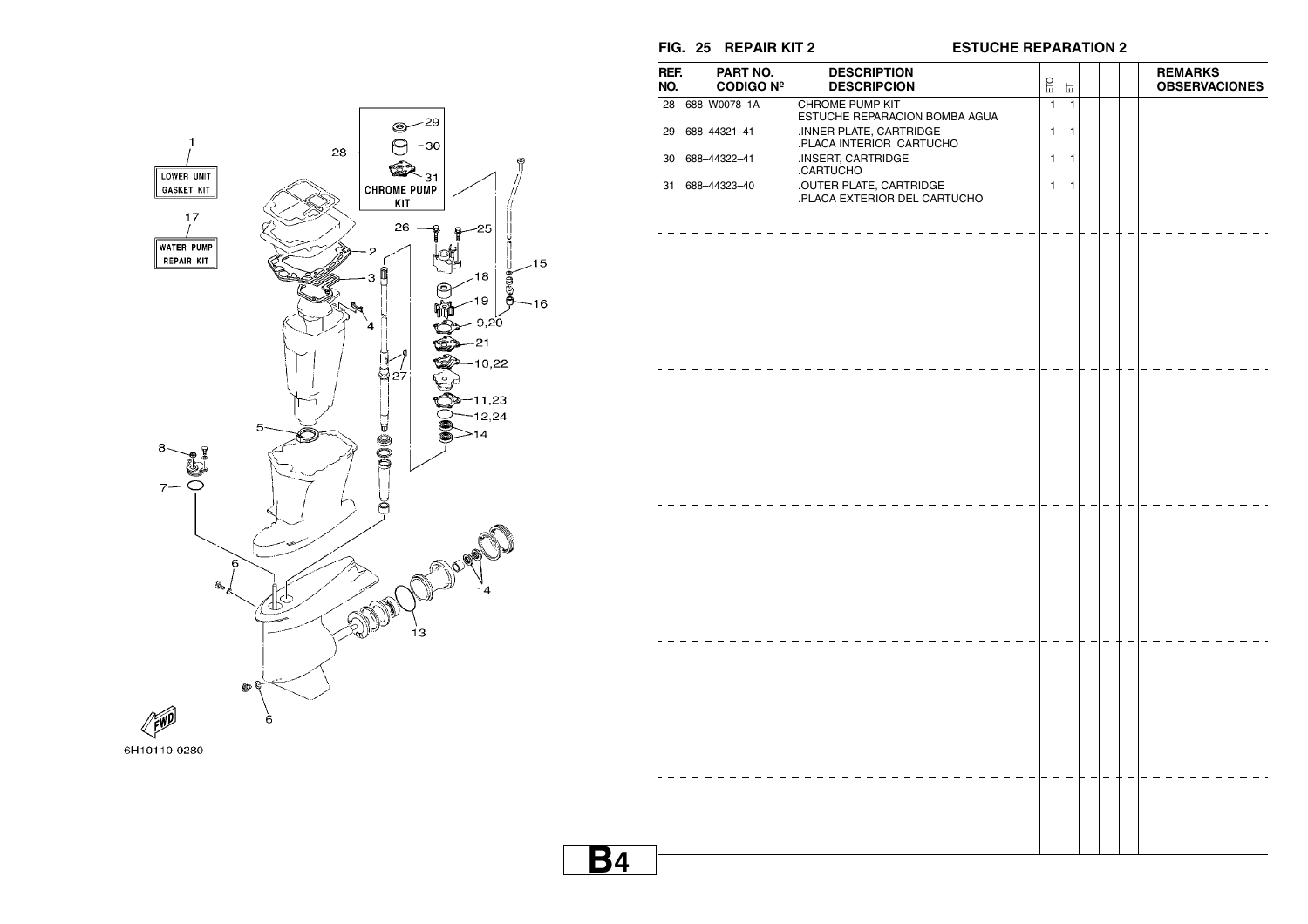## FIG. 25 REPAIR KIT 2 ESTUCHE REPARATION 2

| REF. NO. | PART NO. CODIGO Nº | DESCRIPTION DESCRIPCION | ETO | ET | | | | REMARKS OBSERVACIONES |
|---|---|---|---|---|---|---|---|---|
| 28 | 688–W0078–1A | CHROME PUMP KIT ESTUCHE REPARACION BOMBA AGUA | 1 | 1 | | | | |
| 29 | 688–44321–41 | .INNER PLATE, CARTRIDGE .PLACA INTERIOR CARTUCHO | 1 | 1 | | | | |
| 30 | 688–44322–41 | .INSERT, CARTRIDGE .CARTUCHO | 1 | 1 | | | | |
| 31 | 688–44323–40 | .OUTER PLATE, CARTRIDGE .PLACA EXTERIOR DEL CARTUCHO | 1 | 1 | | | | |

LOWER UNIT GASKET KIT

WATER PUMP REPAIR KIT

CHROME PUMP KIT

6H10110-0280

B4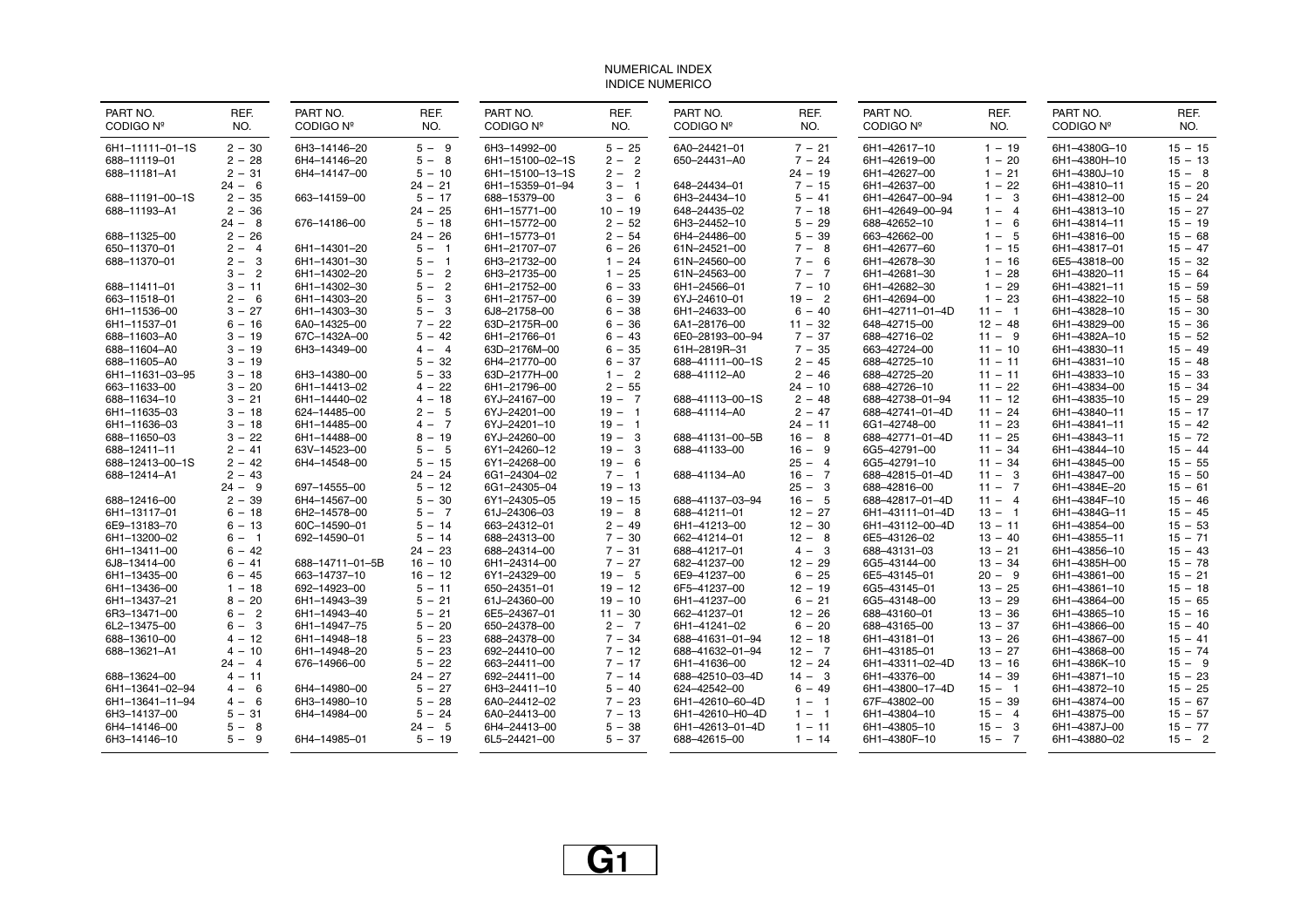# NUMERICAL INDEX
# INDICE NUMERICO

| PART NO. CODIGO Nº | REF. NO. |
|---|---|
| 6H1–11111–01–1S | 2 – 30 |
| 688–11119–01 | 2 – 28 |
| 688–11181–A1 | 2 – 31 |
| | 24 – 6 |
| 688–11191–00–1S | 2 – 35 |
| 688–11193–A1 | 2 – 36 |
| | 24 – 8 |
| 688–11325–00 | 2 – 26 |
| 650–11370–01 | 2 – 4 |
| 688–11370–01 | 2 – 3 |
| | 3 – 2 |
| 688–11411–01 | 3 – 11 |
| 663–11518–01 | 2 – 6 |
| 6H1–11536–00 | 3 – 27 |
| 6H1–11537–01 | 6 – 16 |
| 688–11603–A0 | 3 – 19 |
| 688–11604–A0 | 3 – 19 |
| 688–11605–A0 | 3 – 19 |
| 6H1–11631–03–95 | 3 – 18 |
| 663–11633–00 | 3 – 20 |
| 688–11634–10 | 3 – 21 |
| 6H1–11635–03 | 3 – 18 |
| 6H1–11636–03 | 3 – 18 |
| 688–11650–03 | 3 – 22 |
| 688–12411–11 | 2 – 41 |
| 688–12413–00–1S | 2 – 42 |
| 688–12414–A1 | 2 – 43 |
| | 24 – 9 |
| 688–12416–00 | 2 – 39 |
| 6H1–13117–01 | 6 – 18 |
| 6E9–13183–70 | 6 – 13 |
| 6H1–13200–02 | 6 – 1 |
| 6H1–13411–00 | 6 – 42 |
| 6J8–13414–00 | 6 – 41 |
| 6H1–13435–00 | 6 – 45 |
| 6H1–13436–00 | 1 – 18 |
| 6H1–13437–21 | 8 – 20 |
| 6R3–13471–00 | 6 – 2 |
| 6L2–13475–00 | 6 – 3 |
| 688–13610–00 | 4 – 12 |
| 688–13621–A1 | 4 – 10 |
| | 24 – 4 |
| 688–13624–00 | 4 – 11 |
| 6H1–13641–02–94 | 4 – 6 |
| 6H1–13641–11–94 | 4 – 6 |
| 6H3–14137–00 | 5 – 31 |
| 6H4–14146–00 | 5 – 8 |
| 6H3–14146–10 | 5 – 9 |

| PART NO. CODIGO Nº | REF. NO. |
|---|---|
| 6H3–14146–20 | 5 – 9 |
| 6H4–14146–20 | 5 – 8 |
| 6H4–14147–00 | 5 – 10 |
| | 24 – 21 |
| 663–14159–00 | 5 – 17 |
| | 24 – 25 |
| 676–14186–00 | 5 – 18 |
| | 24 – 26 |
| 6H1–14301–20 | 5 – 1 |
| 6H1–14301–30 | 5 – 1 |
| 6H1–14302–20 | 5 – 2 |
| 6H1–14302–30 | 5 – 2 |
| 6H1–14303–20 | 5 – 3 |
| 6H1–14303–30 | 5 – 3 |
| 6A0–14325–00 | 7 – 22 |
| 67C–1432A–00 | 5 – 42 |
| 6H3–14349–00 | 4 – 4 |
| | 5 – 32 |
| 6H3–14380–00 | 5 – 33 |
| 6H1–14413–02 | 4 – 22 |
| 6H1–14440–02 | 4 – 18 |
| 624–14485–00 | 2 – 5 |
| 6H1–14485–00 | 4 – 7 |
| 6H1–14488–00 | 8 – 19 |
| 63V–14523–00 | 5 – 5 |
| 6H4–14548–00 | 5 – 15 |
| | 24 – 24 |
| 697–14555–00 | 5 – 12 |
| 6H4–14567–00 | 5 – 30 |
| 6H2–14578–00 | 5 – 7 |
| 60C–14590–01 | 5 – 14 |
| 692–14590–01 | 5 – 14 |
| | 24 – 23 |
| 688–14711–01–5B | 16 – 10 |
| 663–14737–10 | 16 – 12 |
| 692–14923–00 | 5 – 11 |
| 6H1–14943–39 | 5 – 21 |
| 6H1–14943–40 | 5 – 21 |
| 6H1–14947–75 | 5 – 20 |
| 6H1–14948–18 | 5 – 23 |
| 6H1–14948–20 | 5 – 23 |
| 676–14966–00 | 5 – 22 |
| | 24 – 27 |
| 6H4–14980–00 | 5 – 27 |
| 6H3–14980–10 | 5 – 28 |
| 6H4–14984–00 | 5 – 24 |
| | 24 – 5 |
| 6H4–14985–01 | 5 – 19 |

| PART NO. CODIGO Nº | REF. NO. |
|---|---|
| 6H3–14992–00 | 5 – 25 |
| 6H1–15100–02–1S | 2 – 2 |
| 6H1–15100–13–1S | 2 – 2 |
| 6H1–15359–01–94 | 3 – 1 |
| 688–15379–00 | 3 – 6 |
| 6H1–15771–00 | 10 – 19 |
| 6H1–15772–00 | 2 – 52 |
| 6H1–15773–01 | 2 – 54 |
| 6H1–21707–07 | 6 – 26 |
| 6H3–21732–00 | 1 – 24 |
| 6H3–21735–00 | 1 – 25 |
| 6H1–21752–00 | 6 – 33 |
| 6H1–21757–00 | 6 – 39 |
| 6J8–21758–00 | 6 – 38 |
| 63D–2175R–00 | 6 – 36 |
| 6H1–21766–01 | 6 – 43 |
| 63D–2176M–00 | 6 – 35 |
| 6H4–21770–00 | 6 – 37 |
| 63D–2177H–00 | 1 – 2 |
| 6H1–21796–00 | 2 – 55 |
| 6YJ–24167–00 | 19 – 7 |
| 6YJ–24201–00 | 19 – 1 |
| 6YJ–24201–10 | 19 – 1 |
| 6YJ–24260–00 | 19 – 3 |
| 6Y1–24260–12 | 19 – 3 |
| 6Y1–24268–00 | 19 – 6 |
| 6G1–24304–02 | 7 – 1 |
| 6G1–24305–04 | 19 – 13 |
| 6Y1–24305–05 | 19 – 15 |
| 61J–24306–03 | 19 – 8 |
| 663–24312–01 | 2 – 49 |
| 688–24313–00 | 7 – 30 |
| 688–24314–00 | 7 – 31 |
| 6H1–24314–00 | 7 – 27 |
| 6Y1–24329–00 | 19 – 5 |
| 650–24351–01 | 19 – 12 |
| 61J–24360–00 | 19 – 10 |
| 6E5–24367–01 | 11 – 30 |
| 650–24378–00 | 2 – 7 |
| 688–24378–00 | 7 – 34 |
| 692–24410–00 | 7 – 12 |
| 663–24411–00 | 7 – 17 |
| 692–24411–00 | 7 – 14 |
| 6H3–24411–10 | 5 – 40 |
| 6A0–24412–02 | 7 – 23 |
| 6A0–24413–00 | 7 – 13 |
| 6H4–24413–00 | 5 – 38 |
| 6L5–24421–00 | 5 – 37 |

| PART NO. CODIGO Nº | REF. NO. |
|---|---|
| 6A0–24421–01 | 7 – 21 |
| 650–24431–A0 | 7 – 24 |
| | 24 – 19 |
| 648–24434–01 | 7 – 15 |
| 6H3–24434–10 | 5 – 41 |
| 648–24435–02 | 7 – 18 |
| 6H3–24452–10 | 5 – 29 |
| 6H4–24486–00 | 5 – 39 |
| 61N–24521–00 | 7 – 8 |
| 61N–24560–00 | 7 – 6 |
| 61N–24563–00 | 7 – 7 |
| 6H1–24566–01 | 7 – 10 |
| 6YJ–24610–01 | 19 – 2 |
| 6H1–24633–00 | 6 – 40 |
| 6A1–28176–00 | 11 – 32 |
| 6E0–28193–00–94 | 7 – 37 |
| 61H–2819R–31 | 7 – 35 |
| 688–41111–00–1S | 2 – 45 |
| 688–41112–A0 | 2 – 46 |
| | 24 – 10 |
| 688–41113–00–1S | 2 – 48 |
| 688–41114–A0 | 2 – 47 |
| | 24 – 11 |
| 688–41131–00–5B | 16 – 8 |
| 688–41133–00 | 16 – 9 |
| | 25 – 4 |
| 688–41134–A0 | 16 – 7 |
| | 25 – 3 |
| 688–41137–03–94 | 16 – 5 |
| 688–41211–01 | 12 – 27 |
| 6H1–41213–00 | 12 – 30 |
| 662–41214–01 | 12 – 8 |
| 688–41217–01 | 4 – 3 |
| 682–41237–00 | 12 – 29 |
| 6E9–41237–00 | 6 – 25 |
| 6F5–41237–00 | 12 – 19 |
| 6H1–41237–00 | 6 – 21 |
| 662–41237–01 | 12 – 26 |
| 6H1–41241–02 | 6 – 20 |
| 688–41631–01–94 | 12 – 18 |
| 688–41632–01–94 | 12 – 7 |
| 6H1–41636–00 | 12 – 24 |
| 688–42510–03–4D | 14 – 3 |
| 624–42542–00 | 6 – 49 |
| 6H1–42610–60–4D | 1 – 1 |
| 6H1–42610–H0–4D | 1 – 1 |
| 6H1–42613–01–4D | 1 – 11 |
| 688–42615–00 | 1 – 14 |

| PART NO. CODIGO Nº | REF. NO. |
|---|---|
| 6H1–42617–10 | 1 – 19 |
| 6H1–42619–00 | 1 – 20 |
| 6H1–42627–00 | 1 – 21 |
| 6H1–42637–00 | 1 – 22 |
| 6H1–42647–00–94 | 1 – 3 |
| 6H1–42649–00–94 | 1 – 4 |
| 688–42652–10 | 1 – 6 |
| 663–42662–00 | 1 – 5 |
| 6H1–42677–60 | 1 – 15 |
| 6H1–42678–30 | 1 – 16 |
| 6H1–42681–30 | 1 – 28 |
| 6H1–42682–30 | 1 – 29 |
| 6H1–42694–00 | 1 – 23 |
| 6H1–42711–01–4D | 11 – 1 |
| 648–42715–00 | 12 – 48 |
| 688–42716–02 | 11 – 9 |
| 663–42724–00 | 11 – 10 |
| 688–42725–10 | 11 – 11 |
| 688–42725–20 | 11 – 11 |
| 688–42726–10 | 11 – 22 |
| 688–42738–01–94 | 11 – 12 |
| 6G1–42748–00 | 11 – 23 |
| 688–42741–01–4D | 11 – 24 |
| 688–42771–01–4D | 11 – 25 |
| 6G5–42791–00 | 11 – 34 |
| 6G5–42791–10 | 11 – 34 |
| 688–42815–01–4D | 11 – 3 |
| 688–42816–00 | 11 – 7 |
| 688–42817–01–4D | 11 – 4 |
| 6H1–43111–01–4D | 13 – 1 |
| 688–43112–00–4D | 13 – 11 |
| 6E5–43126–02 | 13 – 40 |
| 688–43131–03 | 13 – 21 |
| 6G5–43144–00 | 13 – 34 |
| 6E5–43145–01 | 20 – 9 |
| 6G5–43145–01 | 13 – 25 |
| 6G5–43148–00 | 13 – 29 |
| 688–43160–01 | 13 – 36 |
| 688–43165–00 | 13 – 37 |
| 6H1–43181–01 | 13 – 26 |
| 6H1–43185–01 | 13 – 27 |
| 6H1–43311–02–4D | 13 – 16 |
| 6H1–43376–00 | 14 – 39 |
| 6H1–43800–17–4D | 15 – 1 |
| 67F–43802–00 | 15 – 39 |
| 6H1–43804–10 | 15 – 4 |
| 6H1–43805–10 | 15 – 3 |
| 6H1–4380F–10 | 15 – 7 |

| PART NO. CODIGO Nº | REF. NO. |
|---|---|
| 6H1–4380G–10 | 15 – 15 |
| 6H1–4380H–10 | 15 – 13 |
| 6H1–4380J–10 | 15 – 8 |
| 6H1–43810–11 | 15 – 20 |
| 6H1–43812–00 | 15 – 24 |
| 6H1–43813–10 | 15 – 27 |
| 6H1–43814–11 | 15 – 19 |
| 6H1–43816–00 | 15 – 68 |
| 6H1–43817–01 | 15 – 47 |
| 6E5–43818–00 | 15 – 32 |
| 6H1–43820–11 | 15 – 64 |
| 6H1–43821–11 | 15 – 59 |
| 6H1–43822–10 | 15 – 58 |
| 6H1–43828–10 | 15 – 30 |
| 6H1–43829–00 | 15 – 36 |
| 6H1–4382A–10 | 15 – 52 |
| 6H1–43830–11 | 15 – 49 |
| 6H1–43831–10 | 15 – 48 |
| 6H1–43833–10 | 15 – 33 |
| 6H1–43834–00 | 15 – 34 |
| 6H1–43835–10 | 15 – 29 |
| 6H1–43840–11 | 15 – 17 |
| 6H1–43841–11 | 15 – 42 |
| 6H1–43843–11 | 15 – 72 |
| 6H1–43844–10 | 15 – 44 |
| 6H1–43845–00 | 15 – 55 |
| 6H1–43847–00 | 15 – 50 |
| 6H1–4384E–20 | 15 – 61 |
| 6H1–4384F–10 | 15 – 46 |
| 6H1–4384G–11 | 15 – 45 |
| 6H1–43854–00 | 15 – 53 |
| 6H1–43855–11 | 15 – 71 |
| 6H1–43856–10 | 15 – 43 |
| 6H1–4385H–00 | 15 – 78 |
| 6H1–43861–00 | 15 – 21 |
| 6H1–43861–10 | 15 – 18 |
| 6H1–43864–00 | 15 – 65 |
| 6H1–43865–10 | 15 – 16 |
| 6H1–43866–00 | 15 – 40 |
| 6H1–43867–00 | 15 – 41 |
| 6H1–43868–00 | 15 – 74 |
| 6H1–4386K–10 | 15 – 9 |
| 6H1–43871–10 | 15 – 23 |
| 6H1–43872–10 | 15 – 25 |
| 6H1–43874–00 | 15 – 67 |
| 6H1–43875–00 | 15 – 57 |
| 6H1–4387J–00 | 15 – 77 |
| 6H1–43880–02 | 15 – 2 |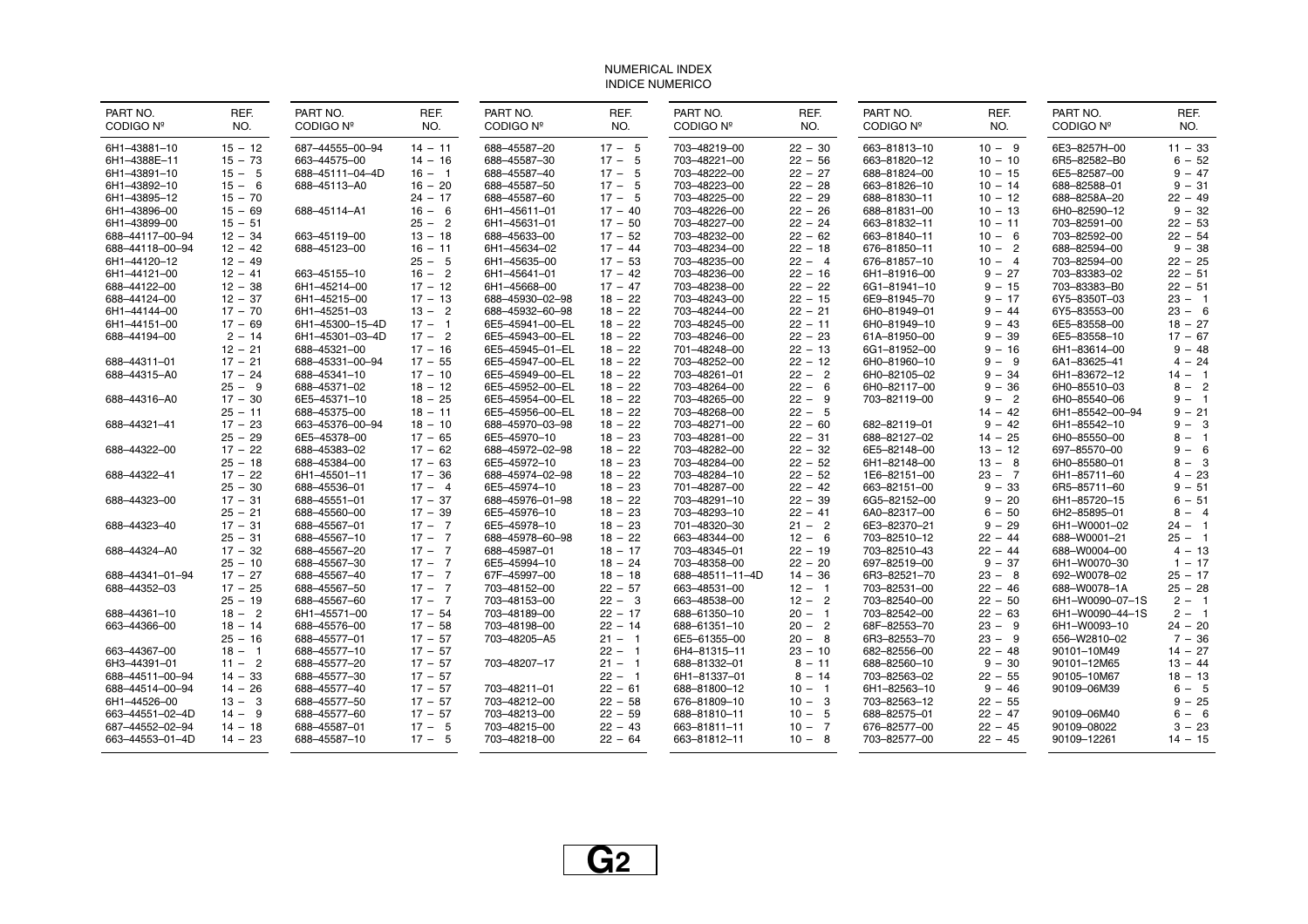# NUMERICAL INDEX
# INDICE NUMERICO

| PART NO. CODIGO Nº | REF. NO. |
|---|---|
| 6H1–43881–10 | 15 – 12 |
| 6H1–4388E–11 | 15 – 73 |
| 6H1–43891–10 | 15 – 5 |
| 6H1–43892–10 | 15 – 6 |
| 6H1–43895–12 | 15 – 70 |
| 6H1–43896–00 | 15 – 69 |
| 6H1–43899–00 | 15 – 51 |
| 688–44117–00–94 | 12 – 34 |
| 688–44118–00–94 | 12 – 42 |
| 6H1–44120–12 | 12 – 49 |
| 6H1–44121–00 | 12 – 41 |
| 688–44122–00 | 12 – 38 |
| 688–44124–00 | 12 – 37 |
| 6H1–44144–00 | 17 – 70 |
| 6H1–44151–00 | 17 – 69 |
| 688–44194–00 | 2 – 14 |
| | 12 – 21 |
| 688–44311–01 | 17 – 21 |
| 688–44315–A0 | 17 – 24 |
| | 25 – 9 |
| 688–44316–A0 | 17 – 30 |
| | 25 – 11 |
| 688–44321–41 | 17 – 23 |
| | 25 – 29 |
| 688–44322–00 | 17 – 22 |
| | 25 – 18 |
| 688–44322–41 | 17 – 22 |
| | 25 – 30 |
| 688–44323–00 | 17 – 31 |
| | 25 – 21 |
| 688–44323–40 | 17 – 31 |
| | 25 – 31 |
| 688–44324–A0 | 17 – 32 |
| | 25 – 10 |
| 688–44341–01–94 | 17 – 27 |
| 688–44352–03 | 17 – 25 |
| | 25 – 19 |
| 688–44361–10 | 18 – 2 |
| 663–44366–00 | 18 – 14 |
| | 25 – 16 |
| 663–44367–00 | 18 – 1 |
| 6H3–44391–01 | 11 – 2 |
| 688–44511–00–94 | 14 – 33 |
| 688–44514–00–94 | 14 – 26 |
| 6H1–44526–00 | 13 – 3 |
| 663–44551–02–4D | 14 – 9 |
| 687–44552–02–94 | 14 – 18 |
| 663–44553–01–4D | 14 – 23 |
| 687–44555–00–94 | 14 – 11 |
| 663–44575–00 | 14 – 16 |
| 688–45111–04–4D | 16 – 1 |
| 688–45113–A0 | 16 – 20 |
| | 24 – 17 |
| 688–45114–A1 | 16 – 6 |
| | 25 – 2 |
| 663–45119–00 | 13 – 18 |
| 688–45123–00 | 16 – 11 |
| | 25 – 5 |
| 663–45155–10 | 16 – 2 |
| 6H1–45214–00 | 17 – 12 |
| 6H1–45215–00 | 17 – 13 |
| 6H1–45251–03 | 13 – 2 |
| 6H1–45300–15–4D | 17 – 1 |
| 6H1–45301–03–4D | 17 – 2 |
| 688–45321–00 | 17 – 16 |
| 688–45331–00–94 | 17 – 55 |
| 688–45341–10 | 17 – 10 |
| 688–45371–02 | 18 – 12 |
| 6E5–45371–10 | 18 – 25 |
| 688–45375–00 | 18 – 11 |
| 663–45376–00–94 | 18 – 10 |
| 6E5–45378–00 | 17 – 65 |
| 688–45383–02 | 17 – 62 |
| 688–45384–00 | 17 – 63 |
| 6H1–45501–11 | 17 – 36 |
| 688–45536–01 | 17 – 4 |
| 688–45551–01 | 17 – 37 |
| 688–45560–00 | 17 – 39 |
| 688–45567–01 | 17 – 7 |
| 688–45567–10 | 17 – 7 |
| 688–45567–20 | 17 – 7 |
| 688–45567–30 | 17 – 7 |
| 688–45567–40 | 17 – 7 |
| 688–45567–50 | 17 – 7 |
| 688–45567–60 | 17 – 7 |
| 6H1–45571–00 | 17 – 54 |
| 688–45576–00 | 17 – 58 |
| 688–45577–01 | 17 – 57 |
| 688–45577–10 | 17 – 57 |
| 688–45577–20 | 17 – 57 |
| 688–45577–30 | 17 – 57 |
| 688–45577–40 | 17 – 57 |
| 688–45577–50 | 17 – 57 |
| 688–45577–60 | 17 – 57 |
| 688–45587–01 | 17 – 5 |
| 688–45587–10 | 17 – 5 |
| 688–45587–20 | 17 – 5 |
| 688–45587–30 | 17 – 5 |
| 688–45587–40 | 17 – 5 |
| 688–45587–50 | 17 – 5 |
| 688–45587–60 | 17 – 5 |
| 6H1–45611–01 | 17 – 40 |
| 6H1–45631–01 | 17 – 50 |
| 688–45633–00 | 17 – 52 |
| 6H1–45634–02 | 17 – 44 |
| 6H1–45635–00 | 17 – 53 |
| 6H1–45641–01 | 17 – 42 |
| 6H1–45668–00 | 17 – 47 |
| 688–45930–02–98 | 18 – 22 |
| 688–45932–60–98 | 18 – 22 |
| 6E5–45941–00–EL | 18 – 22 |
| 6E5–45943–00–EL | 18 – 22 |
| 6E5–45945–01–EL | 18 – 22 |
| 6E5–45947–00–EL | 18 – 22 |
| 6E5–45949–00–EL | 18 – 22 |
| 6E5–45952–00–EL | 18 – 22 |
| 6E5–45954–00–EL | 18 – 22 |
| 6E5–45956–00–EL | 18 – 22 |
| 688–45970–03–98 | 18 – 22 |
| 6E5–45970–10 | 18 – 23 |
| 688–45972–02–98 | 18 – 22 |
| 6E5–45972–10 | 18 – 23 |
| 688–45974–02–98 | 18 – 22 |
| 6E5–45974–10 | 18 – 23 |
| 688–45976–01–98 | 18 – 22 |
| 6E5–45976–10 | 18 – 23 |
| 6E5–45978–10 | 18 – 23 |
| 688–45978–60–98 | 18 – 22 |
| 688–45987–01 | 18 – 17 |
| 6E5–45994–10 | 18 – 24 |
| 67F–45997–00 | 18 – 18 |
| 703–48152–00 | 22 – 57 |
| 703–48153–00 | 22 – 3 |
| 703–48189–00 | 22 – 17 |
| 703–48198–00 | 22 – 14 |
| 703–48205–A5 | 21 – 1 |
| | 22 – 1 |
| 703–48207–17 | 21 – 1 |
| | 22 – 1 |
| 703–48211–01 | 22 – 61 |
| 703–48212–00 | 22 – 58 |
| 703–48213–00 | 22 – 59 |
| 703–48215–00 | 22 – 43 |
| 703–48218–00 | 22 – 64 |
| 703–48219–00 | 22 – 30 |
| 703–48221–00 | 22 – 56 |
| 703–48222–00 | 22 – 27 |
| 703–48223–00 | 22 – 28 |
| 703–48225–00 | 22 – 29 |
| 703–48226–00 | 22 – 26 |
| 703–48227–00 | 22 – 24 |
| 703–48232–00 | 22 – 62 |
| 703–48234–00 | 22 – 18 |
| 703–48235–00 | 22 – 4 |
| 703–48236–00 | 22 – 16 |
| 703–48238–00 | 22 – 22 |
| 703–48243–00 | 22 – 15 |
| 703–48244–00 | 22 – 21 |
| 703–48245–00 | 22 – 11 |
| 703–48246–00 | 22 – 23 |
| 701–48248–00 | 22 – 13 |
| 703–48252–00 | 22 – 12 |
| 703–48261–01 | 22 – 2 |
| 703–48264–00 | 22 – 6 |
| 703–48265–00 | 22 – 9 |
| 703–48268–00 | 22 – 5 |
| 703–48271–00 | 22 – 60 |
| 703–48281–00 | 22 – 31 |
| 703–48282–00 | 22 – 32 |
| 703–48284–00 | 22 – 52 |
| 703–48284–10 | 22 – 52 |
| 701–48287–00 | 22 – 42 |
| 703–48291–10 | 22 – 39 |
| 703–48293–10 | 22 – 41 |
| 701–48320–30 | 21 – 2 |
| 663–48344–00 | 12 – 6 |
| 703–48345–01 | 22 – 19 |
| 703–48358–00 | 22 – 20 |
| 688–48511–11–4D | 14 – 36 |
| 663–48531–00 | 12 – 1 |
| 663–48538–00 | 12 – 2 |
| 688–61350–10 | 20 – 1 |
| 688–61351–10 | 20 – 2 |
| 6E5–61355–00 | 20 – 8 |
| 6H4–81315–11 | 23 – 10 |
| 688–81332–01 | 8 – 11 |
| 6H1–81337–01 | 8 – 14 |
| 688–81800–12 | 10 – 1 |
| 676–81809–10 | 10 – 3 |
| 688–81810–11 | 10 – 5 |
| 663–81811–11 | 10 – 7 |
| 663–81812–11 | 10 – 8 |
| 663–81813–10 | 10 – 9 |
| 663–81820–12 | 10 – 10 |
| 688–81824–00 | 10 – 15 |
| 663–81826–10 | 10 – 14 |
| 688–81830–11 | 10 – 12 |
| 688–81831–00 | 10 – 13 |
| 663–81832–11 | 10 – 11 |
| 663–81840–11 | 10 – 6 |
| 676–81850–11 | 10 – 2 |
| 676–81857–10 | 10 – 4 |
| 6H1–81916–00 | 9 – 27 |
| 6G1–81941–10 | 9 – 15 |
| 6E9–81945–70 | 9 – 17 |
| 6H0–81949–01 | 9 – 44 |
| 6H0–81949–10 | 9 – 43 |
| 61A–81950–00 | 9 – 39 |
| 6G1–81952–00 | 9 – 16 |
| 6H0–81960–10 | 9 – 9 |
| 6H0–82105–02 | 9 – 34 |
| 6H0–82117–00 | 9 – 36 |
| 703–82119–00 | 9 – 2 |
| | 14 – 42 |
| 682–82119–01 | 9 – 42 |
| 688–82127–02 | 14 – 25 |
| 6E5–82148–00 | 13 – 12 |
| 6H1–82148–00 | 13 – 8 |
| 1E6–82151–00 | 23 – 7 |
| 663–82151–00 | 9 – 33 |
| 6G5–82152–00 | 9 – 20 |
| 6A0–82317–00 | 6 – 50 |
| 6E3–82370–21 | 9 – 29 |
| 703–82510–12 | 22 – 44 |
| 703–82510–43 | 22 – 44 |
| 697–82519–00 | 9 – 37 |
| 6R3–82521–70 | 23 – 8 |
| 703–82531–00 | 22 – 46 |
| 703–82540–00 | 22 – 50 |
| 703–82542–00 | 22 – 63 |
| 68F–82553–70 | 23 – 9 |
| 6R3–82553–70 | 23 – 9 |
| 682–82556–00 | 22 – 48 |
| 688–82560–10 | 9 – 30 |
| 703–82563–02 | 22 – 55 |
| 6H1–82563–10 | 9 – 46 |
| 703–82563–12 | 22 – 55 |
| 688–82575–01 | 22 – 47 |
| 676–82577–00 | 22 – 45 |
| 703–82577–00 | 22 – 45 |
| 6E3–8257H–00 | 11 – 33 |
| 6R5–82582–B0 | 6 – 52 |
| 6E5–82587–00 | 9 – 47 |
| 688–82588–01 | 9 – 31 |
| 688–8258A–20 | 22 – 49 |
| 6H0–82590–12 | 9 – 32 |
| 703–82591–00 | 22 – 53 |
| 703–82592–00 | 22 – 54 |
| 688–82594–00 | 9 – 38 |
| 703–82594–00 | 22 – 25 |
| 703–83383–02 | 22 – 51 |
| 703–83383–B0 | 22 – 51 |
| 6Y5–8350T–03 | 23 – 1 |
| 6Y5–83553–00 | 23 – 6 |
| 6E5–83558–00 | 18 – 27 |
| 6E5–83558–10 | 17 – 67 |
| 6H1–83614–00 | 9 – 48 |
| 6A1–83625–41 | 4 – 24 |
| 6H1–83672–12 | 14 – 1 |
| 6H0–85510–03 | 8 – 2 |
| 6H0–85540–06 | 9 – 1 |
| 6H1–85542–00–94 | 9 – 21 |
| 6H1–85542–10 | 9 – 3 |
| 6H0–85550–00 | 8 – 1 |
| 697–85570–00 | 9 – 6 |
| 6H0–85580–01 | 8 – 3 |
| 6H1–85711–60 | 4 – 23 |
| 6R5–85711–60 | 9 – 51 |
| 6H1–85720–15 | 6 – 51 |
| 6H2–85895–01 | 8 – 4 |
| 6H1–W0001–02 | 24 – 1 |
| 688–W0001–21 | 25 – 1 |
| 688–W0004–00 | 4 – 13 |
| 6H1–W0070–30 | 1 – 17 |
| 692–W0078–02 | 25 – 17 |
| 688–W0078–1A | 25 – 28 |
| 6H1–W0090–07–1S | 2 – 1 |
| 6H1–W0090–44–1S | 2 – 1 |
| 6H1–W0093–10 | 24 – 20 |
| 656–W2810–02 | 7 – 36 |
| 90101–10M49 | 14 – 27 |
| 90101–12M65 | 13 – 44 |
| 90105–10M67 | 18 – 13 |
| 90109–06M39 | 6 – 5 |
| | 9 – 25 |
| 90109–06M40 | 6 – 6 |
| 90109–08022 | 3 – 23 |
| 90109–12261 | 14 – 15 |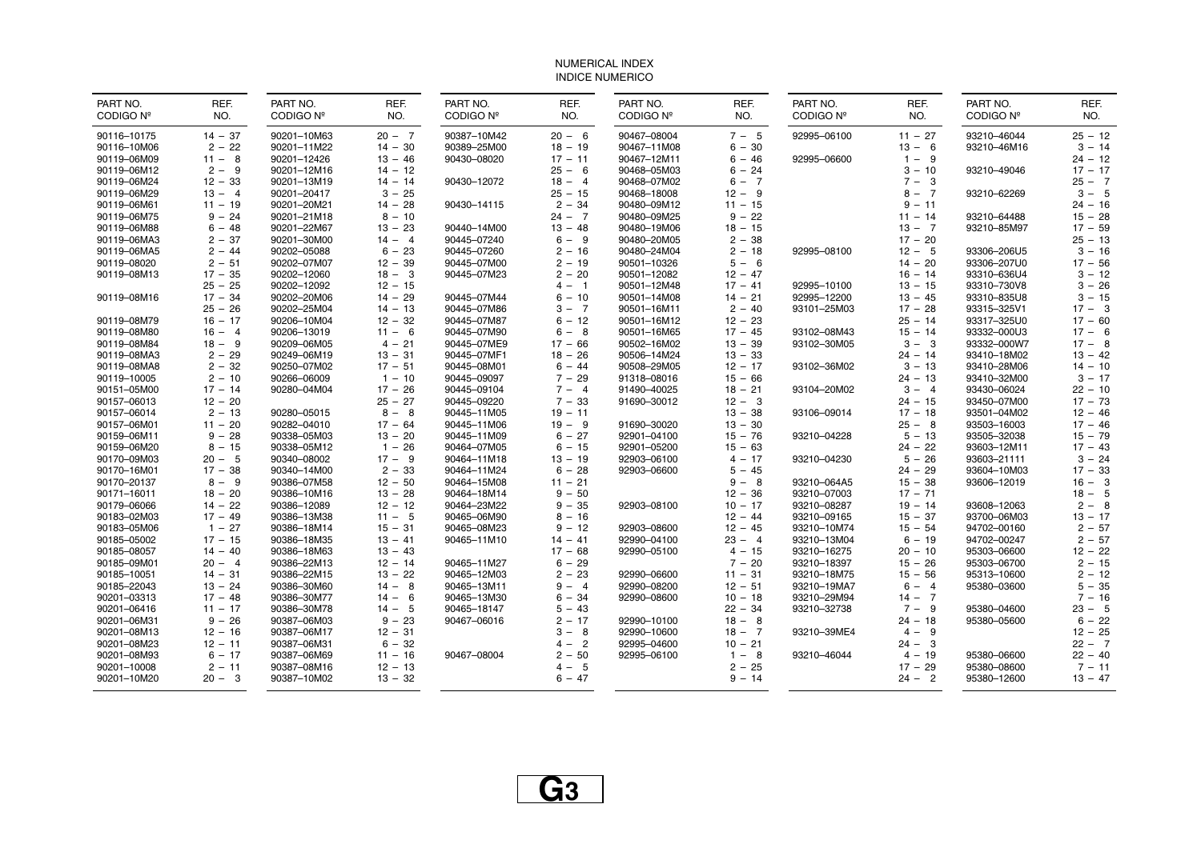NUMERICAL INDEX
INDICE NUMERICO

| PART NO. CODIGO Nº | REF. NO. | PART NO. CODIGO Nº | REF. NO. | PART NO. CODIGO Nº | REF. NO. | PART NO. CODIGO Nº | REF. NO. | PART NO. CODIGO Nº | REF. NO. | PART NO. CODIGO Nº | REF. NO. |
|---|---|---|---|---|---|---|---|---|---|---|---|
| 90116–10175 | 14 – 37 | 90201–10M63 | 20 – 7 | 90387–10M42 | 20 – 6 | 90467–08004 | 7 – 5 | 92995–06100 | 11 – 27 | 93210–46044 | 25 – 12 |
| 90116–10M06 | 2 – 22 | 90201–11M22 | 14 – 30 | 90389–25M00 | 18 – 19 | 90467–11M08 | 6 – 30 | | 13 – 6 | 93210–46M16 | 3 – 14 |
| 90119–06M09 | 11 – 8 | 90201–12426 | 13 – 46 | 90430–08020 | 17 – 11 | 90467–12M11 | 6 – 46 | 92995–06600 | 1 – 9 | | 24 – 12 |
| 90119–06M12 | 2 – 9 | 90201–12M16 | 14 – 12 | | 25 – 6 | 90468–05M03 | 6 – 24 | | 3 – 10 | 93210–49046 | 17 – 17 |
| 90119–06M24 | 12 – 33 | 90201–13M19 | 14 – 14 | 90430–12072 | 18 – 4 | 90468–07M02 | 6 – 7 | | 7 – 3 | | 25 – 7 |
| 90119–06M29 | 13 – 4 | 90201–20417 | 3 – 25 | | 25 – 15 | 90468–18008 | 12 – 9 | | 8 – 7 | 93210–62269 | 3 – 5 |
| 90119–06M61 | 11 – 19 | 90201–20M21 | 14 – 28 | 90430–14115 | 2 – 34 | 90480–09M12 | 11 – 15 | | 9 – 11 | | 24 – 16 |
| 90119–06M75 | 9 – 24 | 90201–21M18 | 8 – 10 | | 24 – 7 | 90480–09M25 | 9 – 22 | | 11 – 14 | 93210–64488 | 15 – 28 |
| 90119–06M88 | 6 – 48 | 90201–22M67 | 13 – 23 | 90440–14M00 | 13 – 48 | 90480–19M06 | 18 – 15 | | 13 – 7 | 93210–85M97 | 17 – 59 |
| 90119–06MA3 | 2 – 37 | 90201–30M00 | 14 – 4 | 90445–07240 | 6 – 9 | 90480–20M05 | 2 – 38 | | 17 – 20 | | 25 – 13 |
| 90119–06MA5 | 2 – 44 | 90202–05088 | 6 – 23 | 90445–07260 | 2 – 16 | 90480–24M04 | 2 – 18 | 92995–08100 | 12 – 5 | 93306–206U5 | 3 – 16 |
| 90119–08020 | 2 – 51 | 90202–07M07 | 12 – 39 | 90445–07M00 | 2 – 19 | 90501–10326 | 5 – 6 | | 14 – 20 | 93306–207U0 | 17 – 56 |
| 90119–08M13 | 17 – 35 | 90202–12060 | 18 – 3 | 90445–07M23 | 2 – 20 | 90501–12082 | 12 – 47 | | 16 – 14 | 93310–636U4 | 3 – 12 |
| | 25 – 25 | 90202–12092 | 12 – 15 | | 4 – 1 | 90501–12M48 | 17 – 41 | 92995–10100 | 13 – 15 | 93310–730V8 | 3 – 26 |
| 90119–08M16 | 17 – 34 | 90202–20M06 | 14 – 29 | 90445–07M44 | 6 – 10 | 90501–14M08 | 14 – 21 | 92995–12200 | 13 – 45 | 93310–835U8 | 3 – 15 |
| | 25 – 26 | 90202–25M04 | 14 – 13 | 90445–07M86 | 3 – 7 | 90501–16M11 | 2 – 40 | 93101–25M03 | 17 – 28 | 93315–325V1 | 17 – 3 |
| 90119–08M79 | 16 – 17 | 90206–10M04 | 12 – 32 | 90445–07M87 | 6 – 12 | 90501–16M12 | 12 – 23 | | 25 – 14 | 93317–325U0 | 17 – 60 |
| 90119–08M80 | 16 – 4 | 90206–13019 | 11 – 6 | 90445–07M90 | 6 – 8 | 90501–16M65 | 17 – 45 | 93102–08M43 | 15 – 14 | 93332–000U3 | 17 – 6 |
| 90119–08M84 | 18 – 9 | 90209–06M05 | 4 – 21 | 90445–07ME9 | 17 – 66 | 90502–16M02 | 13 – 39 | 93102–30M05 | 3 – 3 | 93332–000W7 | 17 – 8 |
| 90119–08MA3 | 2 – 29 | 90249–06M19 | 13 – 31 | 90445–07MF1 | 18 – 26 | 90506–14M24 | 13 – 33 | | 24 – 14 | 93410–18M02 | 13 – 42 |
| 90119–08MA8 | 2 – 32 | 90250–07M02 | 17 – 51 | 90445–08M01 | 6 – 44 | 90508–29M05 | 12 – 17 | 93102–36M02 | 3 – 13 | 93410–28M06 | 14 – 10 |
| 90119–10005 | 2 – 10 | 90266–06009 | 1 – 10 | 90445–09097 | 7 – 29 | 91318–08016 | 15 – 66 | | 24 – 13 | 93410–32M00 | 3 – 17 |
| 90151–05M00 | 17 – 14 | 90280–04M04 | 17 – 26 | 90445–09104 | 7 – 4 | 91490–40025 | 18 – 21 | 93104–20M02 | 3 – 4 | 93430–06024 | 22 – 10 |
| 90157–06013 | 12 – 20 | | 25 – 27 | 90445–09220 | 7 – 33 | 91690–30012 | 12 – 3 | | 24 – 15 | 93450–07M00 | 17 – 73 |
| 90157–06014 | 2 – 13 | 90280–05015 | 8 – 8 | 90445–11M05 | 19 – 11 | | 13 – 38 | 93106–09014 | 17 – 18 | 93501–04M02 | 12 – 46 |
| 90157–06M01 | 11 – 20 | 90282–04010 | 17 – 64 | 90445–11M06 | 19 – 9 | 91690–30020 | 13 – 30 | | 25 – 8 | 93503–16003 | 17 – 46 |
| 90159–06M11 | 9 – 28 | 90338–05M03 | 13 – 20 | 90445–11M09 | 6 – 27 | 92901–04100 | 15 – 76 | 93210–04228 | 5 – 13 | 93505–32038 | 15 – 79 |
| 90159–06M20 | 8 – 15 | 90338–05M12 | 1 – 26 | 90464–07M05 | 6 – 15 | 92901–05200 | 15 – 63 | | 24 – 22 | 93603–12M11 | 17 – 43 |
| 90170–09M03 | 20 – 5 | 90340–08002 | 17 – 9 | 90464–11M18 | 13 – 19 | 92903–06100 | 4 – 17 | 93210–04230 | 5 – 26 | 93603–21111 | 3 – 24 |
| 90170–16M01 | 17 – 38 | 90340–14M00 | 2 – 33 | 90464–11M24 | 6 – 28 | 92903–06600 | 5 – 45 | | 24 – 29 | 93604–10M03 | 17 – 33 |
| 90170–20137 | 8 – 9 | 90386–07M58 | 12 – 50 | 90464–15M08 | 11 – 21 | | 9 – 8 | 93210–064A5 | 15 – 38 | 93606–12019 | 16 – 3 |
| 90171–16011 | 18 – 20 | 90386–10M16 | 13 – 28 | 90464–18M14 | 9 – 50 | | 12 – 36 | 93210–07003 | 17 – 71 | | 18 – 5 |
| 90179–06066 | 14 – 22 | 90386–12089 | 12 – 12 | 90464–23M22 | 9 – 35 | 92903–08100 | 10 – 17 | 93210–08287 | 19 – 14 | 93608–12063 | 2 – 8 |
| 90183–02M03 | 17 – 49 | 90386–13M38 | 11 – 5 | 90465–06M90 | 8 – 16 | | 12 – 44 | 93210–09165 | 15 – 37 | 93700–06M03 | 13 – 17 |
| 90183–05M06 | 1 – 27 | 90386–18M14 | 15 – 31 | 90465–08M23 | 9 – 12 | 92903–08600 | 12 – 45 | 93210–10M74 | 15 – 54 | 94702–00160 | 2 – 57 |
| 90185–05002 | 17 – 15 | 90386–18M35 | 13 – 41 | 90465–11M10 | 14 – 41 | 92990–04100 | 23 – 4 | 93210–13M04 | 6 – 19 | 94702–00247 | 2 – 57 |
| 90185–08057 | 14 – 40 | 90386–18M63 | 13 – 43 | | 17 – 68 | 92990–05100 | 4 – 15 | 93210–16275 | 20 – 10 | 95303–06600 | 12 – 22 |
| 90185–09M01 | 20 – 4 | 90386–22M13 | 12 – 14 | 90465–11M27 | 6 – 29 | | 7 – 20 | 93210–18397 | 15 – 26 | 95303–06700 | 2 – 15 |
| 90185–10051 | 14 – 31 | 90386–22M15 | 13 – 22 | 90465–12M03 | 2 – 23 | 92990–06600 | 11 – 31 | 93210–18M75 | 15 – 56 | 95313–10600 | 2 – 12 |
| 90185–22043 | 13 – 24 | 90386–30M60 | 14 – 8 | 90465–13M11 | 9 – 4 | 92990–08200 | 12 – 51 | 93210–19MA7 | 6 – 4 | 95380–03600 | 5 – 35 |
| 90201–03313 | 17 – 48 | 90386–30M77 | 14 – 6 | 90465–13M30 | 6 – 34 | 92990–08600 | 10 – 18 | 93210–29M94 | 14 – 7 | | 7 – 16 |
| 90201–06416 | 11 – 17 | 90386–30M78 | 14 – 5 | 90465–18147 | 5 – 43 | | 22 – 34 | 93210–32738 | 7 – 9 | 95380–04600 | 23 – 5 |
| 90201–06M31 | 9 – 26 | 90387–06M03 | 9 – 23 | 90467–06016 | 2 – 17 | 92990–10100 | 18 – 8 | | 24 – 18 | 95380–05600 | 6 – 22 |
| 90201–08M13 | 12 – 16 | 90387–06M17 | 12 – 31 | | 3 – 8 | 92990–10600 | 18 – 7 | 93210–39ME4 | 4 – 9 | | 12 – 25 |
| 90201–08M23 | 12 – 11 | 90387–06M31 | 6 – 32 | | 4 – 2 | 92995–04600 | 10 – 21 | | 24 – 3 | | 22 – 7 |
| 90201–08M93 | 6 – 17 | 90387–06M69 | 11 – 16 | 90467–08004 | 2 – 50 | 92995–06100 | 1 – 8 | 93210–46044 | 4 – 19 | 95380–06600 | 22 – 40 |
| 90201–10008 | 2 – 11 | 90387–08M16 | 12 – 13 | | 4 – 5 | | 2 – 25 | | 17 – 29 | 95380–08600 | 7 – 11 |
| 90201–10M20 | 20 – 3 | 90387–10M02 | 13 – 32 | | 6 – 47 | | 9 – 14 | | 24 – 2 | 95380–12600 | 13 – 47 |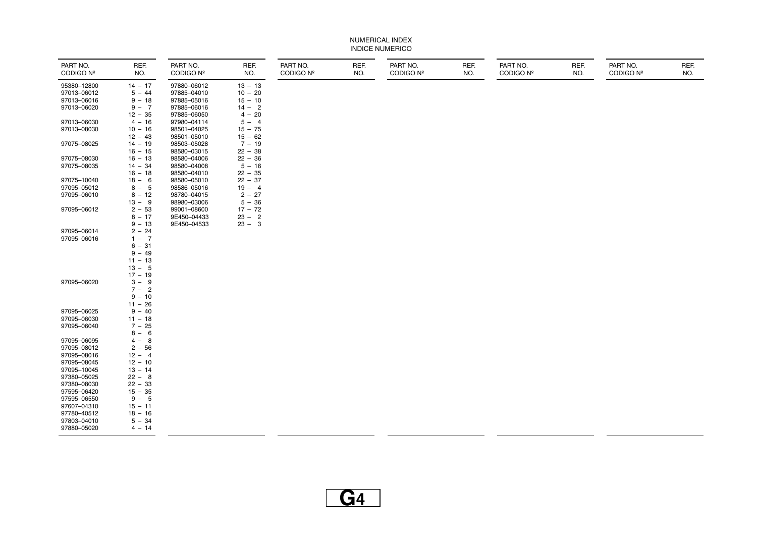NUMERICAL INDEX
INDICE NUMERICO

| PART NO. CODIGO Nº | REF. NO. |
|---|---|
| 95380–12800 | 14 – 17 |
| 97013–06012 | 5 – 44 |
| 97013–06016 | 9 – 18 |
| 97013–06020 | 9 – 7 |
| | 12 – 35 |
| 97013–06030 | 4 – 16 |
| 97013–08030 | 10 – 16 |
| | 12 – 43 |
| 97075–08025 | 14 – 19 |
| | 16 – 15 |
| 97075–08030 | 16 – 13 |
| 97075–08035 | 14 – 34 |
| | 16 – 18 |
| 97075–10040 | 18 – 6 |
| 97095–05012 | 8 – 5 |
| 97095–06010 | 8 – 12 |
| | 13 – 9 |
| 97095–06012 | 2 – 53 |
| | 8 – 17 |
| | 9 – 13 |
| 97095–06014 | 2 – 24 |
| 97095–06016 | 1 – 7 |
| | 6 – 31 |
| | 9 – 49 |
| | 11 – 13 |
| | 13 – 5 |
| | 17 – 19 |
| 97095–06020 | 3 – 9 |
| | 7 – 2 |
| | 9 – 10 |
| | 11 – 26 |
| 97095–06025 | 9 – 40 |
| 97095–06030 | 11 – 18 |
| 97095–06040 | 7 – 25 |
| | 8 – 6 |
| 97095–06095 | 4 – 8 |
| 97095–08012 | 2 – 56 |
| 97095–08016 | 12 – 4 |
| 97095–08045 | 12 – 10 |
| 97095–10045 | 13 – 14 |
| 97380–05025 | 22 – 8 |
| 97380–08030 | 22 – 33 |
| 97595–06420 | 15 – 35 |
| 97595–06550 | 9 – 5 |
| 97607–04310 | 15 – 11 |
| 97780–40512 | 18 – 16 |
| 97803–04010 | 5 – 34 |
| 97880–05020 | 4 – 14 |
| 97880–06012 | 13 – 13 |
| 97885–04010 | 10 – 20 |
| 97885–05016 | 15 – 10 |
| 97885–06016 | 14 – 2 |
| 97885–06050 | 4 – 20 |
| 97980–04114 | 5 – 4 |
| 98501–04025 | 15 – 75 |
| 98501–05010 | 15 – 62 |
| 98503–05028 | 7 – 19 |
| 98580–03015 | 22 – 38 |
| 98580–04006 | 22 – 36 |
| 98580–04008 | 5 – 16 |
| 98580–04010 | 22 – 35 |
| 98580–05010 | 22 – 37 |
| 98586–05016 | 19 – 4 |
| 98780–04015 | 2 – 27 |
| 98980–03006 | 5 – 36 |
| 99001–08600 | 17 – 72 |
| 9E450–04433 | 23 – 2 |
| 9E450–04533 | 23 – 3 |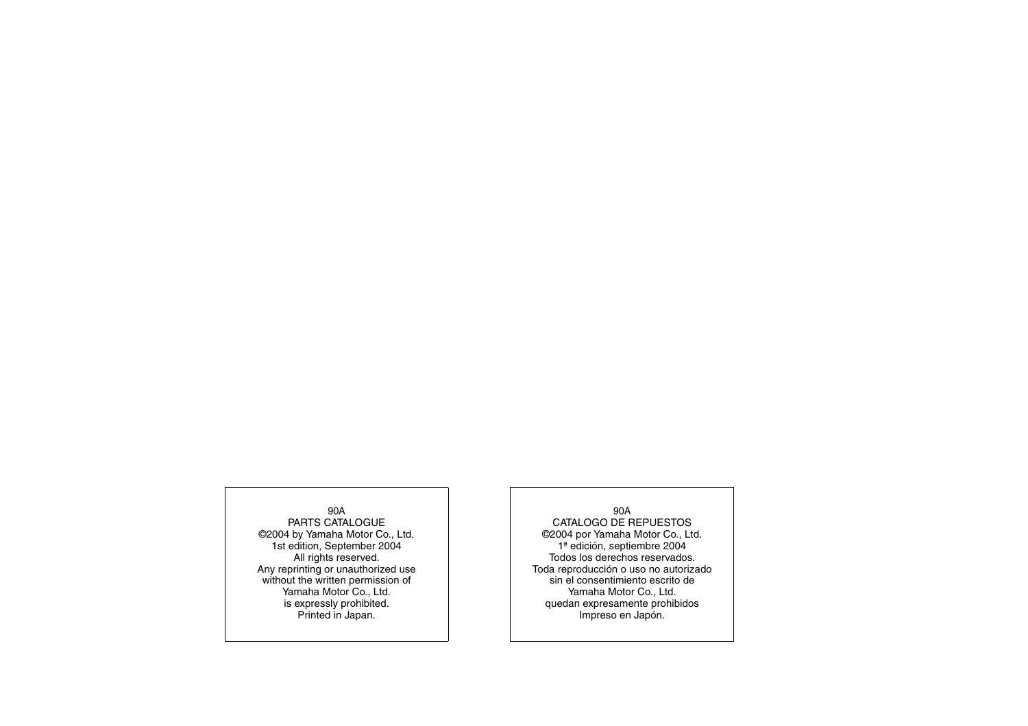90A
PARTS CATALOGUE
©2004 by Yamaha Motor Co., Ltd.
1st edition, September 2004
All rights reserved.
Any reprinting or unauthorized use
without the written permission of
Yamaha Motor Co., Ltd.
is expressly prohibited.
Printed in Japan.

90A
CATALOGO DE REPUESTOS
©2004 por Yamaha Motor Co., Ltd.
1ª edición, septiembre 2004
Todos los derechos reservados.
Toda reproducción o uso no autorizado
sin el consentimiento escrito de
Yamaha Motor Co., Ltd.
quedan expresamente prohibidos
Impreso en Japón.